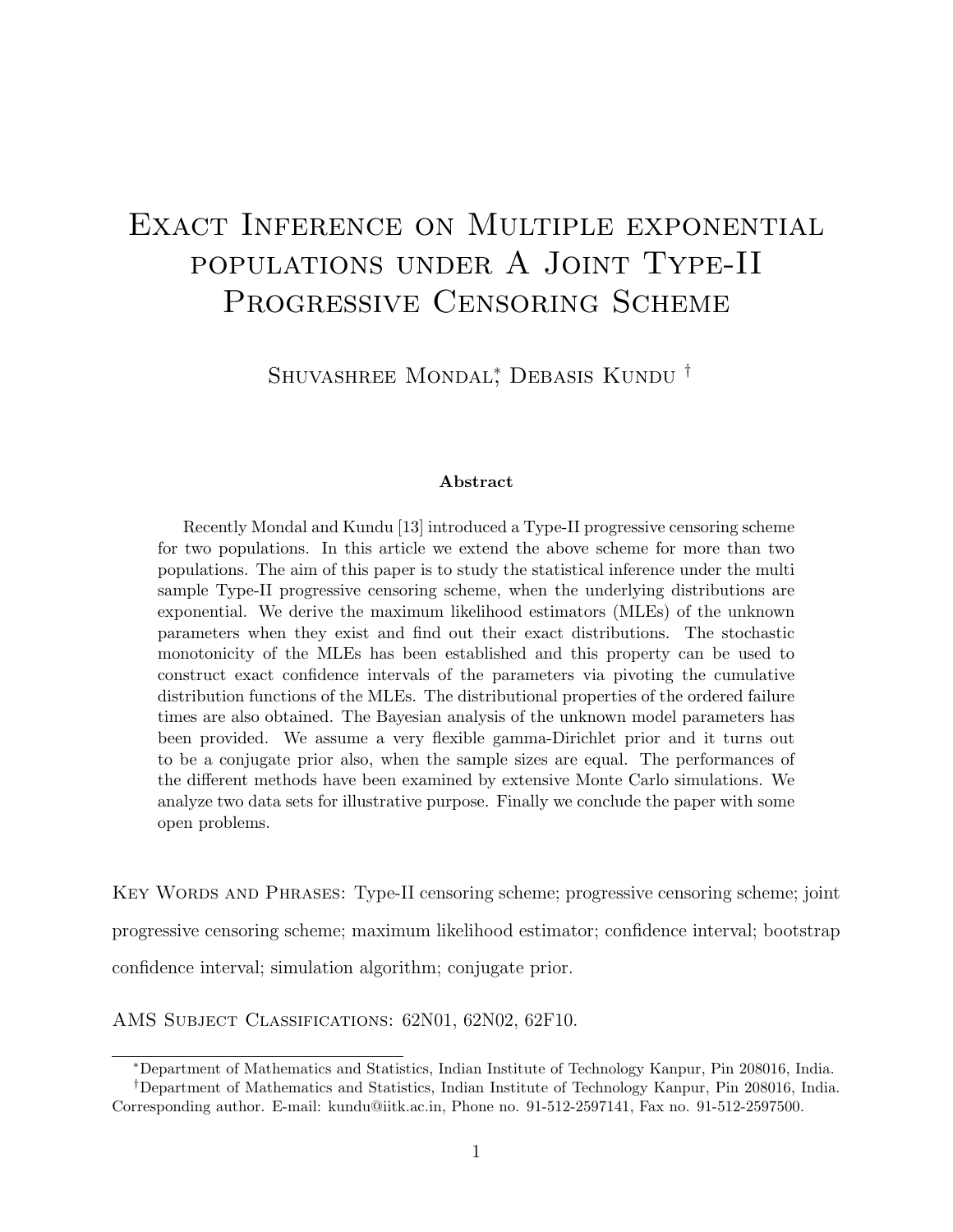# Exact Inference on Multiple exponential populations under A Joint Type-II Progressive Censoring Scheme

Shuvashree Mondal[*], Debasis Kundu [†]

### Abstract

Recently Mondal and Kundu [13] introduced a Type-II progressive censoring scheme for two populations. In this article we extend the above scheme for more than two populations. The aim of this paper is to study the statistical inference under the multi sample Type-II progressive censoring scheme, when the underlying distributions are exponential. We derive the maximum likelihood estimators (MLEs) of the unknown parameters when they exist and find out their exact distributions. The stochastic monotonicity of the MLEs has been established and this property can be used to construct exact confidence intervals of the parameters via pivoting the cumulative distribution functions of the MLEs. The distributional properties of the ordered failure times are also obtained. The Bayesian analysis of the unknown model parameters has been provided. We assume a very flexible gamma-Dirichlet prior and it turns out to be a conjugate prior also, when the sample sizes are equal. The performances of the different methods have been examined by extensive Monte Carlo simulations. We analyze two data sets for illustrative purpose. Finally we conclude the paper with some open problems.

Key Words and Phrases: Type-II censoring scheme; progressive censoring scheme; joint progressive censoring scheme; maximum likelihood estimator; confidence interval; bootstrap confidence interval; simulation algorithm; conjugate prior.

AMS Subject Classifications: 62N01, 62N02, 62F10.

---

[*] Department of Mathematics and Statistics, Indian Institute of Technology Kanpur, Pin 208016, India.

[†] Department of Mathematics and Statistics, Indian Institute of Technology Kanpur, Pin 208016, India. Corresponding author. E-mail: kundu@iitk.ac.in, Phone no. 91-512-2597141, Fax no. 91-512-2597500.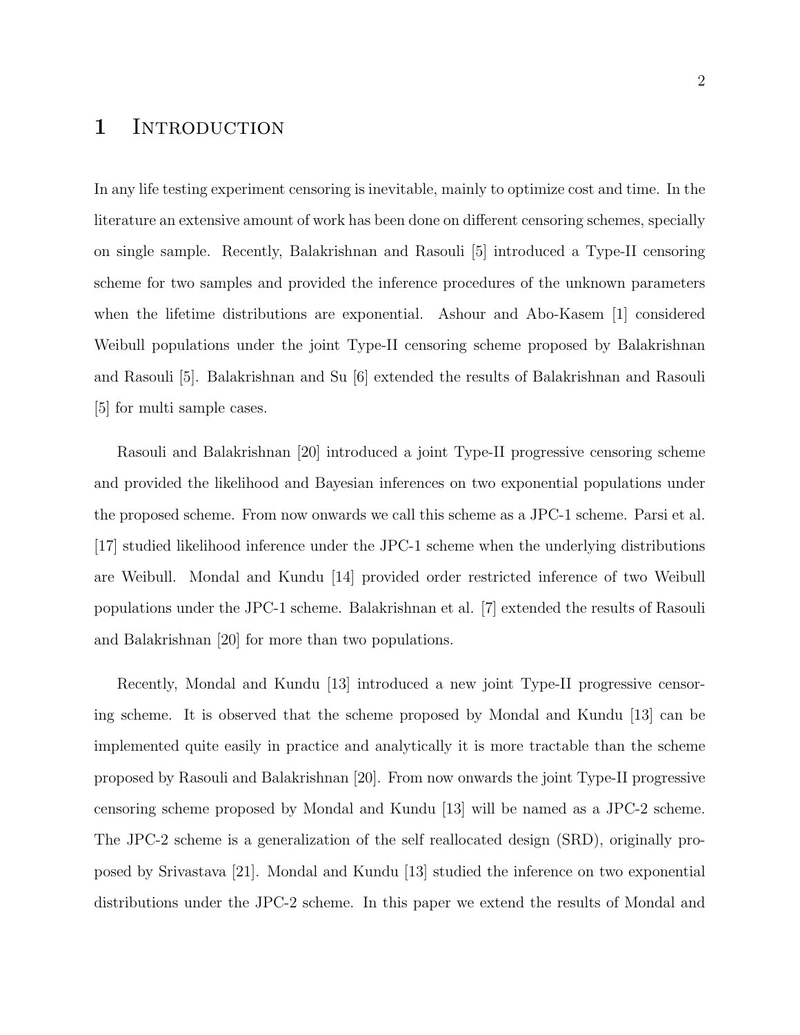# 1 Introduction

In any life testing experiment censoring is inevitable, mainly to optimize cost and time. In the literature an extensive amount of work has been done on different censoring schemes, specially on single sample. Recently, Balakrishnan and Rasouli [5] introduced a Type-II censoring scheme for two samples and provided the inference procedures of the unknown parameters when the lifetime distributions are exponential. Ashour and Abo-Kasem [1] considered Weibull populations under the joint Type-II censoring scheme proposed by Balakrishnan and Rasouli [5]. Balakrishnan and Su [6] extended the results of Balakrishnan and Rasouli [5] for multi sample cases.

Rasouli and Balakrishnan [20] introduced a joint Type-II progressive censoring scheme and provided the likelihood and Bayesian inferences on two exponential populations under the proposed scheme. From now onwards we call this scheme as a JPC-1 scheme. Parsi et al. [17] studied likelihood inference under the JPC-1 scheme when the underlying distributions are Weibull. Mondal and Kundu [14] provided order restricted inference of two Weibull populations under the JPC-1 scheme. Balakrishnan et al. [7] extended the results of Rasouli and Balakrishnan [20] for more than two populations.

Recently, Mondal and Kundu [13] introduced a new joint Type-II progressive censoring scheme. It is observed that the scheme proposed by Mondal and Kundu [13] can be implemented quite easily in practice and analytically it is more tractable than the scheme proposed by Rasouli and Balakrishnan [20]. From now onwards the joint Type-II progressive censoring scheme proposed by Mondal and Kundu [13] will be named as a JPC-2 scheme. The JPC-2 scheme is a generalization of the self reallocated design (SRD), originally proposed by Srivastava [21]. Mondal and Kundu [13] studied the inference on two exponential distributions under the JPC-2 scheme. In this paper we extend the results of Mondal and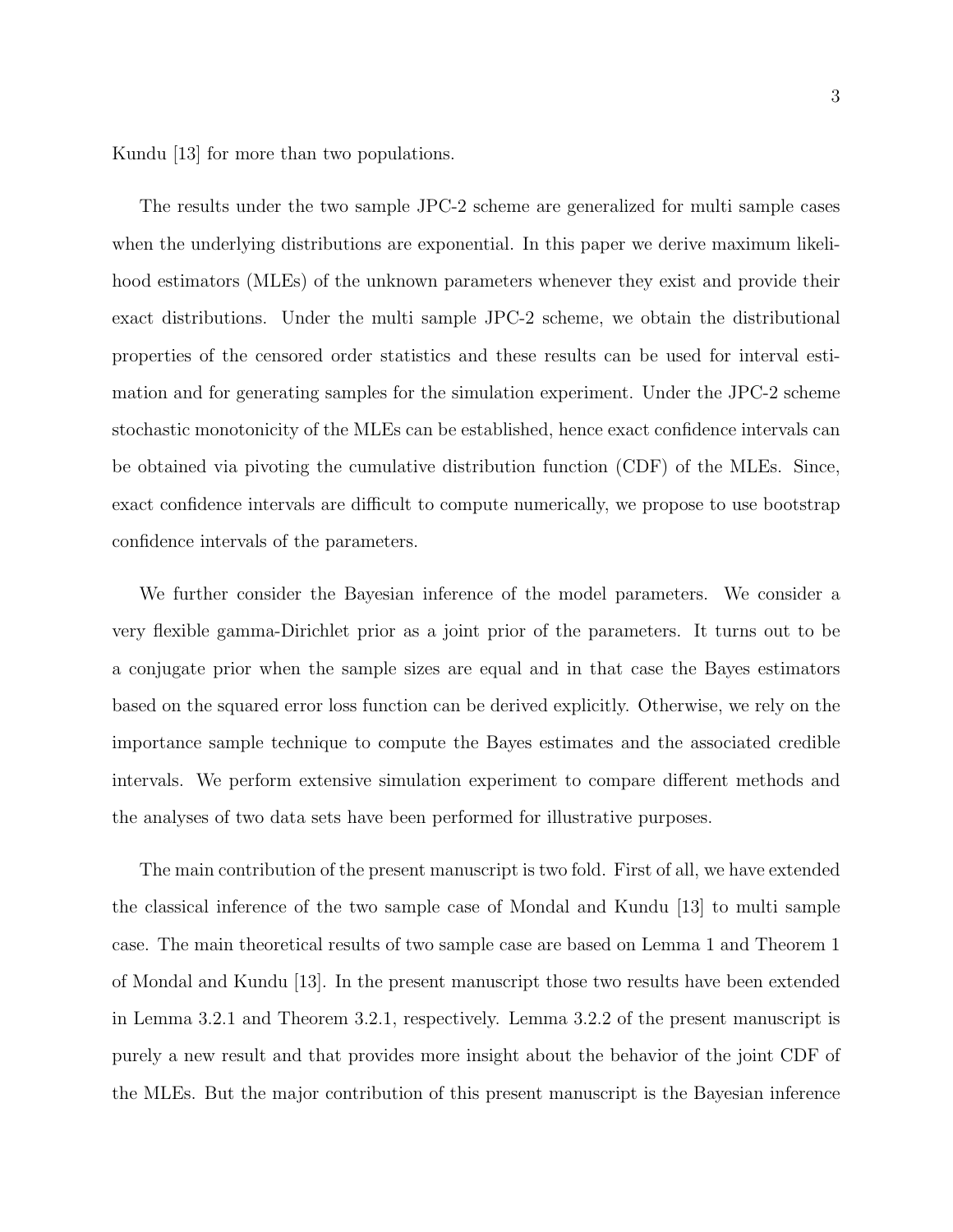Kundu [13] for more than two populations.

The results under the two sample JPC-2 scheme are generalized for multi sample cases when the underlying distributions are exponential. In this paper we derive maximum likelihood estimators (MLEs) of the unknown parameters whenever they exist and provide their exact distributions. Under the multi sample JPC-2 scheme, we obtain the distributional properties of the censored order statistics and these results can be used for interval estimation and for generating samples for the simulation experiment. Under the JPC-2 scheme stochastic monotonicity of the MLEs can be established, hence exact confidence intervals can be obtained via pivoting the cumulative distribution function (CDF) of the MLEs. Since, exact confidence intervals are difficult to compute numerically, we propose to use bootstrap confidence intervals of the parameters.

We further consider the Bayesian inference of the model parameters. We consider a very flexible gamma-Dirichlet prior as a joint prior of the parameters. It turns out to be a conjugate prior when the sample sizes are equal and in that case the Bayes estimators based on the squared error loss function can be derived explicitly. Otherwise, we rely on the importance sample technique to compute the Bayes estimates and the associated credible intervals. We perform extensive simulation experiment to compare different methods and the analyses of two data sets have been performed for illustrative purposes.

The main contribution of the present manuscript is two fold. First of all, we have extended the classical inference of the two sample case of Mondal and Kundu [13] to multi sample case. The main theoretical results of two sample case are based on Lemma 1 and Theorem 1 of Mondal and Kundu [13]. In the present manuscript those two results have been extended in Lemma 3.2.1 and Theorem 3.2.1, respectively. Lemma 3.2.2 of the present manuscript is purely a new result and that provides more insight about the behavior of the joint CDF of the MLEs. But the major contribution of this present manuscript is the Bayesian inference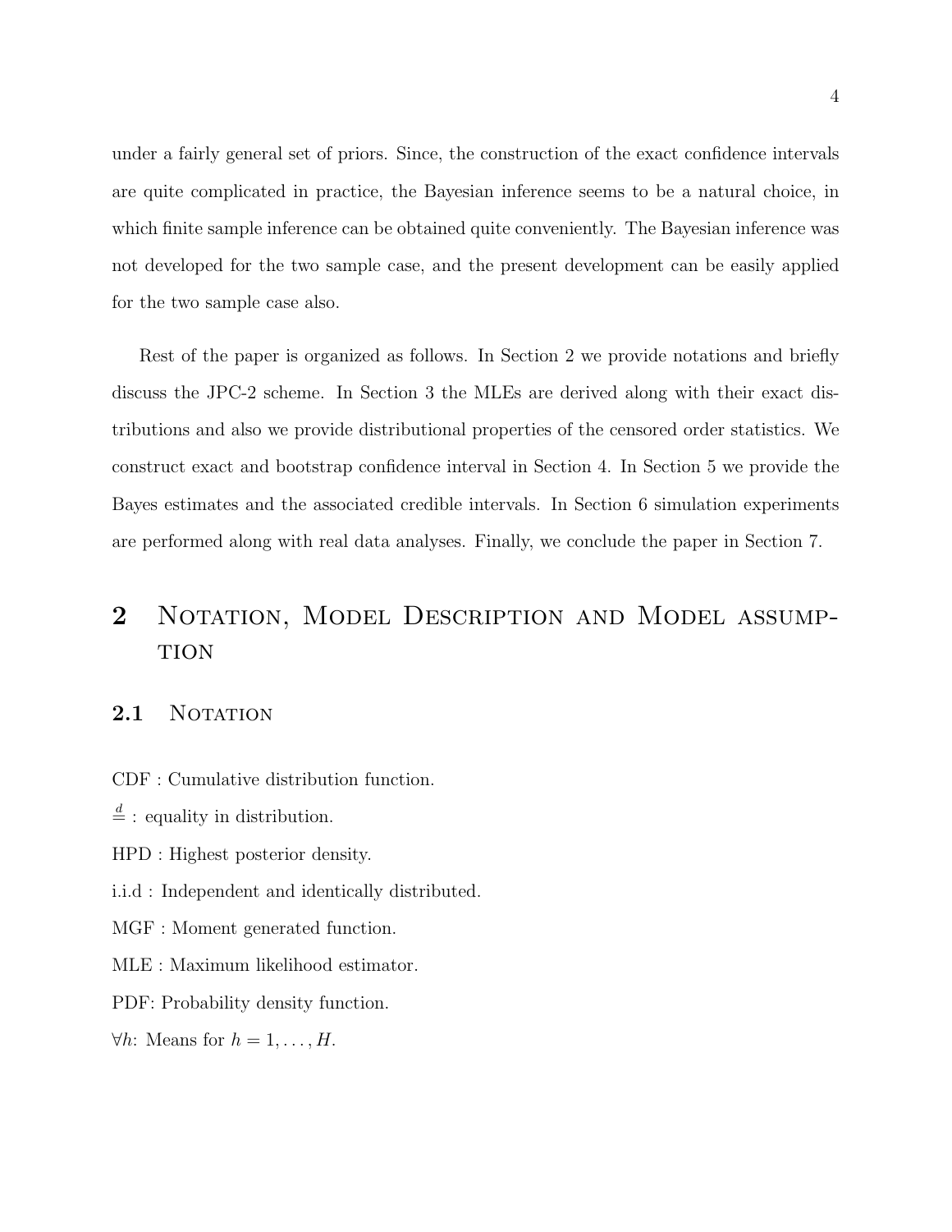under a fairly general set of priors. Since, the construction of the exact confidence intervals are quite complicated in practice, the Bayesian inference seems to be a natural choice, in which finite sample inference can be obtained quite conveniently. The Bayesian inference was not developed for the two sample case, and the present development can be easily applied for the two sample case also.

Rest of the paper is organized as follows. In Section 2 we provide notations and briefly discuss the JPC-2 scheme. In Section 3 the MLEs are derived along with their exact distributions and also we provide distributional properties of the censored order statistics. We construct exact and bootstrap confidence interval in Section 4. In Section 5 we provide the Bayes estimates and the associated credible intervals. In Section 6 simulation experiments are performed along with real data analyses. Finally, we conclude the paper in Section 7.

# 2 Notation, Model Description and Model assumption

## 2.1 Notation

CDF : Cumulative distribution function.

$\stackrel{d}{=}$ : equality in distribution.

HPD : Highest posterior density.

i.i.d : Independent and identically distributed.

MGF : Moment generated function.

MLE : Maximum likelihood estimator.

PDF: Probability density function.

$\forall h$: Means for $h = 1, \ldots, H$.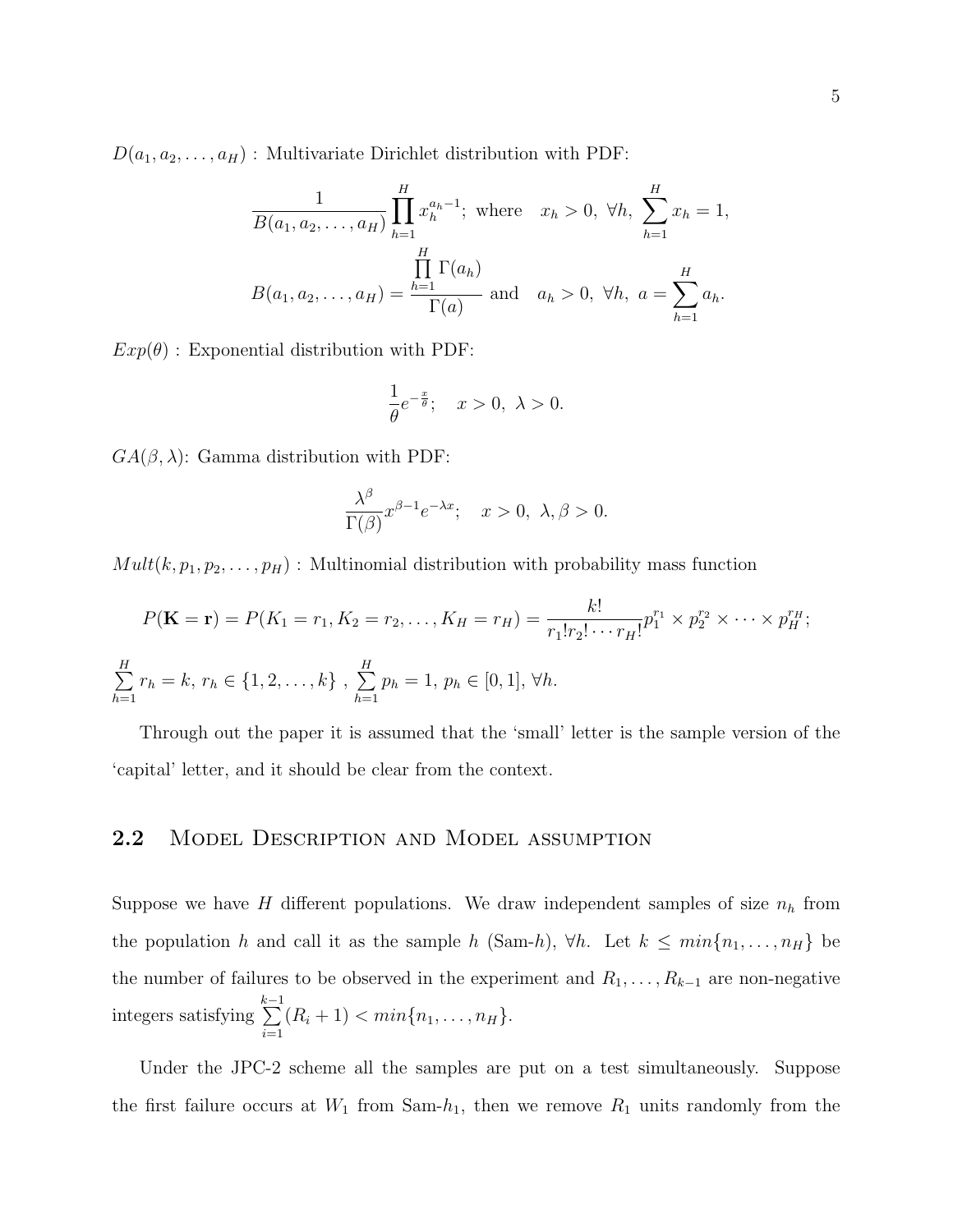$D(a_1, a_2, \ldots, a_H)$ : Multivariate Dirichlet distribution with PDF:

$$\frac{1}{B(a_1, a_2, \ldots, a_H)} \prod_{h=1}^{H} x_h^{a_h - 1}; \text{ where } \quad x_h > 0, \ \forall h, \ \sum_{h=1}^{H} x_h = 1,$$

$$B(a_1, a_2, \ldots, a_H) = \frac{\prod_{h=1}^{H} \Gamma(a_h)}{\Gamma(a)} \text{ and } \quad a_h > 0, \ \forall h, \ a = \sum_{h=1}^{H} a_h.$$

$Exp(\theta)$ : Exponential distribution with PDF:

$$\frac{1}{\theta} e^{-\frac{x}{\theta}}; \quad x > 0, \ \lambda > 0.$$

$GA(\beta, \lambda)$: Gamma distribution with PDF:

$$\frac{\lambda^\beta}{\Gamma(\beta)} x^{\beta - 1} e^{-\lambda x}; \quad x > 0, \ \lambda, \beta > 0.$$

$Mult(k, p_1, p_2, \ldots, p_H)$ : Multinomial distribution with probability mass function

$$P(\mathbf{K} = \mathbf{r}) = P(K_1 = r_1, K_2 = r_2, \ldots, K_H = r_H) = \frac{k!}{r_1! r_2! \cdots r_H!} p_1^{r_1} \times p_2^{r_2} \times \cdots \times p_H^{r_H};$$

$\sum_{h=1}^{H} r_h = k, \ r_h \in \{1, 2, \ldots, k\}$ , $\sum_{h=1}^{H} p_h = 1, \ p_h \in [0, 1], \ \forall h.$

Through out the paper it is assumed that the 'small' letter is the sample version of the 'capital' letter, and it should be clear from the context.

## 2.2 Model Description and Model assumption

Suppose we have $H$ different populations. We draw independent samples of size $n_h$ from the population $h$ and call it as the sample $h$ (Sam-$h$), $\forall h$. Let $k \leq min\{n_1, \ldots, n_H\}$ be the number of failures to be observed in the experiment and $R_1, \ldots, R_{k-1}$ are non-negative integers satisfying $\sum_{i=1}^{k-1} (R_i + 1) < min\{n_1, \ldots, n_H\}$.

Under the JPC-2 scheme all the samples are put on a test simultaneously. Suppose the first failure occurs at $W_1$ from Sam-$h_1$, then we remove $R_1$ units randomly from the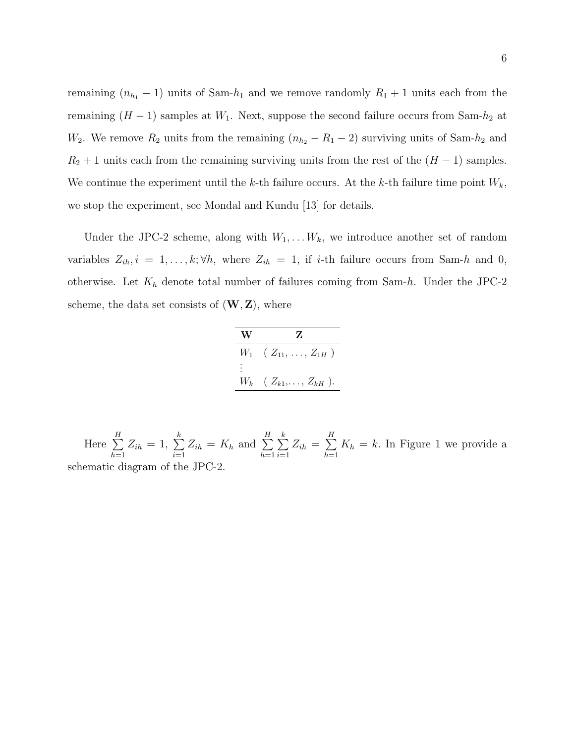remaining $(n_{h_1} - 1)$ units of Sam-$h_1$ and we remove randomly $R_1 + 1$ units each from the remaining $(H - 1)$ samples at $W_1$. Next, suppose the second failure occurs from Sam-$h_2$ at $W_2$. We remove $R_2$ units from the remaining $(n_{h_2} - R_1 - 2)$ surviving units of Sam-$h_2$ and $R_2 + 1$ units each from the remaining surviving units from the rest of the $(H - 1)$ samples. We continue the experiment until the $k$-th failure occurs. At the $k$-th failure time point $W_k$, we stop the experiment, see Mondal and Kundu [13] for details.

Under the JPC-2 scheme, along with $W_1, \ldots W_k$, we introduce another set of random variables $Z_{ih}, i = 1, \ldots, k; \forall h$, where $Z_{ih} = 1$, if $i$-th failure occurs from Sam-$h$ and 0, otherwise. Let $K_h$ denote total number of failures coming from Sam-$h$. Under the JPC-2 scheme, the data set consists of $(\mathbf{W}, \mathbf{Z})$, where

| $\mathbf{W}$ | $\mathbf{Z}$ |
| --- | --- |
| $W_1$ | $( Z_{11}, \ldots, Z_{1H} )$ |
| $\vdots$ | |
| $W_k$ | $( Z_{k1}, \ldots, Z_{kH} )$. |

Here $\sum_{h=1}^{H} Z_{ih} = 1$, $\sum_{i=1}^{k} Z_{ih} = K_h$ and $\sum_{h=1}^{H} \sum_{i=1}^{k} Z_{ih} = \sum_{h=1}^{H} K_h = k$. In Figure 1 we provide a schematic diagram of the JPC-2.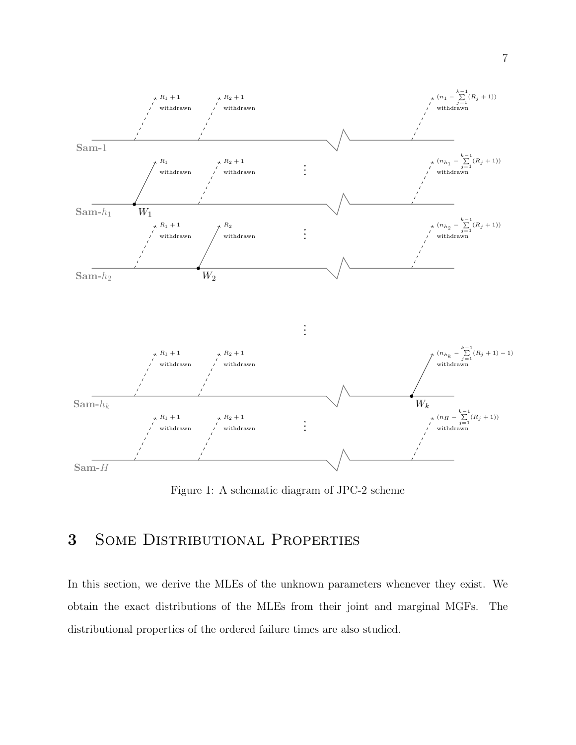Figure 1: A schematic diagram of JPC-2 scheme

# 3 Some Distributional Properties

In this section, we derive the MLEs of the unknown parameters whenever they exist. We obtain the exact distributions of the MLEs from their joint and marginal MGFs. The distributional properties of the ordered failure times are also studied.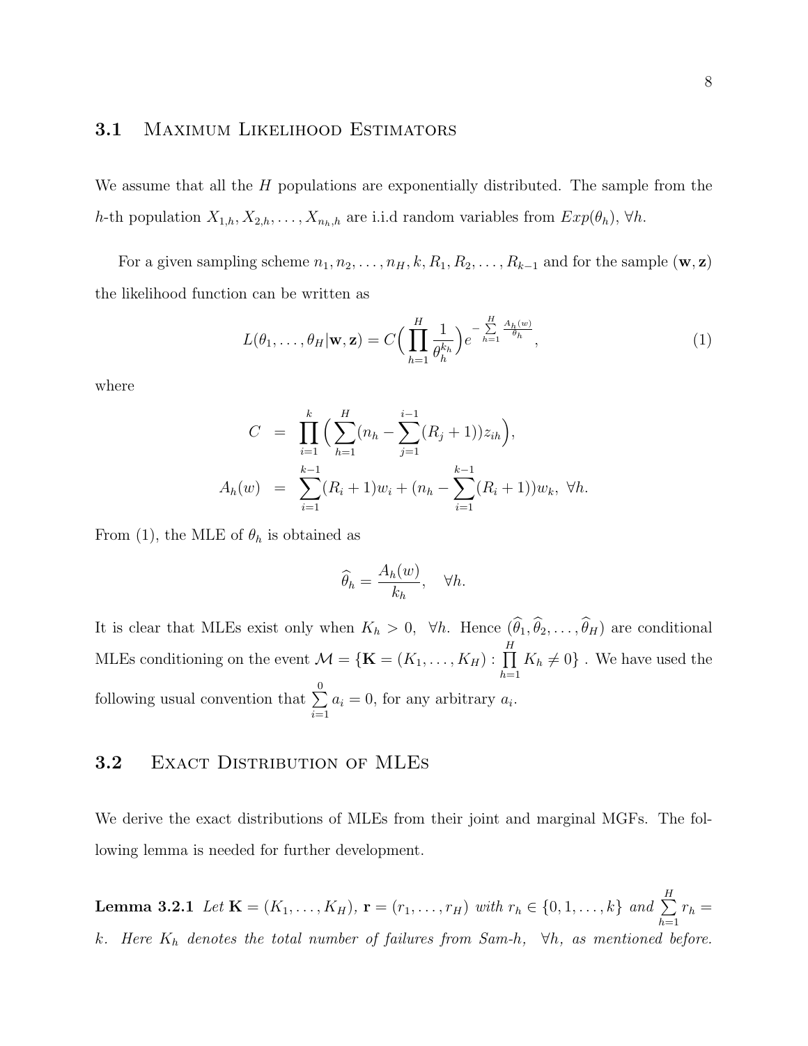### 3.1 Maximum Likelihood Estimators

We assume that all the $H$ populations are exponentially distributed. The sample from the $h$-th population $X_{1,h}, X_{2,h}, \ldots, X_{n_h,h}$ are i.i.d random variables from $Exp(\theta_h)$, $\forall h$.

For a given sampling scheme $n_1, n_2, \ldots, n_H, k, R_1, R_2, \ldots, R_{k-1}$ and for the sample $(\mathbf{w}, \mathbf{z})$ the likelihood function can be written as

$$L(\theta_1, \ldots, \theta_H | \mathbf{w}, \mathbf{z}) = C\Big(\prod_{h=1}^{H} \frac{1}{\theta_h^{k_h}}\Big) e^{-\sum\limits_{h=1}^{H} \frac{A_h(w)}{\theta_h}}, \tag{1}$$

where

$$\begin{aligned}
C &= \prod_{i=1}^{k} \Big( \sum_{h=1}^{H} (n_h - \sum_{j=1}^{i-1} (R_j + 1)) z_{ih} \Big), \\
A_h(w) &= \sum_{i=1}^{k-1} (R_i + 1) w_i + (n_h - \sum_{i=1}^{k-1} (R_i + 1)) w_k, \ \forall h.
\end{aligned}$$

From (1), the MLE of $\theta_h$ is obtained as

$$\widehat{\theta}_h = \frac{A_h(w)}{k_h}, \quad \forall h.$$

It is clear that MLEs exist only when $K_h > 0, \ \forall h$. Hence $(\widehat{\theta}_1, \widehat{\theta}_2, \ldots, \widehat{\theta}_H)$ are conditional MLEs conditioning on the event $\mathcal{M} = \{\mathbf{K} = (K_1, \ldots, K_H) : \prod\limits_{h=1}^{H} K_h \neq 0\}$ . We have used the following usual convention that $\sum\limits_{i=1}^{0} a_i = 0$, for any arbitrary $a_i$.

### 3.2 Exact Distribution of MLEs

We derive the exact distributions of MLEs from their joint and marginal MGFs. The following lemma is needed for further development.

**Lemma 3.2.1** *Let $\mathbf{K} = (K_1, \ldots, K_H)$, $\mathbf{r} = (r_1, \ldots, r_H)$ with $r_h \in \{0, 1, \ldots, k\}$ and $\sum\limits_{h=1}^{H} r_h = k$. Here $K_h$ denotes the total number of failures from Sam-h, $\forall h$, as mentioned before.*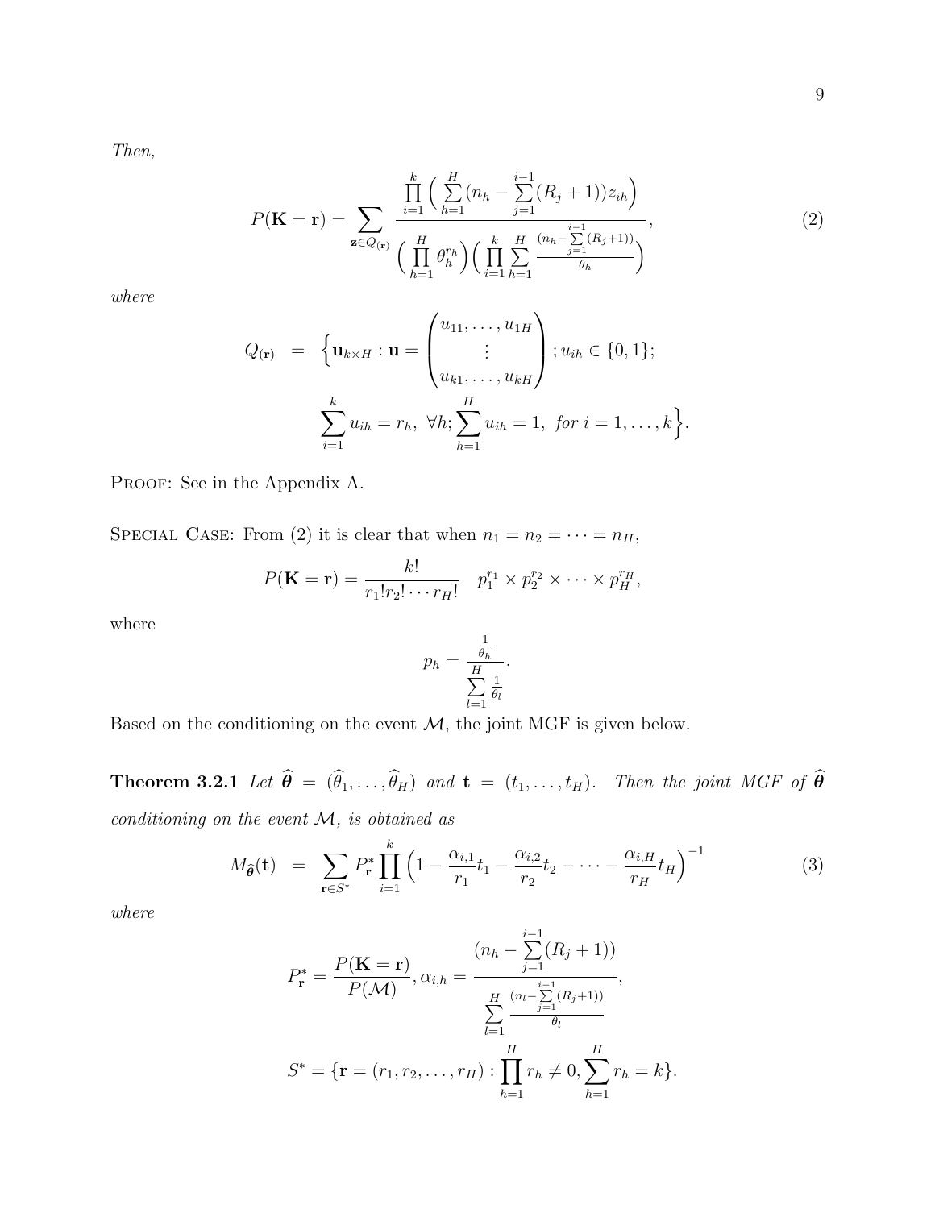*Then,*

$$P(\mathbf{K} = \mathbf{r}) = \sum_{\mathbf{z} \in Q_{(\mathbf{r})}} \frac{\prod_{i=1}^{k} \Big( \sum_{h=1}^{H} (n_h - \sum_{j=1}^{i-1} (R_j + 1)) z_{ih} \Big)}{\Big( \prod_{h=1}^{H} \theta_h^{r_h} \Big) \Big( \prod_{i=1}^{k} \sum_{h=1}^{H} \frac{(n_h - \sum_{j=1}^{i-1} (R_j+1))}{\theta_h} \Big)}, \tag{2}$$

*where*

$$Q_{(\mathbf{r})} = \Big\{ \mathbf{u}_{k \times H} : \mathbf{u} = \begin{pmatrix} u_{11}, \ldots, u_{1H} \\ \vdots \\ u_{k1}, \ldots, u_{kH} \end{pmatrix}; u_{ih} \in \{0, 1\};$$
$$\sum_{i=1}^{k} u_{ih} = r_h, \ \forall h; \sum_{h=1}^{H} u_{ih} = 1, \ \textit{for } i = 1, \ldots, k \Big\}.$$

Proof: See in the Appendix A.

Special Case: From (2) it is clear that when $n_1 = n_2 = \cdots = n_H$,

$$P(\mathbf{K} = \mathbf{r}) = \frac{k!}{r_1! r_2! \cdots r_H!} \quad p_1^{r_1} \times p_2^{r_2} \times \cdots \times p_H^{r_H},$$

where

$$p_h = \frac{\frac{1}{\theta_h}}{\sum_{l=1}^{H} \frac{1}{\theta_l}}.$$

Based on the conditioning on the event $\mathcal{M}$, the joint MGF is given below.

**Theorem 3.2.1** *Let $\widehat{\boldsymbol{\theta}} = (\widehat{\theta}_1, \ldots, \widehat{\theta}_H)$ and $\mathbf{t} = (t_1, \ldots, t_H)$. Then the joint MGF of $\widehat{\boldsymbol{\theta}}$ conditioning on the event $\mathcal{M}$, is obtained as*

$$M_{\widehat{\boldsymbol{\theta}}}(\mathbf{t}) = \sum_{\mathbf{r} \in S^*} P_{\mathbf{r}}^* \prod_{i=1}^{k} \Big( 1 - \frac{\alpha_{i,1}}{r_1} t_1 - \frac{\alpha_{i,2}}{r_2} t_2 - \cdots - \frac{\alpha_{i,H}}{r_H} t_H \Big)^{-1} \tag{3}$$

*where*

$$P_{\mathbf{r}}^* = \frac{P(\mathbf{K} = \mathbf{r})}{P(\mathcal{M})}, \alpha_{i,h} = \frac{(n_h - \sum_{j=1}^{i-1} (R_j + 1))}{\sum_{l=1}^{H} \frac{(n_l - \sum_{j=1}^{i-1} (R_j+1))}{\theta_l}},$$

$$S^* = \{ \mathbf{r} = (r_1, r_2, \ldots, r_H) : \prod_{h=1}^{H} r_h \neq 0, \sum_{h=1}^{H} r_h = k \}.$$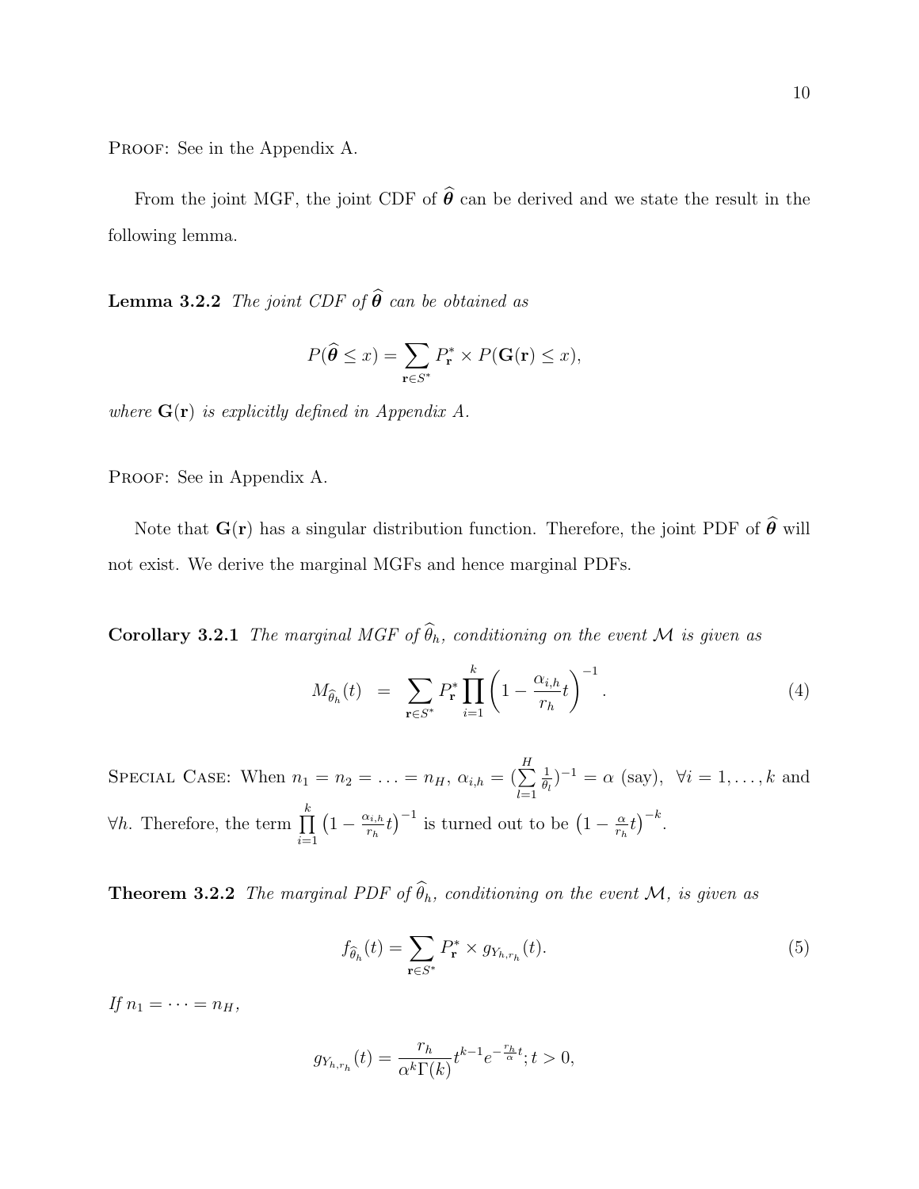Proof: See in the Appendix A.

From the joint MGF, the joint CDF of $\widehat{\boldsymbol{\theta}}$ can be derived and we state the result in the following lemma.

**Lemma 3.2.2** *The joint CDF of $\widehat{\boldsymbol{\theta}}$ can be obtained as*

$$P(\widehat{\boldsymbol{\theta}} \leq x) = \sum_{\mathbf{r} \in S^*} P^*_{\mathbf{r}} \times P(\mathbf{G}(\mathbf{r}) \leq x),$$

*where $\mathbf{G}(\mathbf{r})$ is explicitly defined in Appendix A.*

Proof: See in Appendix A.

Note that $\mathbf{G}(\mathbf{r})$ has a singular distribution function. Therefore, the joint PDF of $\widehat{\boldsymbol{\theta}}$ will not exist. We derive the marginal MGFs and hence marginal PDFs.

**Corollary 3.2.1** *The marginal MGF of $\widehat{\theta}_h$, conditioning on the event $\mathcal{M}$ is given as*

$$M_{\widehat{\theta}_h}(t) \;\; = \;\; \sum_{\mathbf{r} \in S^*} P^*_{\mathbf{r}} \prod_{i=1}^{k} \left(1 - \frac{\alpha_{i,h}}{r_h} t\right)^{-1}. \tag{4}$$

Special Case: When $n_1 = n_2 = \ldots = n_H$, $\alpha_{i,h} = (\sum_{l=1}^{H} \frac{1}{\theta_l})^{-1} = \alpha$ (say), $\forall i = 1, \ldots, k$ and $\forall h$. Therefore, the term $\prod_{i=1}^{k} \left(1 - \frac{\alpha_{i,h}}{r_h} t\right)^{-1}$ is turned out to be $\left(1 - \frac{\alpha}{r_h} t\right)^{-k}$.

**Theorem 3.2.2** *The marginal PDF of $\widehat{\theta}_h$, conditioning on the event $\mathcal{M}$, is given as*

$$f_{\widehat{\theta}_h}(t) = \sum_{\mathbf{r} \in S^*} P^*_{\mathbf{r}} \times g_{Y_{h,r_h}}(t). \tag{5}$$

*If $n_1 = \cdots = n_H$,*

$$g_{Y_{h,r_h}}(t) = \frac{r_h}{\alpha^k \Gamma(k)} t^{k-1} e^{-\frac{r_h}{\alpha} t}; t > 0,$$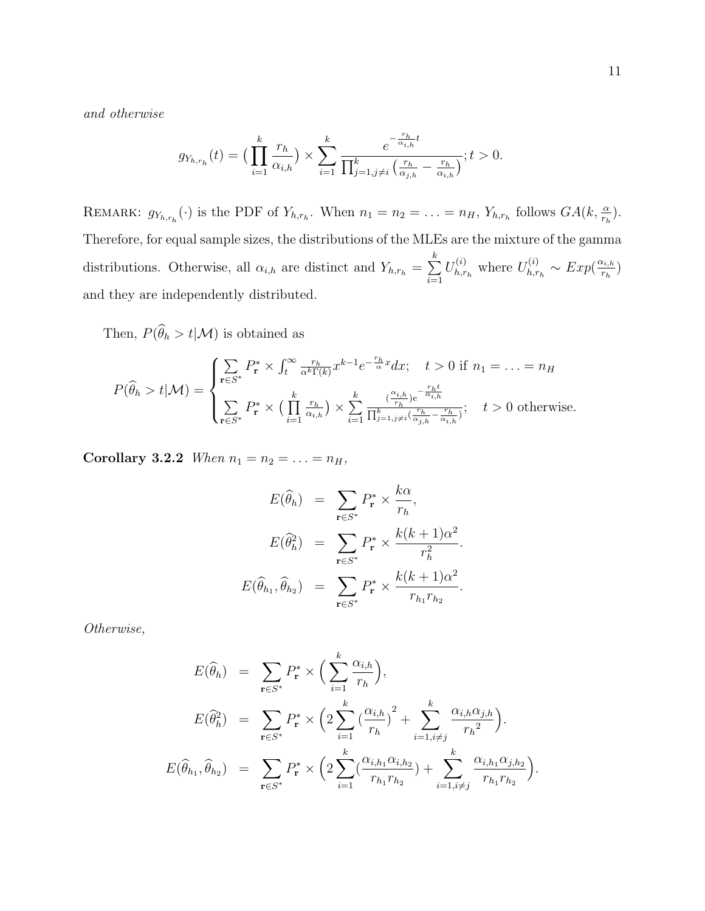*and otherwise*

$$g_{Y_{h,r_h}}(t) = \Big(\prod_{i=1}^{k} \frac{r_h}{\alpha_{i,h}}\Big) \times \sum_{i=1}^{k} \frac{e^{-\frac{r_h}{\alpha_{i,h}}t}}{\prod_{j=1,j\neq i}^{k} \left(\frac{r_h}{\alpha_{j,h}} - \frac{r_h}{\alpha_{i,h}}\right)}; t > 0.$$

REMARK: $g_{Y_{h,r_h}}(\cdot)$ is the PDF of $Y_{h,r_h}$. When $n_1 = n_2 = \ldots = n_H$, $Y_{h,r_h}$ follows $GA(k, \frac{\alpha}{r_h})$. Therefore, for equal sample sizes, the distributions of the MLEs are the mixture of the gamma distributions. Otherwise, all $\alpha_{i,h}$ are distinct and $Y_{h,r_h} = \sum\limits_{i=1}^{k} U_{h,r_h}^{(i)}$ where $U_{h,r_h}^{(i)} \sim Exp(\frac{\alpha_{i,h}}{r_h})$ and they are independently distributed.

Then, $P(\widehat{\theta}_h > t|\mathcal{M})$ is obtained as

$$P(\widehat{\theta}_h > t|\mathcal{M}) = \begin{cases} \sum\limits_{\mathbf{r}\in S^*} P_{\mathbf{r}}^* \times \int_t^\infty \frac{r_h}{\alpha^k \Gamma(k)} x^{k-1} e^{-\frac{r_h}{\alpha}x} dx; \quad t > 0 \text{ if } n_1 = \ldots = n_H \\ \sum\limits_{\mathbf{r}\in S^*} P_{\mathbf{r}}^* \times \big(\prod\limits_{i=1}^{k} \frac{r_h}{\alpha_{i,h}}\big) \times \sum\limits_{i=1}^{k} \frac{(\frac{\alpha_{i,h}}{r_h}) e^{-\frac{r_h t}{\alpha_{i,h}}}}{\prod_{j=1,j\neq i}^{k}(\frac{r_h}{\alpha_{j,h}} - \frac{r_h}{\alpha_{i,h}})}; \quad t > 0 \text{ otherwise.} \end{cases}$$

**Corollary 3.2.2** *When $n_1 = n_2 = \ldots = n_H$,*

$$\begin{aligned} E(\widehat{\theta}_h) &= \sum_{\mathbf{r}\in S^*} P_{\mathbf{r}}^* \times \frac{k\alpha}{r_h}, \\ E(\widehat{\theta}_h^2) &= \sum_{\mathbf{r}\in S^*} P_{\mathbf{r}}^* \times \frac{k(k+1)\alpha^2}{r_h^2}. \\ E(\widehat{\theta}_{h_1}, \widehat{\theta}_{h_2}) &= \sum_{\mathbf{r}\in S^*} P_{\mathbf{r}}^* \times \frac{k(k+1)\alpha^2}{r_{h_1} r_{h_2}}. \end{aligned}$$

*Otherwise,*

$$\begin{aligned} E(\widehat{\theta}_h) &= \sum_{\mathbf{r}\in S^*} P_{\mathbf{r}}^* \times \Big(\sum_{i=1}^{k} \frac{\alpha_{i,h}}{r_h}\Big), \\ E(\widehat{\theta}_h^2) &= \sum_{\mathbf{r}\in S^*} P_{\mathbf{r}}^* \times \Big(2\sum_{i=1}^{k} \big(\frac{\alpha_{i,h}}{r_h}\big)^2 + \sum_{i=1,i\neq j}^{k} \frac{\alpha_{i,h}\alpha_{j,h}}{{r_h}^2}\Big). \\ E(\widehat{\theta}_{h_1}, \widehat{\theta}_{h_2}) &= \sum_{\mathbf{r}\in S^*} P_{\mathbf{r}}^* \times \Big(2\sum_{i=1}^{k} \big(\frac{\alpha_{i,h_1}\alpha_{i,h_2}}{r_{h_1} r_{h_2}}\big) + \sum_{i=1,i\neq j}^{k} \frac{\alpha_{i,h_1}\alpha_{j,h_2}}{r_{h_1} r_{h_2}}\Big). \end{aligned}$$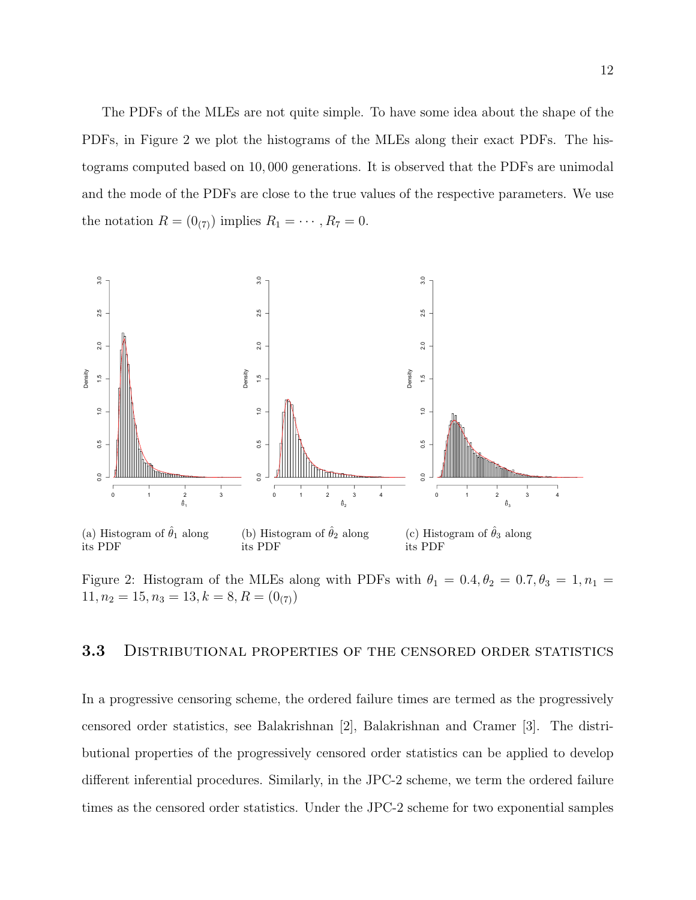The PDFs of the MLEs are not quite simple. To have some idea about the shape of the PDFs, in Figure 2 we plot the histograms of the MLEs along their exact PDFs. The histograms computed based on 10,000 generations. It is observed that the PDFs are unimodal and the mode of the PDFs are close to the true values of the respective parameters. We use the notation $R = (0_{(7)})$ implies $R_1 = \cdots, R_7 = 0$.

(a) Histogram of $\hat{\theta}_1$ along its PDF

(b) Histogram of $\hat{\theta}_2$ along its PDF

(c) Histogram of $\hat{\theta}_3$ along its PDF

Figure 2: Histogram of the MLEs along with PDFs with $\theta_1 = 0.4, \theta_2 = 0.7, \theta_3 = 1, n_1 = 11, n_2 = 15, n_3 = 13, k = 8, R = (0_{(7)})$

### 3.3 Distributional properties of the censored order statistics

In a progressive censoring scheme, the ordered failure times are termed as the progressively censored order statistics, see Balakrishnan [2], Balakrishnan and Cramer [3]. The distributional properties of the progressively censored order statistics can be applied to develop different inferential procedures. Similarly, in the JPC-2 scheme, we term the ordered failure times as the censored order statistics. Under the JPC-2 scheme for two exponential samples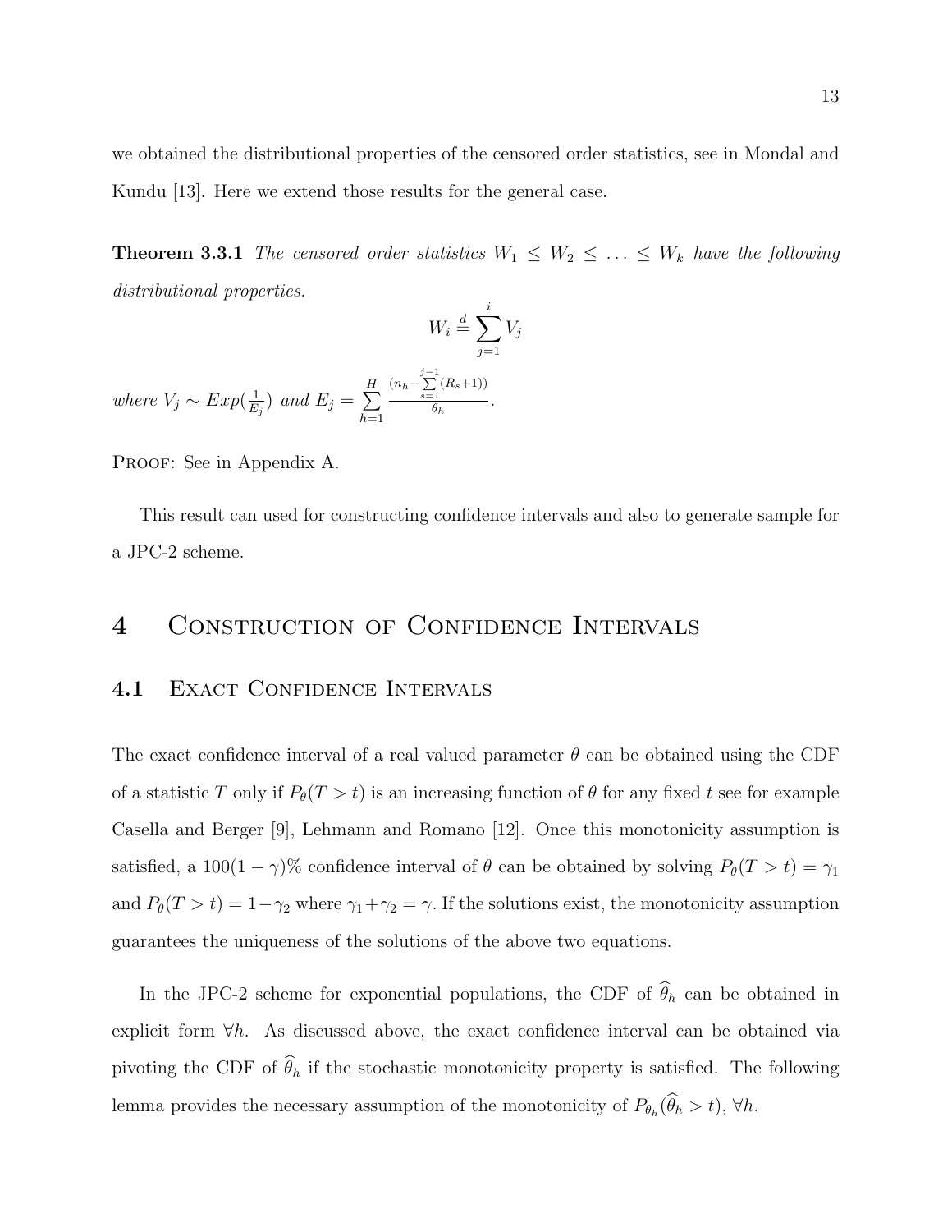we obtained the distributional properties of the censored order statistics, see in Mondal and Kundu [13]. Here we extend those results for the general case.

**Theorem 3.3.1** *The censored order statistics $W_1 \leq W_2 \leq \ldots \leq W_k$ have the following distributional properties.*

$$W_i \stackrel{d}{=} \sum_{j=1}^{i} V_j$$

*where $V_j \sim Exp(\frac{1}{E_j})$ and $E_j = \sum_{h=1}^{H} \frac{(n_h - \sum_{s=1}^{j-1}(R_s+1))}{\theta_h}$.*

PROOF: See in Appendix A.

This result can used for constructing confidence intervals and also to generate sample for a JPC-2 scheme.

# 4 Construction of Confidence Intervals

## 4.1 Exact Confidence Intervals

The exact confidence interval of a real valued parameter $\theta$ can be obtained using the CDF of a statistic $T$ only if $P_\theta(T > t)$ is an increasing function of $\theta$ for any fixed $t$ see for example Casella and Berger [9], Lehmann and Romano [12]. Once this monotonicity assumption is satisfied, a $100(1-\gamma)\%$ confidence interval of $\theta$ can be obtained by solving $P_\theta(T > t) = \gamma_1$ and $P_\theta(T > t) = 1 - \gamma_2$ where $\gamma_1 + \gamma_2 = \gamma$. If the solutions exist, the monotonicity assumption guarantees the uniqueness of the solutions of the above two equations.

In the JPC-2 scheme for exponential populations, the CDF of $\widehat{\theta}_h$ can be obtained in explicit form $\forall h$. As discussed above, the exact confidence interval can be obtained via pivoting the CDF of $\widehat{\theta}_h$ if the stochastic monotonicity property is satisfied. The following lemma provides the necessary assumption of the monotonicity of $P_{\theta_h}(\widehat{\theta}_h > t)$, $\forall h$.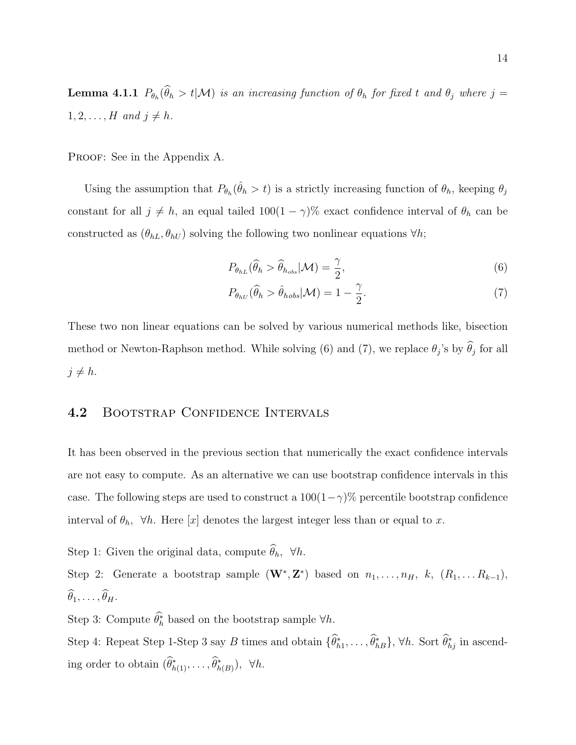**Lemma 4.1.1** *$P_{\theta_h}(\widehat{\theta}_h > t|\mathcal{M})$ is an increasing function of $\theta_h$ for fixed $t$ and $\theta_j$ where $j = 1, 2, \ldots, H$ and $j \neq h$.*

Proof: See in the Appendix A.

Using the assumption that $P_{\theta_h}(\hat{\theta}_h > t)$ is a strictly increasing function of $\theta_h$, keeping $\theta_j$ constant for all $j \neq h$, an equal tailed $100(1-\gamma)\%$ exact confidence interval of $\theta_h$ can be constructed as $(\theta_{hL}, \theta_{hU})$ solving the following two nonlinear equations $\forall h$;

$$P_{\theta_{hL}}(\widehat{\theta}_h > \widehat{\theta}_{h_{obs}}|\mathcal{M}) = \frac{\gamma}{2}, \tag{6}$$

$$P_{\theta_{hU}}(\widehat{\theta}_h > \hat{\theta}_{hobs}|\mathcal{M}) = 1 - \frac{\gamma}{2}. \tag{7}$$

These two non linear equations can be solved by various numerical methods like, bisection method or Newton-Raphson method. While solving (6) and (7), we replace $\theta_j$'s by $\widehat{\theta}_j$ for all $j \neq h$.

## 4.2 Bootstrap Confidence Intervals

It has been observed in the previous section that numerically the exact confidence intervals are not easy to compute. As an alternative we can use bootstrap confidence intervals in this case. The following steps are used to construct a $100(1-\gamma)\%$ percentile bootstrap confidence interval of $\theta_h$, $\forall h$. Here $[x]$ denotes the largest integer less than or equal to $x$.

Step 1: Given the original data, compute $\widehat{\theta}_h$, $\forall h$.

Step 2: Generate a bootstrap sample $(\mathbf{W}^*, \mathbf{Z}^*)$ based on $n_1, \ldots, n_H$, $k$, $(R_1, \ldots R_{k-1})$, $\widehat{\theta}_1, \ldots, \widehat{\theta}_H$.

Step 3: Compute $\widehat{\theta}_h^*$ based on the bootstrap sample $\forall h$.

Step 4: Repeat Step 1-Step 3 say $B$ times and obtain $\{\widehat{\theta}_{h1}^*, \ldots, \widehat{\theta}_{hB}^*\}$, $\forall h$. Sort $\widehat{\theta}_{hj}^*$ in ascending order to obtain $(\widehat{\theta}_{h(1)}^*, \ldots, \widehat{\theta}_{h(B)}^*)$, $\forall h$.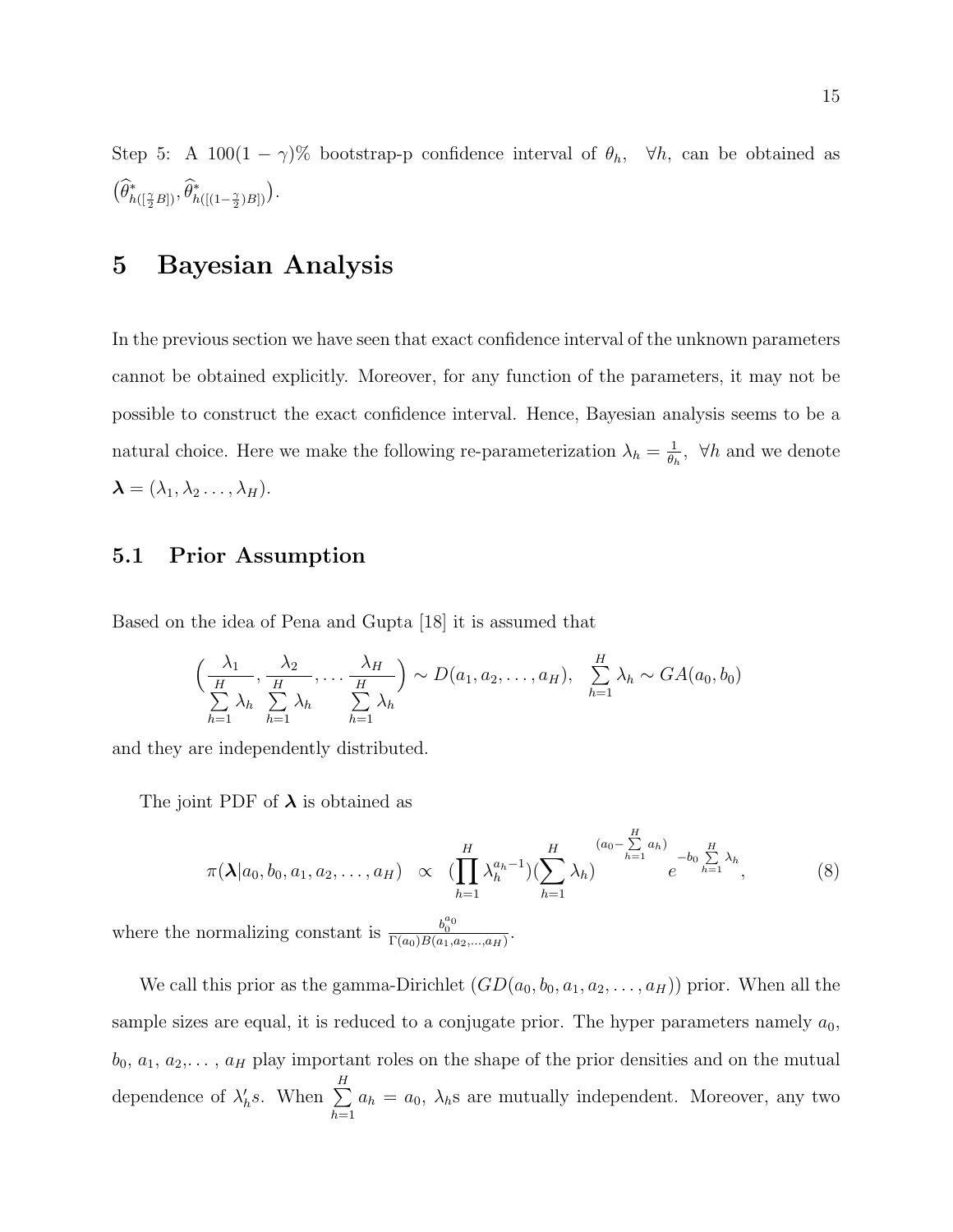Step 5: A $100(1-\gamma)\%$ bootstrap-p confidence interval of $\theta_h$, $\forall h$, can be obtained as $\big(\widehat{\theta}^*_{h([\frac{\gamma}{2}B])}, \widehat{\theta}^*_{h([(1-\frac{\gamma}{2})B])}\big)$.

# 5 Bayesian Analysis

In the previous section we have seen that exact confidence interval of the unknown parameters cannot be obtained explicitly. Moreover, for any function of the parameters, it may not be possible to construct the exact confidence interval. Hence, Bayesian analysis seems to be a natural choice. Here we make the following re-parameterization $\lambda_h = \frac{1}{\theta_h}$, $\forall h$ and we denote $\boldsymbol{\lambda} = (\lambda_1, \lambda_2 \ldots, \lambda_H)$.

## 5.1 Prior Assumption

Based on the idea of Pena and Gupta [18] it is assumed that

$$\Big(\frac{\lambda_1}{\sum\limits_{h=1}^{H}\lambda_h}, \frac{\lambda_2}{\sum\limits_{h=1}^{H}\lambda_h}, \ldots \frac{\lambda_H}{\sum\limits_{h=1}^{H}\lambda_h}\Big) \sim D(a_1, a_2, \ldots, a_H), \quad \sum_{h=1}^{H}\lambda_h \sim GA(a_0, b_0)$$

and they are independently distributed.

The joint PDF of $\boldsymbol{\lambda}$ is obtained as

$$\pi(\boldsymbol{\lambda}|a_0, b_0, a_1, a_2, \ldots, a_H) \;\; \propto \;\; (\prod_{h=1}^{H}\lambda_h^{a_h-1})(\sum_{h=1}^{H}\lambda_h)^{(a_0-\sum\limits_{h=1}^{H}a_h)} e^{-b_0\sum\limits_{h=1}^{H}\lambda_h}, \tag{8}$$

where the normalizing constant is $\frac{b_0^{a_0}}{\Gamma(a_0)B(a_1, a_2, \ldots, a_H)}$.

We call this prior as the gamma-Dirichlet ($GD(a_0, b_0, a_1, a_2, \ldots, a_H)$) prior. When all the sample sizes are equal, it is reduced to a conjugate prior. The hyper parameters namely $a_0$, $b_0$, $a_1$, $a_2$,. . . , $a_H$ play important roles on the shape of the prior densities and on the mutual dependence of $\lambda_h's$. When $\sum\limits_{h=1}^{H}a_h = a_0$, $\lambda_h$s are mutually independent. Moreover, any two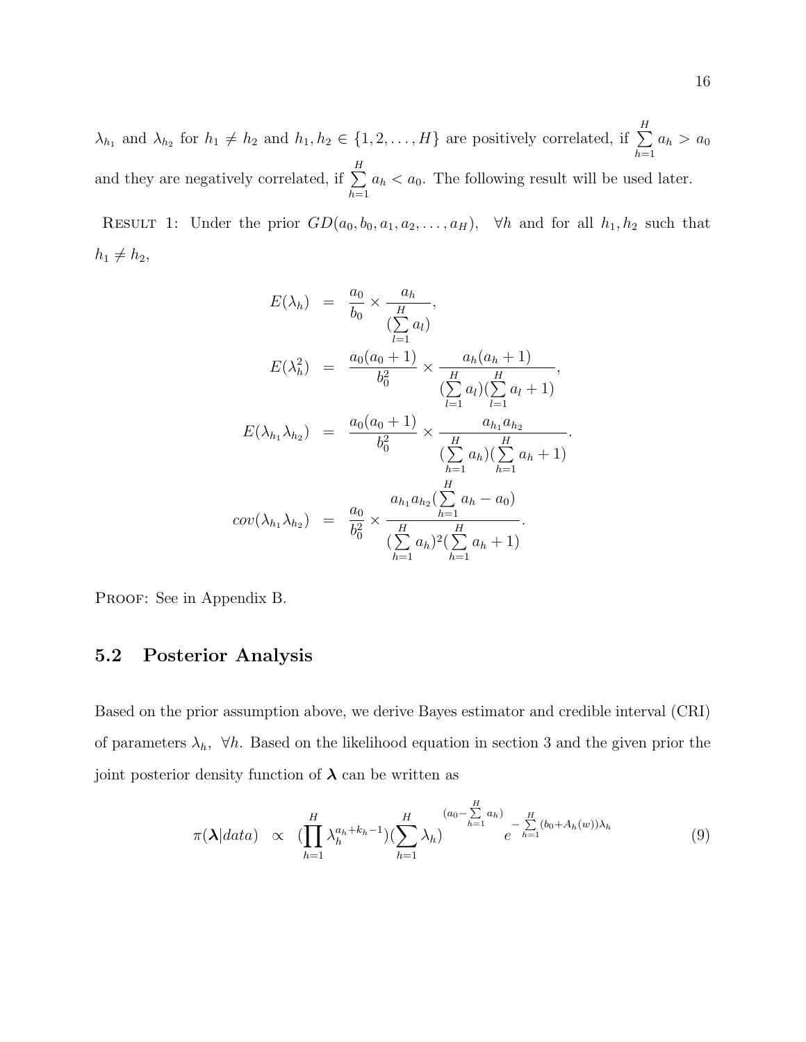$\lambda_{h_1}$ and $\lambda_{h_2}$ for $h_1 \neq h_2$ and $h_1, h_2 \in \{1, 2, \ldots, H\}$ are positively correlated, if $\sum_{h=1}^{H} a_h > a_0$ and they are negatively correlated, if $\sum_{h=1}^{H} a_h < a_0$. The following result will be used later.

RESULT 1: Under the prior $GD(a_0, b_0, a_1, a_2, \ldots, a_H)$, $\forall h$ and for all $h_1, h_2$ such that $h_1 \neq h_2$,

$$
\begin{aligned}
E(\lambda_h) &= \frac{a_0}{b_0} \times \frac{a_h}{(\sum_{l=1}^{H} a_l)}, \\
E(\lambda_h^2) &= \frac{a_0(a_0+1)}{b_0^2} \times \frac{a_h(a_h+1)}{(\sum_{l=1}^{H} a_l)(\sum_{l=1}^{H} a_l + 1)}, \\
E(\lambda_{h_1}\lambda_{h_2}) &= \frac{a_0(a_0+1)}{b_0^2} \times \frac{a_{h_1}a_{h_2}}{(\sum_{h=1}^{H} a_h)(\sum_{h=1}^{H} a_h + 1)}. \\
cov(\lambda_{h_1}\lambda_{h_2}) &= \frac{a_0}{b_0^2} \times \frac{a_{h_1}a_{h_2}(\sum_{h=1}^{H} a_h - a_0)}{(\sum_{h=1}^{H} a_h)^2(\sum_{h=1}^{H} a_h + 1)}.
\end{aligned}
$$

PROOF: See in Appendix B.

## 5.2 Posterior Analysis

Based on the prior assumption above, we derive Bayes estimator and credible interval (CRI) of parameters $\lambda_h$, $\forall h$. Based on the likelihood equation in section 3 and the given prior the joint posterior density function of $\boldsymbol{\lambda}$ can be written as

$$
\pi(\boldsymbol{\lambda}|data) \propto (\prod_{h=1}^{H} \lambda_h^{a_h+k_h-1})(\sum_{h=1}^{H} \lambda_h)^{(a_0 - \sum_{h=1}^{H} a_h)} e^{-\sum_{h=1}^{H}(b_0 + A_h(w))\lambda_h} \tag{9}
$$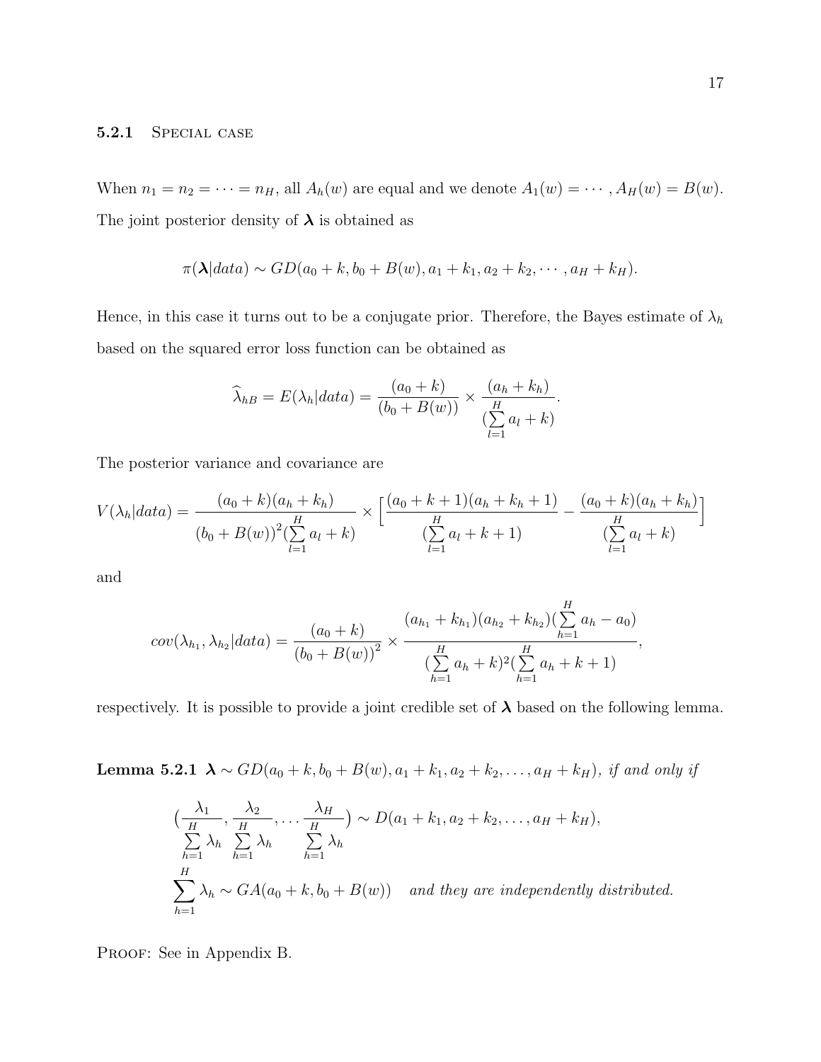### 5.2.1 Special case

When $n_1 = n_2 = \cdots = n_H$, all $A_h(w)$ are equal and we denote $A_1(w) = \cdots, A_H(w) = B(w)$. The joint posterior density of $\boldsymbol{\lambda}$ is obtained as

$$\pi(\boldsymbol{\lambda}|data) \sim GD(a_0 + k, b_0 + B(w), a_1 + k_1, a_2 + k_2, \cdots, a_H + k_H).$$

Hence, in this case it turns out to be a conjugate prior. Therefore, the Bayes estimate of $\lambda_h$ based on the squared error loss function can be obtained as

$$\widehat{\lambda}_{hB} = E(\lambda_h|data) = \frac{(a_0 + k)}{(b_0 + B(w))} \times \frac{(a_h + k_h)}{(\sum_{l=1}^{H} a_l + k)}.$$

The posterior variance and covariance are

$$V(\lambda_h|data) = \frac{(a_0 + k)(a_h + k_h)}{(b_0 + B(w))^2 (\sum_{l=1}^{H} a_l + k)} \times \Big[\frac{(a_0 + k + 1)(a_h + k_h + 1)}{(\sum_{l=1}^{H} a_l + k + 1)} - \frac{(a_0 + k)(a_h + k_h)}{(\sum_{l=1}^{H} a_l + k)}\Big]$$

and

$$cov(\lambda_{h_1}, \lambda_{h_2}|data) = \frac{(a_0 + k)}{(b_0 + B(w))^2} \times \frac{(a_{h_1} + k_{h_1})(a_{h_2} + k_{h_2})(\sum_{h=1}^{H} a_h - a_0)}{(\sum_{h=1}^{H} a_h + k)^2 (\sum_{h=1}^{H} a_h + k + 1)},$$

respectively. It is possible to provide a joint credible set of $\boldsymbol{\lambda}$ based on the following lemma.

**Lemma 5.2.1** $\boldsymbol{\lambda} \sim GD(a_0 + k, b_0 + B(w), a_1 + k_1, a_2 + k_2, \ldots, a_H + k_H)$, *if and only if*

$$\Big(\frac{\lambda_1}{\sum_{h=1}^{H} \lambda_h}, \frac{\lambda_2}{\sum_{h=1}^{H} \lambda_h}, \ldots \frac{\lambda_H}{\sum_{h=1}^{H} \lambda_h}\Big) \sim D(a_1 + k_1, a_2 + k_2, \ldots, a_H + k_H),$$

$$\sum_{h=1}^{H} \lambda_h \sim GA(a_0 + k, b_0 + B(w)) \quad \textit{and they are independently distributed.}$$

Proof: See in Appendix B.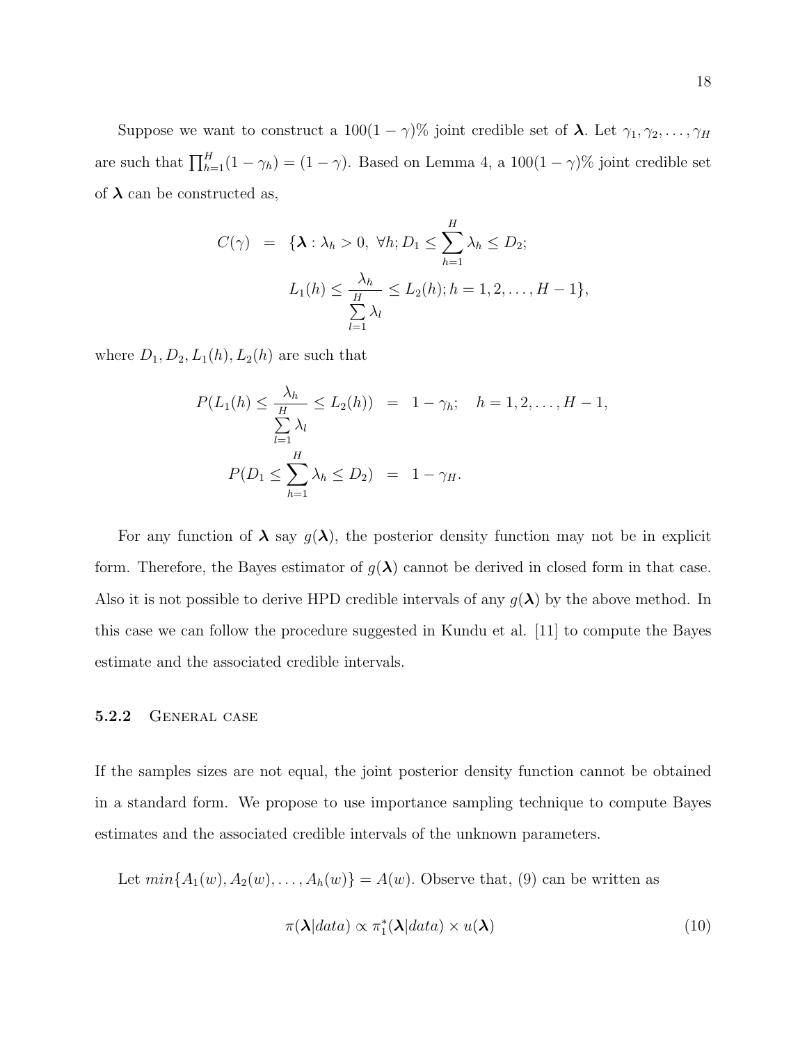Suppose we want to construct a $100(1-\gamma)\%$ joint credible set of $\boldsymbol{\lambda}$. Let $\gamma_1, \gamma_2, \ldots, \gamma_H$ are such that $\prod_{h=1}^{H}(1-\gamma_h) = (1-\gamma)$. Based on Lemma 4, a $100(1-\gamma)\%$ joint credible set of $\boldsymbol{\lambda}$ can be constructed as,

$$
\begin{aligned}
C(\gamma) \;=\; & \{\boldsymbol{\lambda} : \lambda_h > 0,\ \forall h; D_1 \leq \sum_{h=1}^{H} \lambda_h \leq D_2; \\
& L_1(h) \leq \frac{\lambda_h}{\sum\limits_{l=1}^{H} \lambda_l} \leq L_2(h); h = 1, 2, \ldots, H-1\},
\end{aligned}
$$

where $D_1, D_2, L_1(h), L_2(h)$ are such that

$$
\begin{aligned}
P(L_1(h) \leq \frac{\lambda_h}{\sum\limits_{l=1}^{H} \lambda_l} \leq L_2(h)) &= 1-\gamma_h; \quad h = 1, 2, \ldots, H-1, \\
P(D_1 \leq \sum_{h=1}^{H} \lambda_h \leq D_2) &= 1-\gamma_H.
\end{aligned}
$$

For any function of $\boldsymbol{\lambda}$ say $g(\boldsymbol{\lambda})$, the posterior density function may not be in explicit form. Therefore, the Bayes estimator of $g(\boldsymbol{\lambda})$ cannot be derived in closed form in that case. Also it is not possible to derive HPD credible intervals of any $g(\boldsymbol{\lambda})$ by the above method. In this case we can follow the procedure suggested in Kundu et al. [11] to compute the Bayes estimate and the associated credible intervals.

### 5.2.2 General case

If the samples sizes are not equal, the joint posterior density function cannot be obtained in a standard form. We propose to use importance sampling technique to compute Bayes estimates and the associated credible intervals of the unknown parameters.

Let $min\{A_1(w), A_2(w), \ldots, A_h(w)\} = A(w)$. Observe that, (9) can be written as

$$
\pi(\boldsymbol{\lambda}|data) \propto \pi_1^*(\boldsymbol{\lambda}|data) \times u(\boldsymbol{\lambda}) \tag{10}
$$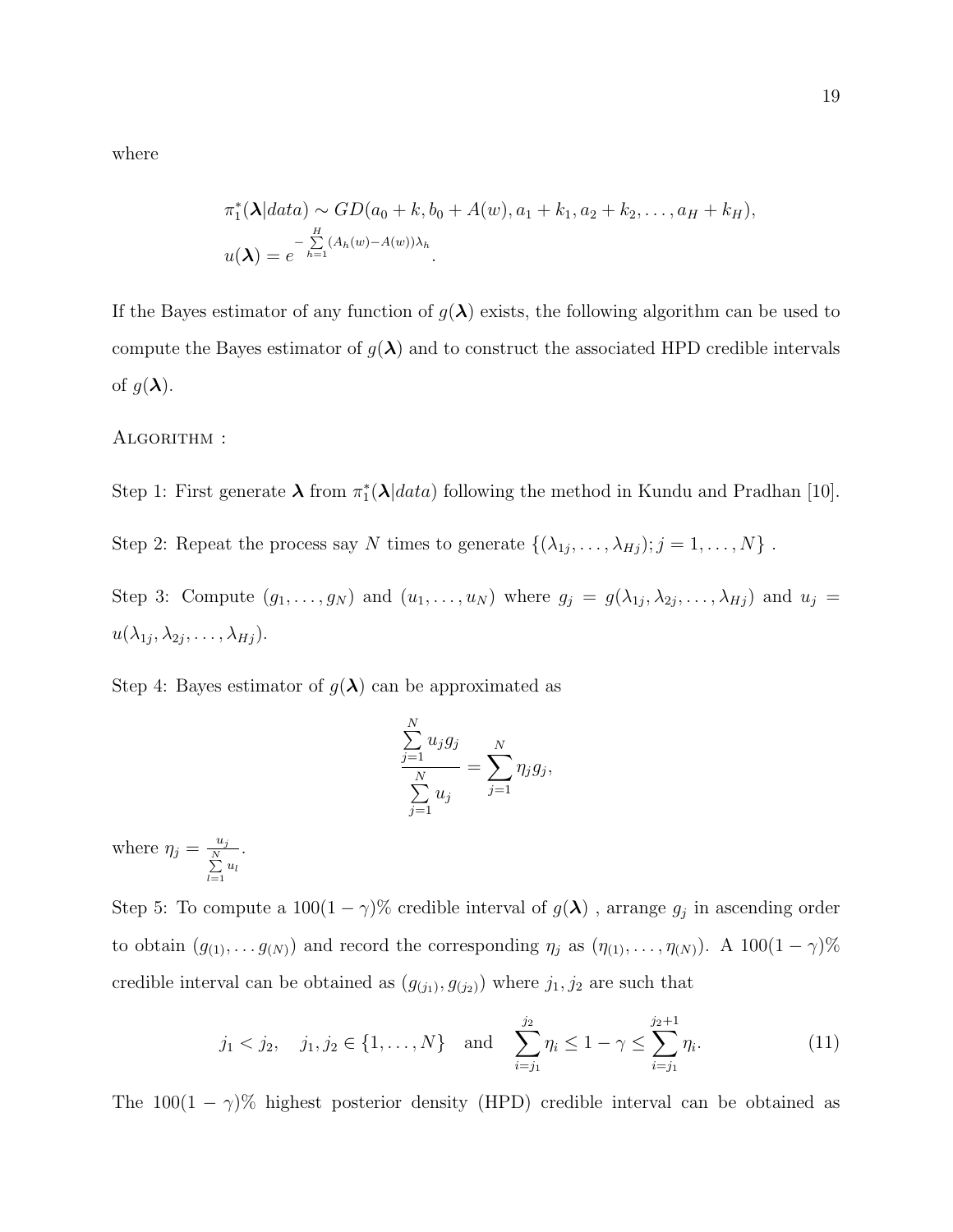where

$$\pi_1^*(\boldsymbol{\lambda}|data) \sim GD(a_0 + k, b_0 + A(w), a_1 + k_1, a_2 + k_2, \ldots, a_H + k_H),$$
$$u(\boldsymbol{\lambda}) = e^{-\sum_{h=1}^{H}(A_h(w) - A(w))\lambda_h}.$$

If the Bayes estimator of any function of $g(\boldsymbol{\lambda})$ exists, the following algorithm can be used to compute the Bayes estimator of $g(\boldsymbol{\lambda})$ and to construct the associated HPD credible intervals of $g(\boldsymbol{\lambda})$.

ALGORITHM :

Step 1: First generate $\boldsymbol{\lambda}$ from $\pi_1^*(\boldsymbol{\lambda}|data)$ following the method in Kundu and Pradhan [10].

Step 2: Repeat the process say $N$ times to generate $\{(\lambda_{1j}, \ldots, \lambda_{Hj}); j = 1, \ldots, N\}$ .

Step 3: Compute $(g_1, \ldots, g_N)$ and $(u_1, \ldots, u_N)$ where $g_j = g(\lambda_{1j}, \lambda_{2j}, \ldots, \lambda_{Hj})$ and $u_j = u(\lambda_{1j}, \lambda_{2j}, \ldots, \lambda_{Hj})$.

Step 4: Bayes estimator of $g(\boldsymbol{\lambda})$ can be approximated as

$$\frac{\sum_{j=1}^{N} u_j g_j}{\sum_{j=1}^{N} u_j} = \sum_{j=1}^{N} \eta_j g_j,$$

where $\eta_j = \frac{u_j}{\sum_{l=1}^{N} u_l}$.

Step 5: To compute a $100(1-\gamma)\%$ credible interval of $g(\boldsymbol{\lambda})$ , arrange $g_j$ in ascending order to obtain $(g_{(1)}, \ldots g_{(N)})$ and record the corresponding $\eta_j$ as $(\eta_{(1)}, \ldots, \eta_{(N)})$. A $100(1-\gamma)\%$ credible interval can be obtained as $(g_{(j_1)}, g_{(j_2)})$ where $j_1, j_2$ are such that

$$j_1 < j_2, \quad j_1, j_2 \in \{1, \ldots, N\} \quad \text{and} \quad \sum_{i=j_1}^{j_2} \eta_i \leq 1 - \gamma \leq \sum_{i=j_1}^{j_2+1} \eta_i. \tag{11}$$

The $100(1-\gamma)\%$ highest posterior density (HPD) credible interval can be obtained as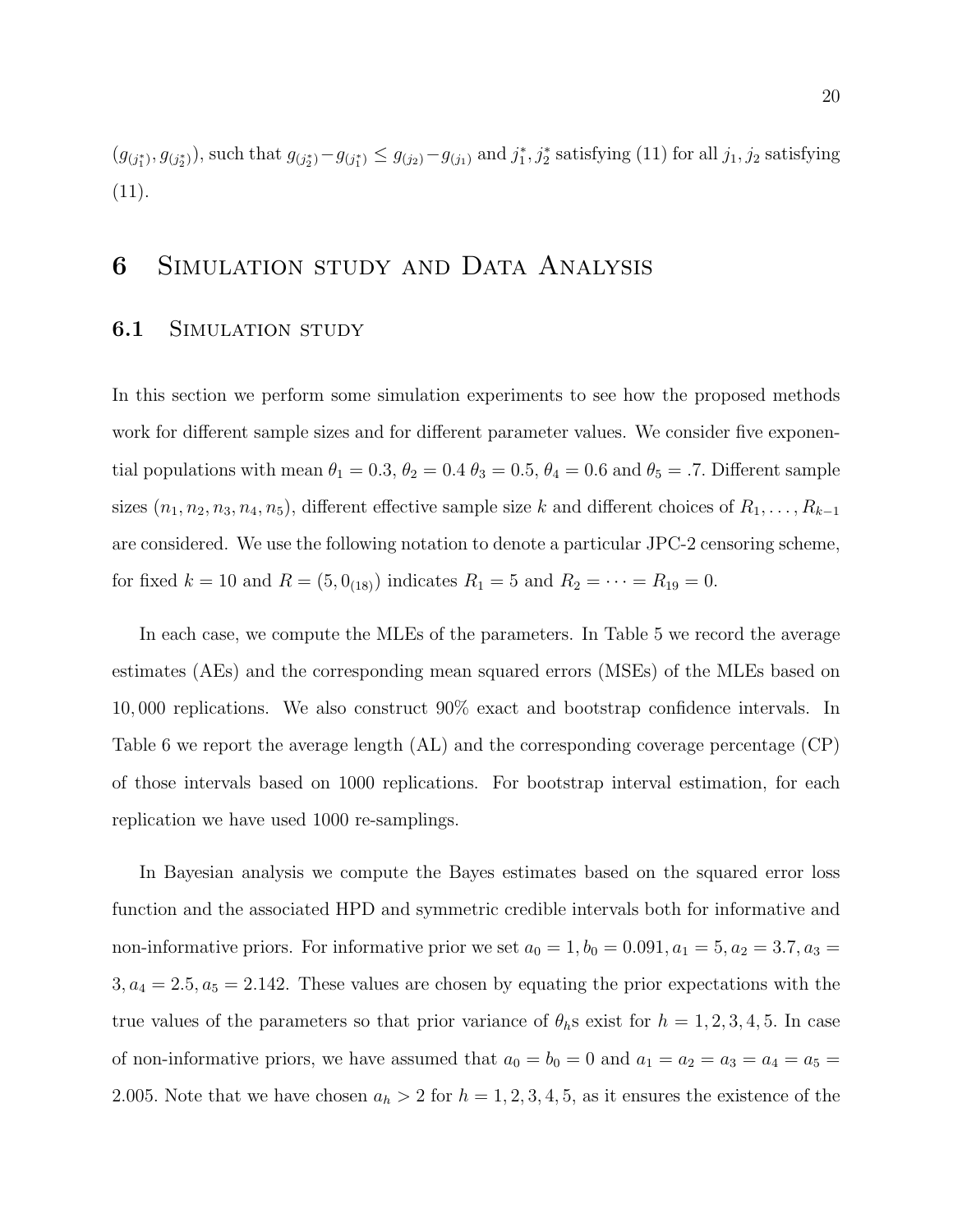$(g_{(j_1^*)}, g_{(j_2^*)})$, such that $g_{(j_2^*)} - g_{(j_1^*)} \leq g_{(j_2)} - g_{(j_1)}$ and $j_1^*, j_2^*$ satisfying (11) for all $j_1, j_2$ satisfying (11).

# 6 Simulation study and Data Analysis

## 6.1 Simulation study

In this section we perform some simulation experiments to see how the proposed methods work for different sample sizes and for different parameter values. We consider five exponential populations with mean $\theta_1 = 0.3$, $\theta_2 = 0.4$ $\theta_3 = 0.5$, $\theta_4 = 0.6$ and $\theta_5 = .7$. Different sample sizes $(n_1, n_2, n_3, n_4, n_5)$, different effective sample size $k$ and different choices of $R_1, \ldots, R_{k-1}$ are considered. We use the following notation to denote a particular JPC-2 censoring scheme, for fixed $k = 10$ and $R = (5, 0_{(18)})$ indicates $R_1 = 5$ and $R_2 = \cdots = R_{19} = 0$.

In each case, we compute the MLEs of the parameters. In Table 5 we record the average estimates (AEs) and the corresponding mean squared errors (MSEs) of the MLEs based on 10,000 replications. We also construct 90% exact and bootstrap confidence intervals. In Table 6 we report the average length (AL) and the corresponding coverage percentage (CP) of those intervals based on 1000 replications. For bootstrap interval estimation, for each replication we have used 1000 re-samplings.

In Bayesian analysis we compute the Bayes estimates based on the squared error loss function and the associated HPD and symmetric credible intervals both for informative and non-informative priors. For informative prior we set $a_0 = 1, b_0 = 0.091, a_1 = 5, a_2 = 3.7, a_3 = 3, a_4 = 2.5, a_5 = 2.142$. These values are chosen by equating the prior expectations with the true values of the parameters so that prior variance of $\theta_h$s exist for $h = 1, 2, 3, 4, 5$. In case of non-informative priors, we have assumed that $a_0 = b_0 = 0$ and $a_1 = a_2 = a_3 = a_4 = a_5 = 2.005$. Note that we have chosen $a_h > 2$ for $h = 1, 2, 3, 4, 5$, as it ensures the existence of the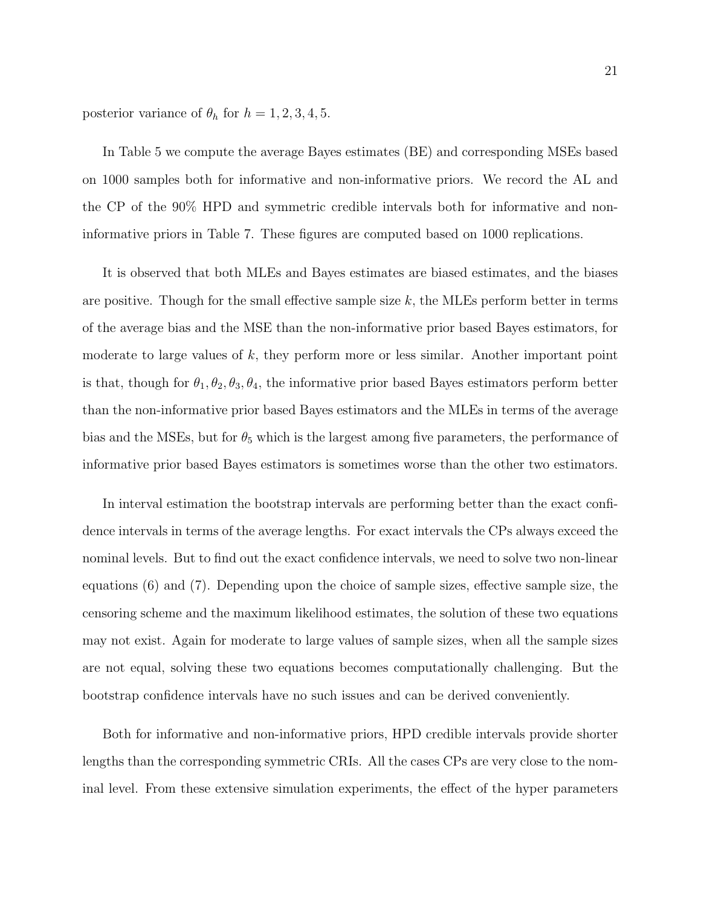posterior variance of $\theta_h$ for $h = 1, 2, 3, 4, 5$.

In Table 5 we compute the average Bayes estimates (BE) and corresponding MSEs based on 1000 samples both for informative and non-informative priors. We record the AL and the CP of the 90% HPD and symmetric credible intervals both for informative and non-informative priors in Table 7. These figures are computed based on 1000 replications.

It is observed that both MLEs and Bayes estimates are biased estimates, and the biases are positive. Though for the small effective sample size $k$, the MLEs perform better in terms of the average bias and the MSE than the non-informative prior based Bayes estimators, for moderate to large values of $k$, they perform more or less similar. Another important point is that, though for $\theta_1, \theta_2, \theta_3, \theta_4$, the informative prior based Bayes estimators perform better than the non-informative prior based Bayes estimators and the MLEs in terms of the average bias and the MSEs, but for $\theta_5$ which is the largest among five parameters, the performance of informative prior based Bayes estimators is sometimes worse than the other two estimators.

In interval estimation the bootstrap intervals are performing better than the exact confidence intervals in terms of the average lengths. For exact intervals the CPs always exceed the nominal levels. But to find out the exact confidence intervals, we need to solve two non-linear equations (6) and (7). Depending upon the choice of sample sizes, effective sample size, the censoring scheme and the maximum likelihood estimates, the solution of these two equations may not exist. Again for moderate to large values of sample sizes, when all the sample sizes are not equal, solving these two equations becomes computationally challenging. But the bootstrap confidence intervals have no such issues and can be derived conveniently.

Both for informative and non-informative priors, HPD credible intervals provide shorter lengths than the corresponding symmetric CRIs. All the cases CPs are very close to the nominal level. From these extensive simulation experiments, the effect of the hyper parameters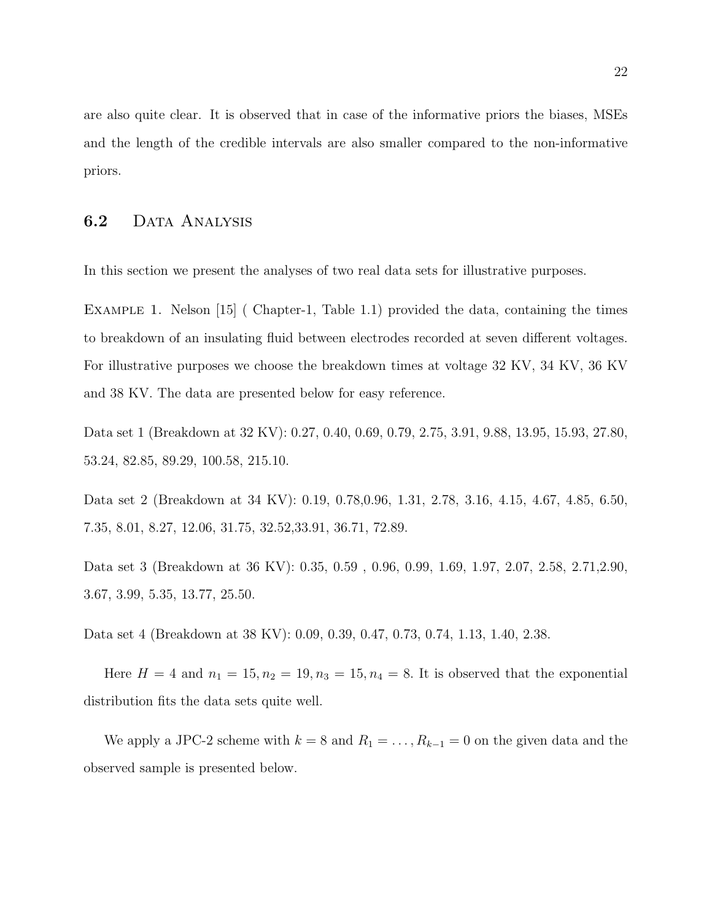are also quite clear. It is observed that in case of the informative priors the biases, MSEs and the length of the credible intervals are also smaller compared to the non-informative priors.

## 6.2 Data Analysis

In this section we present the analyses of two real data sets for illustrative purposes.

Example 1. Nelson [15] ( Chapter-1, Table 1.1) provided the data, containing the times to breakdown of an insulating fluid between electrodes recorded at seven different voltages. For illustrative purposes we choose the breakdown times at voltage 32 KV, 34 KV, 36 KV and 38 KV. The data are presented below for easy reference.

Data set 1 (Breakdown at 32 KV): 0.27, 0.40, 0.69, 0.79, 2.75, 3.91, 9.88, 13.95, 15.93, 27.80, 53.24, 82.85, 89.29, 100.58, 215.10.

Data set 2 (Breakdown at 34 KV): 0.19, 0.78,0.96, 1.31, 2.78, 3.16, 4.15, 4.67, 4.85, 6.50, 7.35, 8.01, 8.27, 12.06, 31.75, 32.52,33.91, 36.71, 72.89.

Data set 3 (Breakdown at 36 KV): 0.35, 0.59 , 0.96, 0.99, 1.69, 1.97, 2.07, 2.58, 2.71,2.90, 3.67, 3.99, 5.35, 13.77, 25.50.

Data set 4 (Breakdown at 38 KV): 0.09, 0.39, 0.47, 0.73, 0.74, 1.13, 1.40, 2.38.

Here $H = 4$ and $n_1 = 15, n_2 = 19, n_3 = 15, n_4 = 8$. It is observed that the exponential distribution fits the data sets quite well.

We apply a JPC-2 scheme with $k = 8$ and $R_1 = \ldots, R_{k-1} = 0$ on the given data and the observed sample is presented below.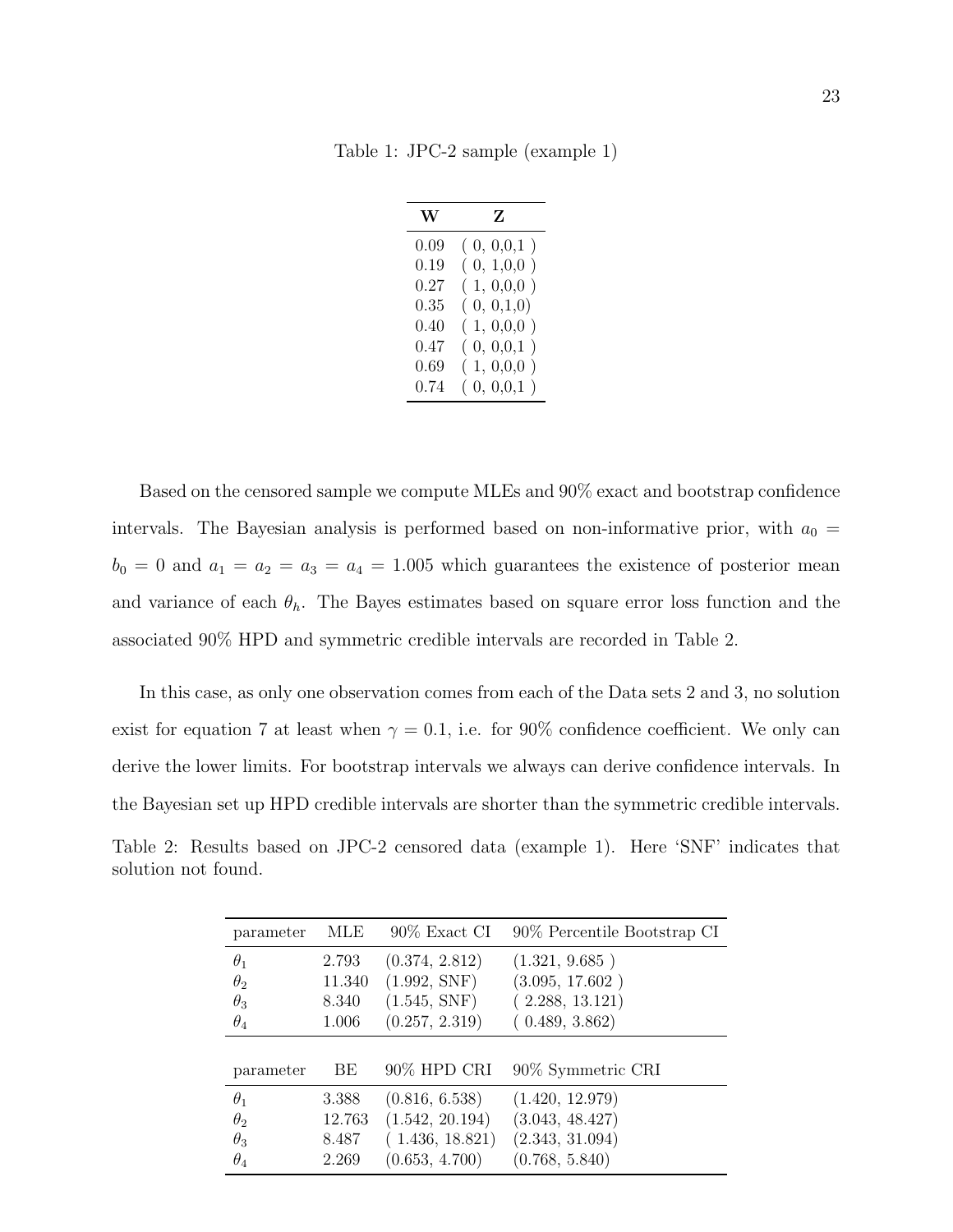Table 1: JPC-2 sample (example 1)

| **W** | **Z** |
|---|---|
| 0.09 | ( 0, 0,0,1 ) |
| 0.19 | ( 0, 1,0,0 ) |
| 0.27 | ( 1, 0,0,0 ) |
| 0.35 | ( 0, 0,1,0) |
| 0.40 | ( 1, 0,0,0 ) |
| 0.47 | ( 0, 0,0,1 ) |
| 0.69 | ( 1, 0,0,0 ) |
| 0.74 | ( 0, 0,0,1 ) |

Based on the censored sample we compute MLEs and 90% exact and bootstrap confidence intervals. The Bayesian analysis is performed based on non-informative prior, with $a_0 = b_0 = 0$ and $a_1 = a_2 = a_3 = a_4 = 1.005$ which guarantees the existence of posterior mean and variance of each $\theta_h$. The Bayes estimates based on square error loss function and the associated 90% HPD and symmetric credible intervals are recorded in Table 2.

In this case, as only one observation comes from each of the Data sets 2 and 3, no solution exist for equation 7 at least when $\gamma = 0.1$, i.e. for 90% confidence coefficient. We only can derive the lower limits. For bootstrap intervals we always can derive confidence intervals. In the Bayesian set up HPD credible intervals are shorter than the symmetric credible intervals.

Table 2: Results based on JPC-2 censored data (example 1). Here 'SNF' indicates that solution not found.

| parameter | MLE | 90% Exact CI | 90% Percentile Bootstrap CI |
|---|---|---|---|
| $\theta_1$ | 2.793 | (0.374, 2.812) | (1.321, 9.685 ) |
| $\theta_2$ | 11.340 | (1.992, SNF) | (3.095, 17.602 ) |
| $\theta_3$ | 8.340 | (1.545, SNF) | ( 2.288, 13.121) |
| $\theta_4$ | 1.006 | (0.257, 2.319) | ( 0.489, 3.862) |
| **parameter** | **BE** | **90% HPD CRI** | **90% Symmetric CRI** |
| $\theta_1$ | 3.388 | (0.816, 6.538) | (1.420, 12.979) |
| $\theta_2$ | 12.763 | (1.542, 20.194) | (3.043, 48.427) |
| $\theta_3$ | 8.487 | ( 1.436, 18.821) | (2.343, 31.094) |
| $\theta_4$ | 2.269 | (0.653, 4.700) | (0.768, 5.840) |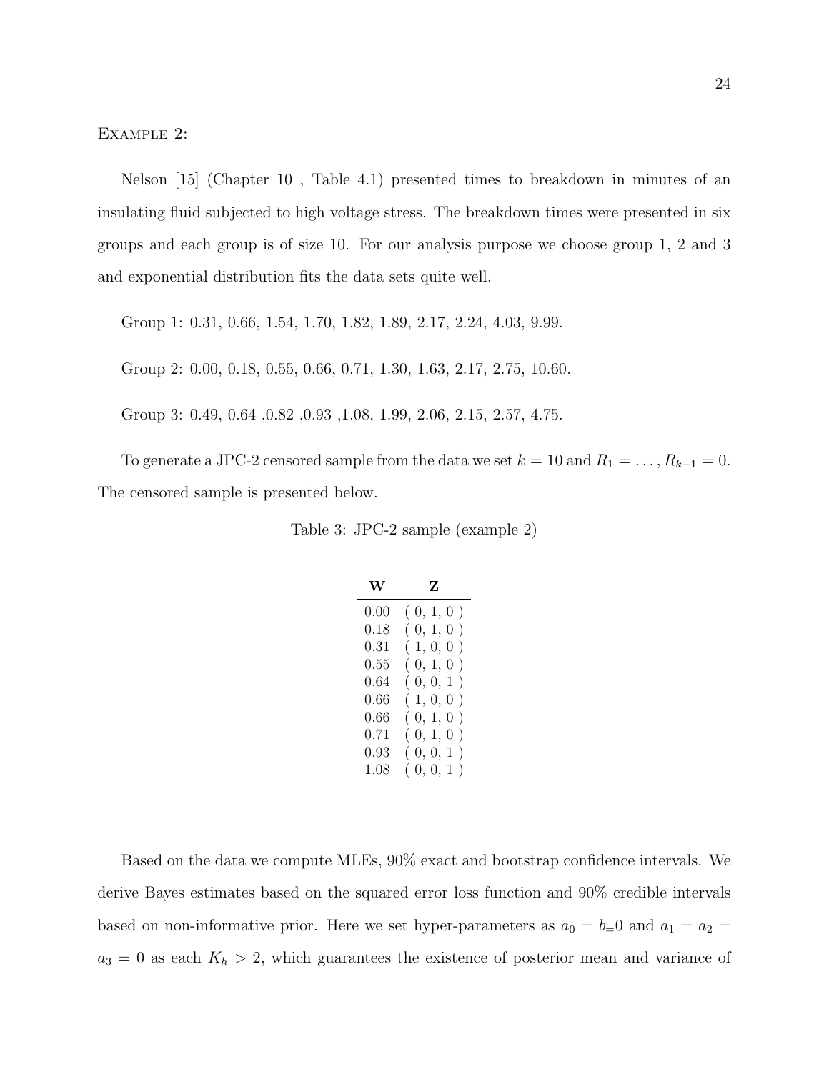Example 2:

Nelson [15] (Chapter 10 , Table 4.1) presented times to breakdown in minutes of an insulating fluid subjected to high voltage stress. The breakdown times were presented in six groups and each group is of size 10. For our analysis purpose we choose group 1, 2 and 3 and exponential distribution fits the data sets quite well.

Group 1: 0.31, 0.66, 1.54, 1.70, 1.82, 1.89, 2.17, 2.24, 4.03, 9.99.

Group 2: 0.00, 0.18, 0.55, 0.66, 0.71, 1.30, 1.63, 2.17, 2.75, 10.60.

Group 3: 0.49, 0.64 ,0.82 ,0.93 ,1.08, 1.99, 2.06, 2.15, 2.57, 4.75.

To generate a JPC-2 censored sample from the data we set $k = 10$ and $R_1 = \ldots, R_{k-1} = 0$. The censored sample is presented below.

Table 3: JPC-2 sample (example 2)

| **W** | **Z** |
|---|---|
| 0.00 | ( 0, 1, 0 ) |
| 0.18 | ( 0, 1, 0 ) |
| 0.31 | ( 1, 0, 0 ) |
| 0.55 | ( 0, 1, 0 ) |
| 0.64 | ( 0, 0, 1 ) |
| 0.66 | ( 1, 0, 0 ) |
| 0.66 | ( 0, 1, 0 ) |
| 0.71 | ( 0, 1, 0 ) |
| 0.93 | ( 0, 0, 1 ) |
| 1.08 | ( 0, 0, 1 ) |

Based on the data we compute MLEs, 90% exact and bootstrap confidence intervals. We derive Bayes estimates based on the squared error loss function and 90% credible intervals based on non-informative prior. Here we set hyper-parameters as $a_0 = b_=0$ and $a_1 = a_2 = a_3 = 0$ as each $K_h > 2$, which guarantees the existence of posterior mean and variance of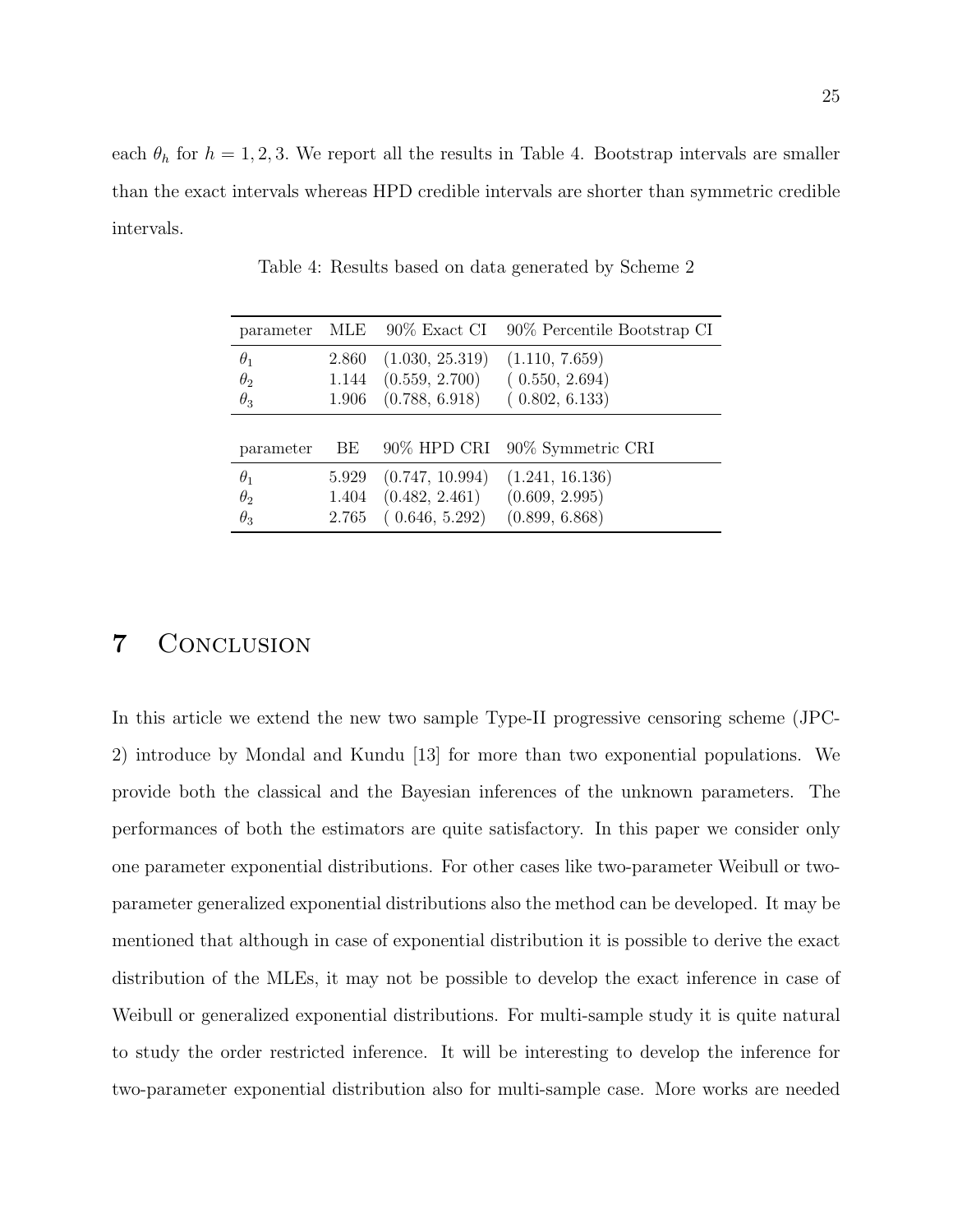each $\theta_h$ for $h = 1, 2, 3$. We report all the results in Table 4. Bootstrap intervals are smaller than the exact intervals whereas HPD credible intervals are shorter than symmetric credible intervals.

Table 4: Results based on data generated by Scheme 2

| parameter | MLE | 90% Exact CI | 90% Percentile Bootstrap CI |
|---|---|---|---|
| $\theta_1$ | 2.860 | (1.030, 25.319) | (1.110, 7.659) |
| $\theta_2$ | 1.144 | (0.559, 2.700) | ( 0.550, 2.694) |
| $\theta_3$ | 1.906 | (0.788, 6.918) | ( 0.802, 6.133) |
| **parameter** | **BE** | **90% HPD CRI** | **90% Symmetric CRI** |
| $\theta_1$ | 5.929 | (0.747, 10.994) | (1.241, 16.136) |
| $\theta_2$ | 1.404 | (0.482, 2.461) | (0.609, 2.995) |
| $\theta_3$ | 2.765 | ( 0.646, 5.292) | (0.899, 6.868) |

# 7 Conclusion

In this article we extend the new two sample Type-II progressive censoring scheme (JPC-2) introduce by Mondal and Kundu [13] for more than two exponential populations. We provide both the classical and the Bayesian inferences of the unknown parameters. The performances of both the estimators are quite satisfactory. In this paper we consider only one parameter exponential distributions. For other cases like two-parameter Weibull or two-parameter generalized exponential distributions also the method can be developed. It may be mentioned that although in case of exponential distribution it is possible to derive the exact distribution of the MLEs, it may not be possible to develop the exact inference in case of Weibull or generalized exponential distributions. For multi-sample study it is quite natural to study the order restricted inference. It will be interesting to develop the inference for two-parameter exponential distribution also for multi-sample case. More works are needed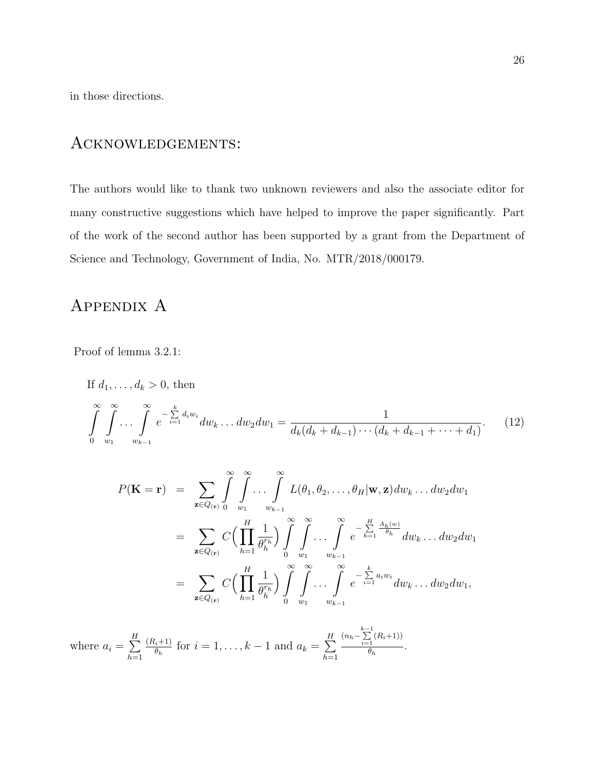in those directions.

# Acknowledgements:

The authors would like to thank two unknown reviewers and also the associate editor for many constructive suggestions which have helped to improve the paper significantly. Part of the work of the second author has been supported by a grant from the Department of Science and Technology, Government of India, No. MTR/2018/000179.

# Appendix A

Proof of lemma 3.2.1:

If $d_1, \dots, d_k > 0$, then

$$\int_0^\infty \int_{w_1}^\infty \dots \int_{w_{k-1}}^\infty e^{-\sum_{i=1}^k d_i w_i} dw_k \dots dw_2 dw_1 = \frac{1}{d_k(d_k + d_{k-1}) \cdots (d_k + d_{k-1} + \cdots + d_1)}. \quad (12)$$

$$\begin{aligned}
P(\mathbf{K} = \mathbf{r}) &= \sum_{\mathbf{z} \in Q_{(\mathbf{r})}} \int_0^\infty \int_{w_1}^\infty \dots \int_{w_{k-1}}^\infty L(\theta_1, \theta_2, \dots, \theta_H | \mathbf{w}, \mathbf{z}) dw_k \dots dw_2 dw_1 \\
&= \sum_{\mathbf{z} \in Q_{(\mathbf{r})}} C \Big( \prod_{h=1}^H \frac{1}{\theta_h^{r_h}} \Big) \int_0^\infty \int_{w_1}^\infty \dots \int_{w_{k-1}}^\infty e^{-\sum_{h=1}^H \frac{A_h(w)}{\theta_h}} dw_k \dots dw_2 dw_1 \\
&= \sum_{\mathbf{z} \in Q_{(\mathbf{r})}} C \Big( \prod_{h=1}^H \frac{1}{\theta_h^{r_h}} \Big) \int_0^\infty \int_{w_1}^\infty \dots \int_{w_{k-1}}^\infty e^{-\sum_{i=1}^k a_i w_i} dw_k \dots dw_2 dw_1,
\end{aligned}$$

where $a_i = \sum_{h=1}^H \frac{(R_i+1)}{\theta_h}$ for $i = 1, \dots, k-1$ and $a_k = \sum_{h=1}^H \frac{(n_h - \sum_{i=1}^{k-1} (R_i+1))}{\theta_h}$.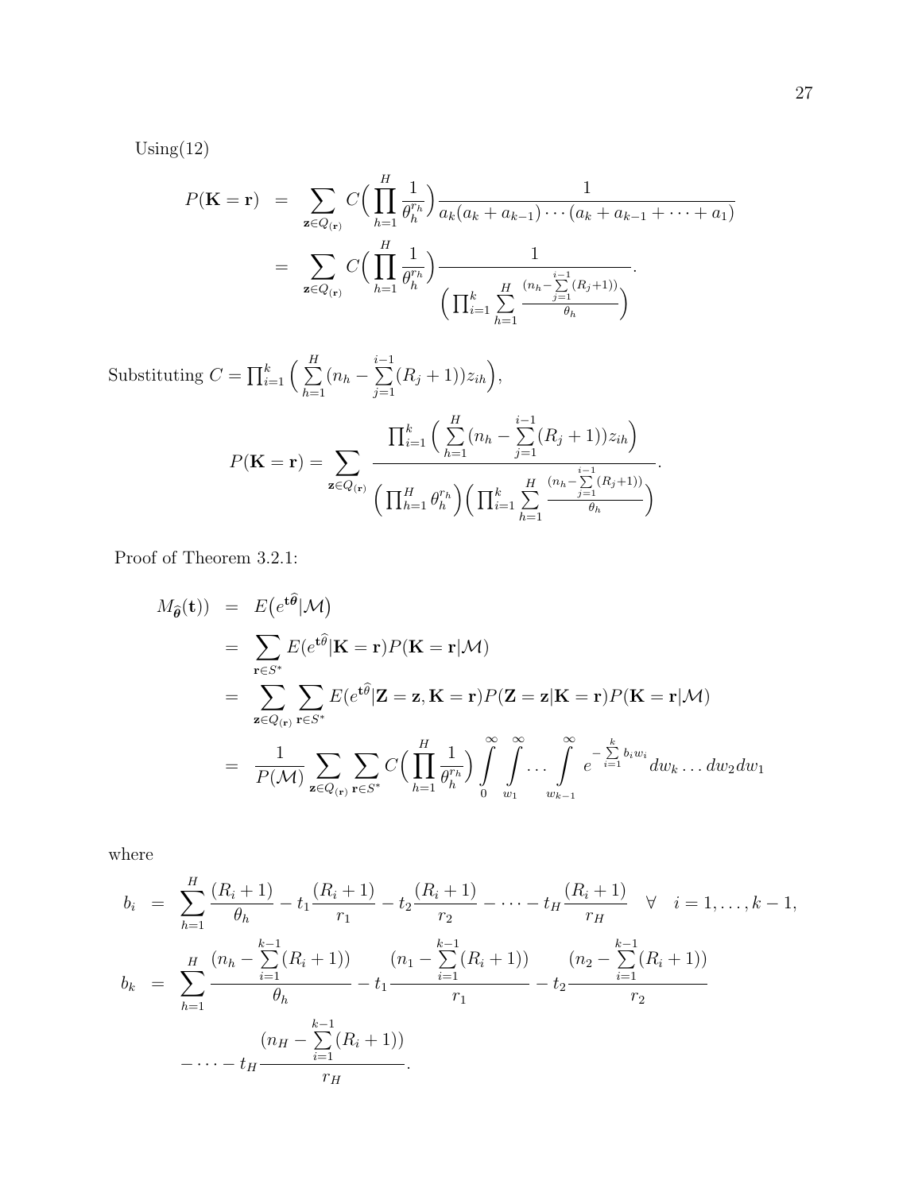Using(12)

$$
\begin{aligned}
P(\mathbf{K}=\mathbf{r}) &= \sum_{\mathbf{z}\in Q_{(\mathbf{r})}} C\Big(\prod_{h=1}^{H}\frac{1}{\theta_h^{r_h}}\Big)\frac{1}{a_k(a_k+a_{k-1})\cdots(a_k+a_{k-1}+\cdots+a_1)} \\
&= \sum_{\mathbf{z}\in Q_{(\mathbf{r})}} C\Big(\prod_{h=1}^{H}\frac{1}{\theta_h^{r_h}}\Big)\frac{1}{\Big(\prod_{i=1}^{k}\sum\limits_{h=1}^{H}\frac{(n_h-\sum_{j=1}^{i-1}(R_j+1))}{\theta_h}\Big)}.
\end{aligned}
$$

Substituting $C=\prod_{i=1}^{k}\Big(\sum\limits_{h=1}^{H}(n_h-\sum\limits_{j=1}^{i-1}(R_j+1))z_{ih}\Big)$,

$$
P(\mathbf{K}=\mathbf{r}) = \sum_{\mathbf{z}\in Q_{(\mathbf{r})}} \frac{\prod_{i=1}^{k}\Big(\sum\limits_{h=1}^{H}(n_h-\sum\limits_{j=1}^{i-1}(R_j+1))z_{ih}\Big)}{\Big(\prod_{h=1}^{H}\theta_h^{r_h}\Big)\Big(\prod_{i=1}^{k}\sum\limits_{h=1}^{H}\frac{(n_h-\sum_{j=1}^{i-1}(R_j+1))}{\theta_h}\Big)}.
$$

Proof of Theorem 3.2.1:

$$
\begin{aligned}
M_{\widehat{\boldsymbol{\theta}}}(\mathbf{t})) &= E\big(e^{\mathbf{t}\widehat{\boldsymbol{\theta}}}|\mathcal{M}\big) \\
&= \sum_{\mathbf{r}\in S^*} E(e^{\mathbf{t}\widehat{\theta}}|\mathbf{K}=\mathbf{r})P(\mathbf{K}=\mathbf{r}|\mathcal{M}) \\
&= \sum_{\mathbf{z}\in Q_{(\mathbf{r})}}\sum_{\mathbf{r}\in S^*} E(e^{\mathbf{t}\widehat{\theta}}|\mathbf{Z}=\mathbf{z},\mathbf{K}=\mathbf{r})P(\mathbf{Z}=\mathbf{z}|\mathbf{K}=\mathbf{r})P(\mathbf{K}=\mathbf{r}|\mathcal{M}) \\
&= \frac{1}{P(\mathcal{M})}\sum_{\mathbf{z}\in Q_{(\mathbf{r})}}\sum_{\mathbf{r}\in S^*} C\Big(\prod_{h=1}^{H}\frac{1}{\theta_h^{r_h}}\Big)\int_0^\infty\int_{w_1}^\infty\cdots\int_{w_{k-1}}^\infty e^{-\sum_{i=1}^{k}b_iw_i}\,dw_k\ldots dw_2dw_1
\end{aligned}
$$

where

$$
\begin{aligned}
b_i &= \sum_{h=1}^{H}\frac{(R_i+1)}{\theta_h} - t_1\frac{(R_i+1)}{r_1} - t_2\frac{(R_i+1)}{r_2} - \cdots - t_H\frac{(R_i+1)}{r_H} \quad \forall \quad i=1,\ldots,k-1, \\
b_k &= \sum_{h=1}^{H}\frac{(n_h-\sum_{i=1}^{k-1}(R_i+1))}{\theta_h} - t_1\frac{(n_1-\sum_{i=1}^{k-1}(R_i+1))}{r_1} - t_2\frac{(n_2-\sum_{i=1}^{k-1}(R_i+1))}{r_2} \\
&\quad - \cdots - t_H\frac{(n_H-\sum_{i=1}^{k-1}(R_i+1))}{r_H}.
\end{aligned}
$$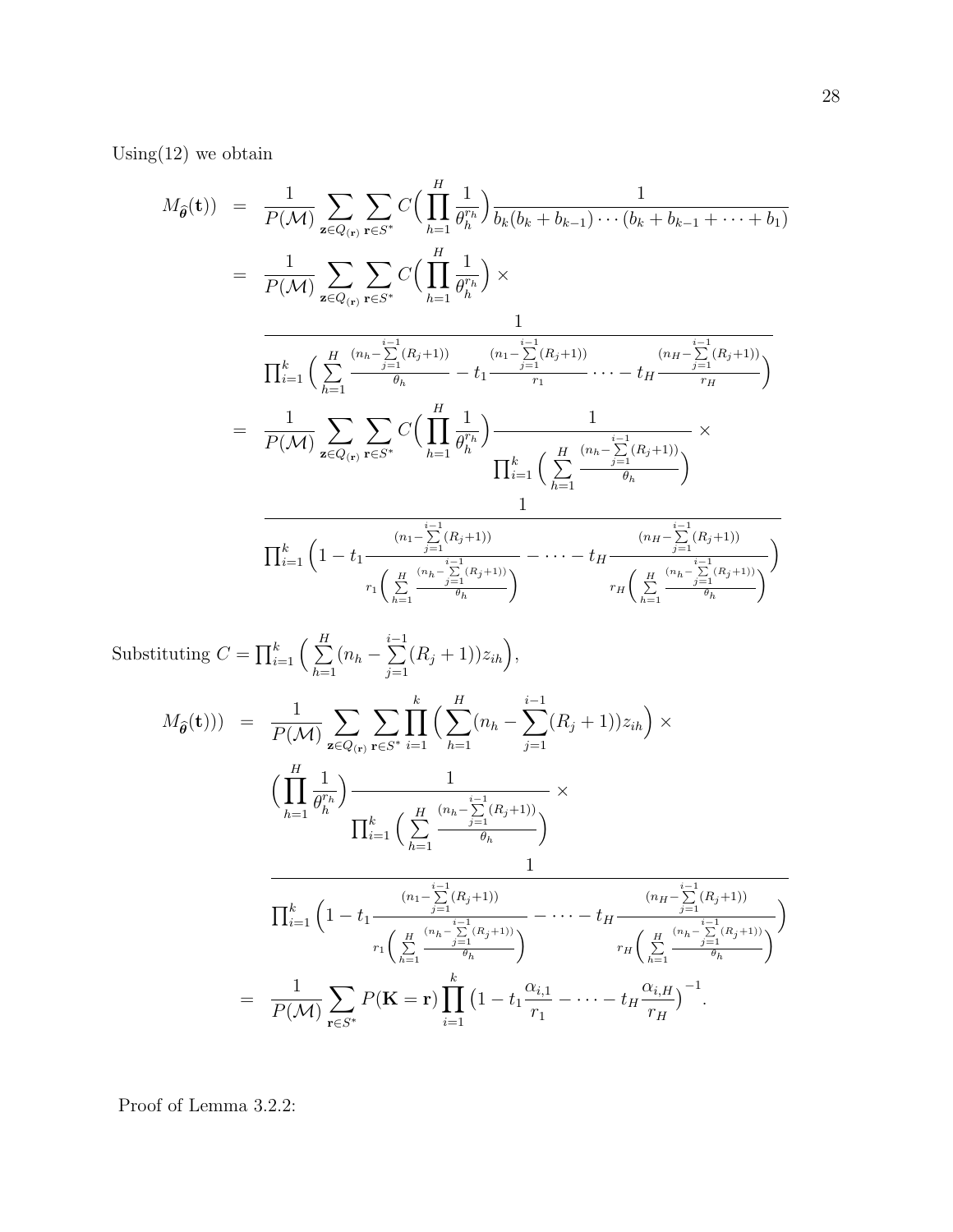Using(12) we obtain

$$
\begin{aligned}
M_{\widehat{\boldsymbol{\theta}}}(\mathbf{t})) &= \frac{1}{P(\mathcal{M})} \sum_{\mathbf{z}\in Q_{(\mathbf{r})}} \sum_{\mathbf{r}\in S^*} C\Big(\prod_{h=1}^{H} \frac{1}{\theta_h^{r_h}}\Big) \frac{1}{b_k(b_k+b_{k-1})\cdots(b_k+b_{k-1}+\cdots+b_1)} \\
&= \frac{1}{P(\mathcal{M})} \sum_{\mathbf{z}\in Q_{(\mathbf{r})}} \sum_{\mathbf{r}\in S^*} C\Big(\prod_{h=1}^{H} \frac{1}{\theta_h^{r_h}}\Big) \times \\
&\quad \frac{1}{\prod_{i=1}^{k}\Big(\sum\limits_{h=1}^{H} \frac{(n_h-\sum_{j=1}^{i-1}(R_j+1))}{\theta_h} - t_1\frac{(n_1-\sum_{j=1}^{i-1}(R_j+1))}{r_1}\cdots - t_H\frac{(n_H-\sum_{j=1}^{i-1}(R_j+1))}{r_H}\Big)} \\
&= \frac{1}{P(\mathcal{M})} \sum_{\mathbf{z}\in Q_{(\mathbf{r})}} \sum_{\mathbf{r}\in S^*} C\Big(\prod_{h=1}^{H} \frac{1}{\theta_h^{r_h}}\Big) \frac{1}{\prod_{i=1}^{k}\Big(\sum\limits_{h=1}^{H} \frac{(n_h-\sum_{j=1}^{i-1}(R_j+1))}{\theta_h}\Big)} \times \\
&\quad \frac{1}{\prod_{i=1}^{k}\Bigg(1 - t_1\frac{(n_1-\sum_{j=1}^{i-1}(R_j+1))}{r_1\Big(\sum\limits_{h=1}^{H}\frac{(n_h-\sum_{j=1}^{i-1}(R_j+1))}{\theta_h}\Big)} - \cdots - t_H\frac{(n_H-\sum_{j=1}^{i-1}(R_j+1))}{r_H\Big(\sum\limits_{h=1}^{H}\frac{(n_h-\sum_{j=1}^{i-1}(R_j+1))}{\theta_h}\Big)}\Bigg)}
\end{aligned}
$$

Substituting $C = \prod_{i=1}^{k}\Big(\sum\limits_{h=1}^{H}(n_h - \sum\limits_{j=1}^{i-1}(R_j+1))z_{ih}\Big)$,

$$
\begin{aligned}
M_{\widehat{\boldsymbol{\theta}}}(\mathbf{t}))) &= \frac{1}{P(\mathcal{M})} \sum_{\mathbf{z}\in Q_{(\mathbf{r})}} \sum_{\mathbf{r}\in S^*} \prod_{i=1}^{k}\Big(\sum_{h=1}^{H}(n_h - \sum_{j=1}^{i-1}(R_j+1))z_{ih}\Big) \times \\
&\quad \Big(\prod_{h=1}^{H} \frac{1}{\theta_h^{r_h}}\Big) \frac{1}{\prod_{i=1}^{k}\Big(\sum\limits_{h=1}^{H} \frac{(n_h-\sum_{j=1}^{i-1}(R_j+1))}{\theta_h}\Big)} \times \\
&\quad \frac{1}{\prod_{i=1}^{k}\Bigg(1 - t_1\frac{(n_1-\sum_{j=1}^{i-1}(R_j+1))}{r_1\Big(\sum\limits_{h=1}^{H}\frac{(n_h-\sum_{j=1}^{i-1}(R_j+1))}{\theta_h}\Big)} - \cdots - t_H\frac{(n_H-\sum_{j=1}^{i-1}(R_j+1))}{r_H\Big(\sum\limits_{h=1}^{H}\frac{(n_h-\sum_{j=1}^{i-1}(R_j+1))}{\theta_h}\Big)}\Bigg)} \\
&= \frac{1}{P(\mathcal{M})} \sum_{\mathbf{r}\in S^*} P(\mathbf{K}=\mathbf{r}) \prod_{i=1}^{k}\big(1 - t_1\frac{\alpha_{i,1}}{r_1} - \cdots - t_H\frac{\alpha_{i,H}}{r_H}\big)^{-1}.
\end{aligned}
$$

Proof of Lemma 3.2.2: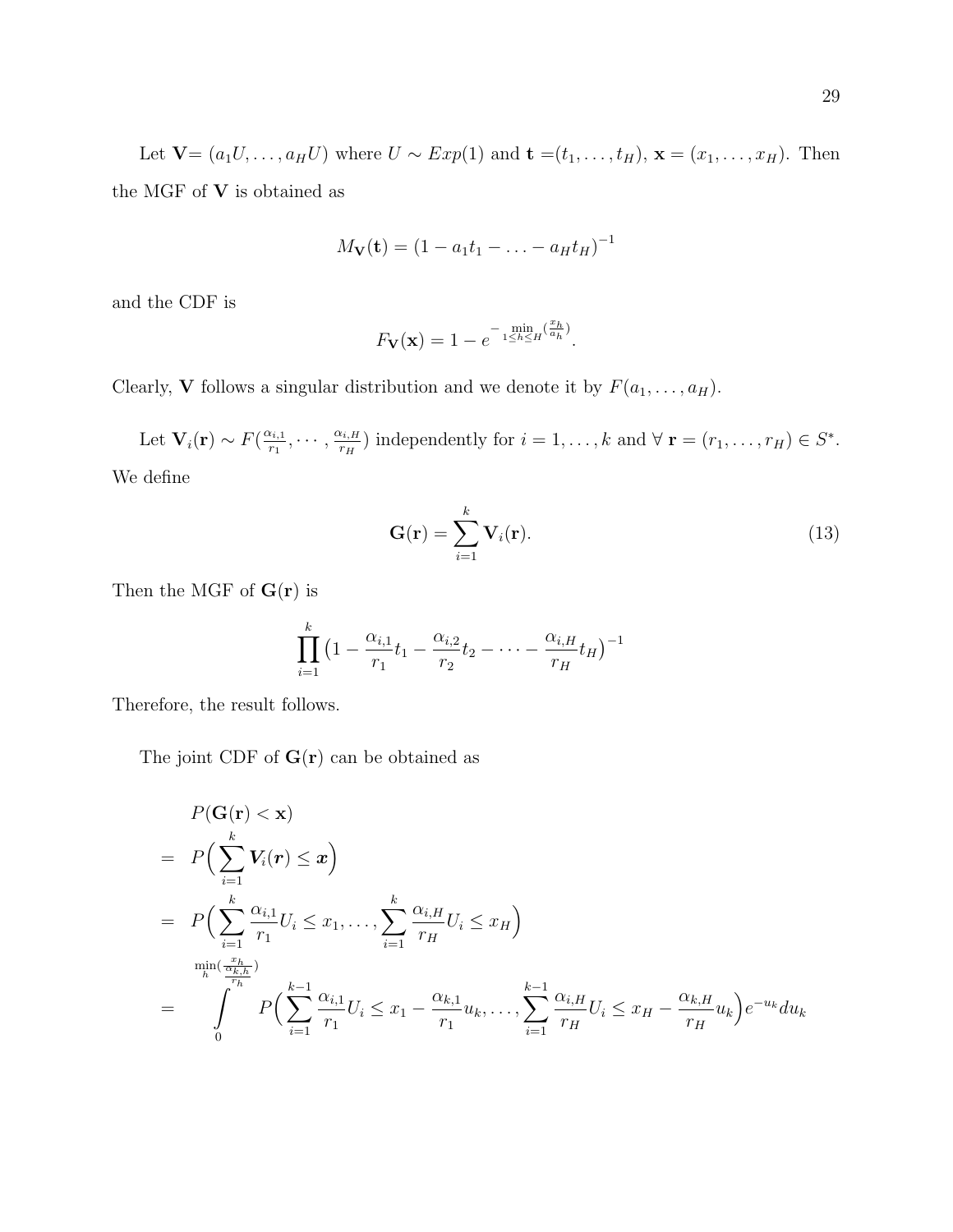Let $\mathbf{V}= (a_1U, \ldots, a_HU)$ where $U \sim Exp(1)$ and $\mathbf{t} =(t_1, \ldots, t_H)$, $\mathbf{x} = (x_1, \ldots, x_H)$. Then the MGF of $\mathbf{V}$ is obtained as

$$M_{\mathbf{V}}(\mathbf{t}) = (1 - a_1t_1 - \ldots - a_Ht_H)^{-1}$$

and the CDF is

$$F_{\mathbf{V}}(\mathbf{x}) = 1 - e^{-\min\limits_{1 \leq h \leq H}(\frac{x_h}{a_h})}.$$

Clearly, $\mathbf{V}$ follows a singular distribution and we denote it by $F(a_1, \ldots, a_H)$.

Let $\mathbf{V}_i(\mathbf{r}) \sim F(\frac{\alpha_{i,1}}{r_1}, \cdots, \frac{\alpha_{i,H}}{r_H})$ independently for $i = 1, \ldots, k$ and $\forall$ $\mathbf{r} = (r_1, \ldots, r_H) \in S^*$. We define

$$\mathbf{G}(\mathbf{r}) = \sum_{i=1}^{k} \mathbf{V}_i(\mathbf{r}). \tag{13}$$

Then the MGF of $\mathbf{G}(\mathbf{r})$ is

$$\prod_{i=1}^{k} \big(1 - \frac{\alpha_{i,1}}{r_1}t_1 - \frac{\alpha_{i,2}}{r_2}t_2 - \cdots - \frac{\alpha_{i,H}}{r_H}t_H\big)^{-1}$$

Therefore, the result follows.

The joint CDF of $\mathbf{G}(\mathbf{r})$ can be obtained as

$$\begin{aligned}
& P(\mathbf{G}(\mathbf{r}) < \mathbf{x}) \\
= \;& P\Big(\sum_{i=1}^{k} \boldsymbol{V}_i(\boldsymbol{r}) \leq \boldsymbol{x}\Big) \\
= \;& P\Big(\sum_{i=1}^{k} \frac{\alpha_{i,1}}{r_1}U_i \leq x_1, \ldots, \sum_{i=1}^{k} \frac{\alpha_{i,H}}{r_H}U_i \leq x_H\Big) \\
= \;& \int_0^{\min\limits_h(\frac{x_h}{\frac{\alpha_{k,h}}{r_h}})} P\Big(\sum_{i=1}^{k-1} \frac{\alpha_{i,1}}{r_1}U_i \leq x_1 - \frac{\alpha_{k,1}}{r_1}u_k, \ldots, \sum_{i=1}^{k-1} \frac{\alpha_{i,H}}{r_H}U_i \leq x_H - \frac{\alpha_{k,H}}{r_H}u_k\Big) e^{-u_k} du_k
\end{aligned}$$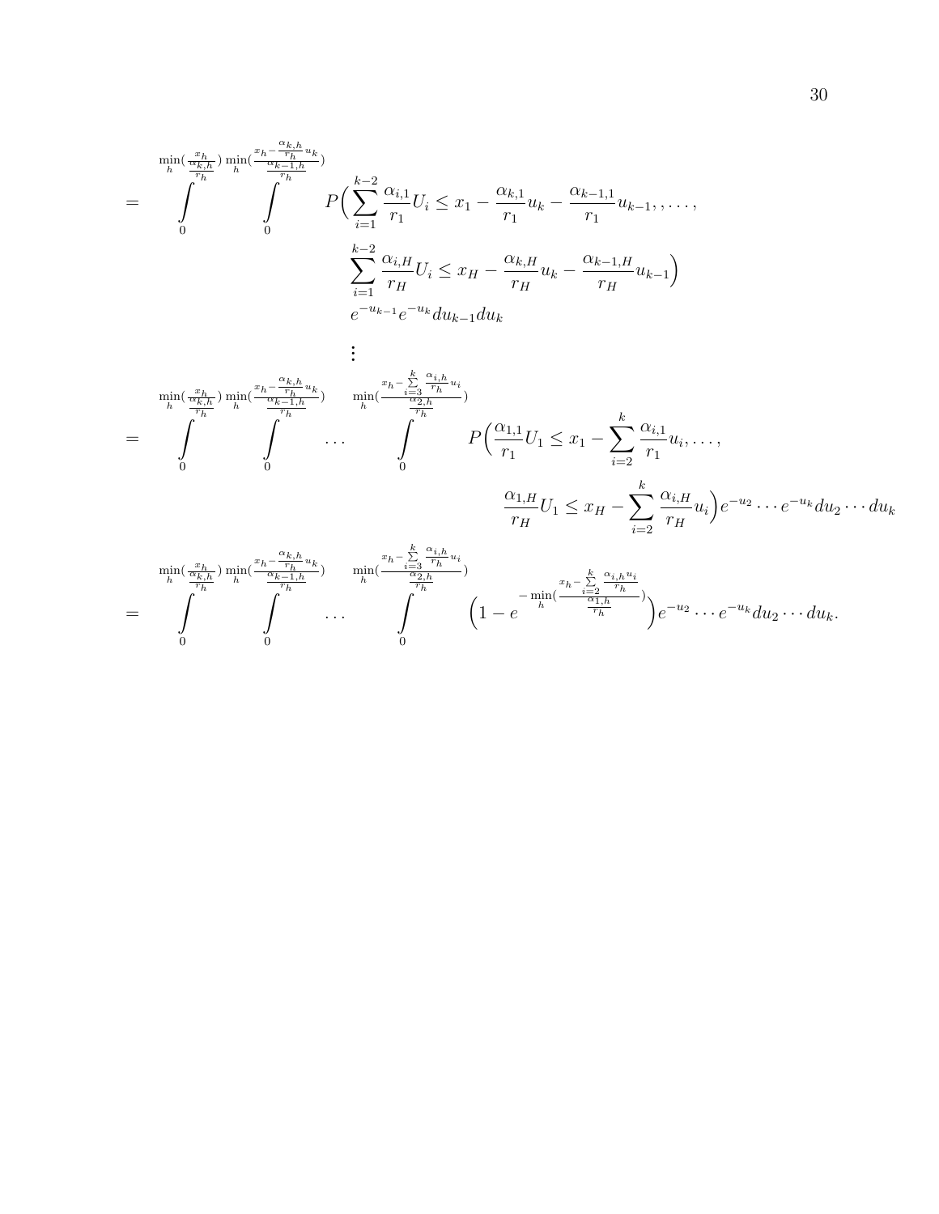$$
= \int_0^{\min_h(\frac{x_h}{\frac{\alpha_{k,h}}{r_h}})} \int_0^{\min_h(\frac{x_h - \frac{\alpha_{k,h}}{r_h}u_k}{\frac{\alpha_{k-1,h}}{r_h}})} P\Big(\sum_{i=1}^{k-2} \frac{\alpha_{i,1}}{r_1} U_i \le x_1 - \frac{\alpha_{k,1}}{r_1}u_k - \frac{\alpha_{k-1,1}}{r_1}u_{k-1}, , \dots, \sum_{i=1}^{k-2} \frac{\alpha_{i,H}}{r_H} U_i \le x_H - \frac{\alpha_{k,H}}{r_H}u_k - \frac{\alpha_{k-1,H}}{r_H}u_{k-1}\Big) e^{-u_{k-1}} e^{-u_k} du_{k-1} du_k
$$

$$
\vdots
$$

$$
= \int_0^{\min_h(\frac{x_h}{\frac{\alpha_{k,h}}{r_h}})} \int_0^{\min_h(\frac{x_h - \frac{\alpha_{k,h}}{r_h}u_k}{\frac{\alpha_{k-1,h}}{r_h}})} \dots \int_0^{\min_h(\frac{x_h - \sum_{i=3}^{k} \frac{\alpha_{i,h}}{r_h}u_i}{\frac{\alpha_{2,h}}{r_h}})} P\Big(\frac{\alpha_{1,1}}{r_1}U_1 \le x_1 - \sum_{i=2}^{k} \frac{\alpha_{i,1}}{r_1}u_i, \dots, \frac{\alpha_{1,H}}{r_H}U_1 \le x_H - \sum_{i=2}^{k} \frac{\alpha_{i,H}}{r_H}u_i\Big) e^{-u_2} \cdots e^{-u_k} du_2 \cdots du_k
$$

$$
= \int_0^{\min_h(\frac{x_h}{\frac{\alpha_{k,h}}{r_h}})} \int_0^{\min_h(\frac{x_h - \frac{\alpha_{k,h}}{r_h}u_k}{\frac{\alpha_{k-1,h}}{r_h}})} \dots \int_0^{\min_h(\frac{x_h - \sum_{i=3}^{k} \frac{\alpha_{i,h}}{r_h}u_i}{\frac{\alpha_{2,h}}{r_h}})} \Big(1 - e^{-\min_h(\frac{x_h - \sum_{i=2}^{k} \frac{\alpha_{i,h}u_i}{r_h}}{\frac{\alpha_{1,h}}{r_h}})}\Big) e^{-u_2} \cdots e^{-u_k} du_2 \cdots du_k.
$$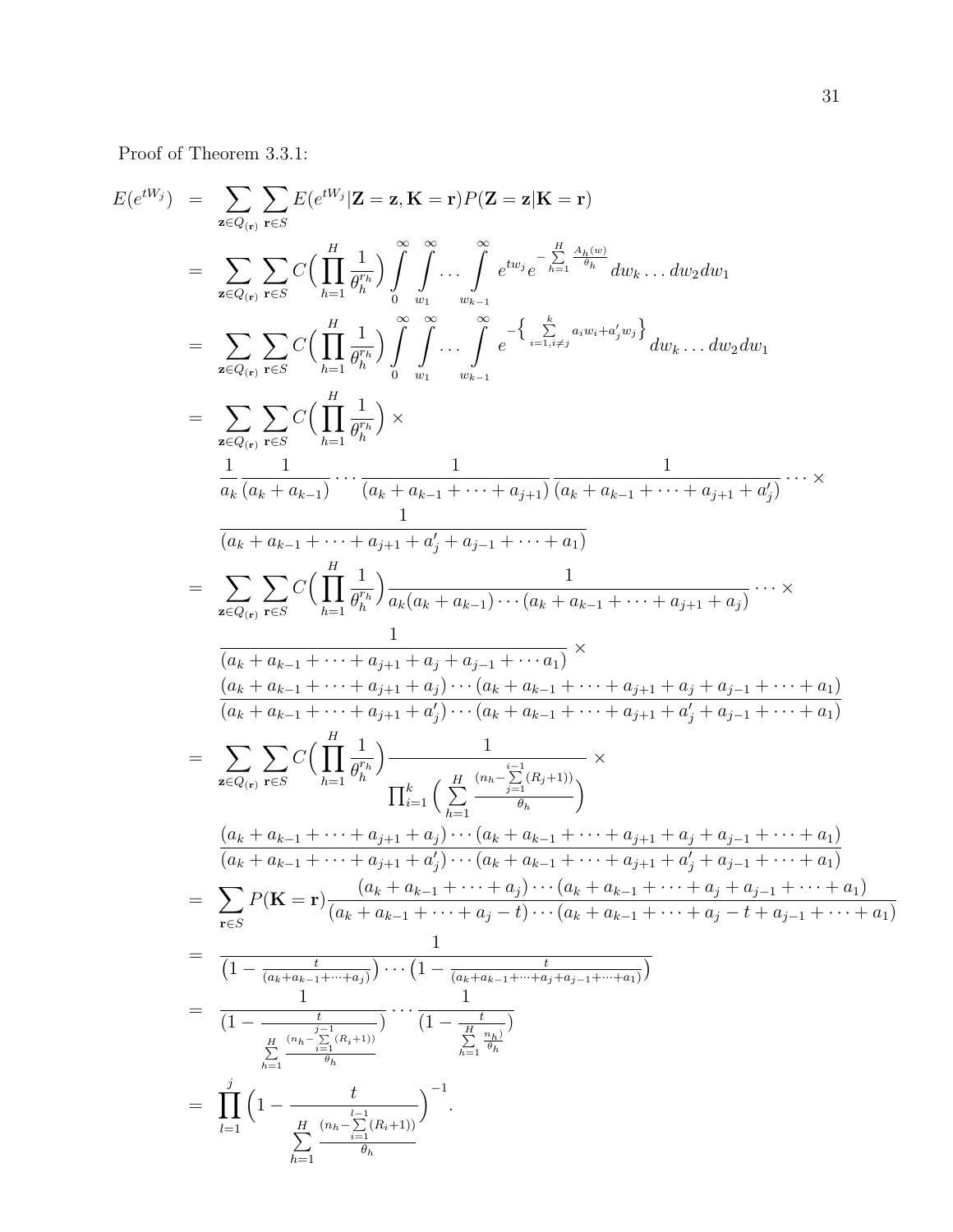Proof of Theorem 3.3.1:

$$
\begin{aligned}
E(e^{tW_j}) &= \sum_{\mathbf{z}\in Q_{(\mathbf{r})}} \sum_{\mathbf{r}\in S} E(e^{tW_j}|\mathbf{Z}=\mathbf{z},\mathbf{K}=\mathbf{r})P(\mathbf{Z}=\mathbf{z}|\mathbf{K}=\mathbf{r}) \\
&= \sum_{\mathbf{z}\in Q_{(\mathbf{r})}} \sum_{\mathbf{r}\in S} C\Big(\prod_{h=1}^{H}\frac{1}{\theta_h^{r_h}}\Big)\int_0^\infty\int_{w_1}^\infty\cdots\int_{w_{k-1}}^\infty e^{tw_j}e^{-\sum\limits_{h=1}^{H}\frac{A_h(w)}{\theta_h}}\,dw_k\ldots dw_2dw_1 \\
&= \sum_{\mathbf{z}\in Q_{(\mathbf{r})}} \sum_{\mathbf{r}\in S} C\Big(\prod_{h=1}^{H}\frac{1}{\theta_h^{r_h}}\Big)\int_0^\infty\int_{w_1}^\infty\cdots\int_{w_{k-1}}^\infty e^{-\Big\{\sum\limits_{i=1,i\neq j}^{k}a_iw_i+a_j'w_j\Big\}}\,dw_k\ldots dw_2dw_1 \\
&= \sum_{\mathbf{z}\in Q_{(\mathbf{r})}} \sum_{\mathbf{r}\in S} C\Big(\prod_{h=1}^{H}\frac{1}{\theta_h^{r_h}}\Big)\times \\
&\quad \frac{1}{a_k}\frac{1}{(a_k+a_{k-1})}\cdots\frac{1}{(a_k+a_{k-1}+\cdots+a_{j+1})}\frac{1}{(a_k+a_{k-1}+\cdots+a_{j+1}+a_j')}\cdots\times \\
&\quad \frac{1}{(a_k+a_{k-1}+\cdots+a_{j+1}+a_j'+a_{j-1}+\cdots+a_1)} \\
&= \sum_{\mathbf{z}\in Q_{(\mathbf{r})}} \sum_{\mathbf{r}\in S} C\Big(\prod_{h=1}^{H}\frac{1}{\theta_h^{r_h}}\Big)\frac{1}{a_k(a_k+a_{k-1})\cdots(a_k+a_{k-1}+\cdots+a_{j+1}+a_j)}\cdots\times \\
&\quad \frac{1}{(a_k+a_{k-1}+\cdots+a_{j+1}+a_j+a_{j-1}+\cdots a_1)}\times \\
&\quad \frac{(a_k+a_{k-1}+\cdots+a_{j+1}+a_j)\cdots(a_k+a_{k-1}+\cdots+a_{j+1}+a_j+a_{j-1}+\cdots+a_1)}{(a_k+a_{k-1}+\cdots+a_{j+1}+a_j')\cdots(a_k+a_{k-1}+\cdots+a_{j+1}+a_j'+a_{j-1}+\cdots+a_1)} \\
&= \sum_{\mathbf{z}\in Q_{(\mathbf{r})}} \sum_{\mathbf{r}\in S} C\Big(\prod_{h=1}^{H}\frac{1}{\theta_h^{r_h}}\Big)\frac{1}{\prod_{i=1}^{k}\Big(\sum\limits_{h=1}^{H}\frac{(n_h-\sum_{j=1}^{i-1}(R_j+1))}{\theta_h}\Big)}\times \\
&\quad \frac{(a_k+a_{k-1}+\cdots+a_{j+1}+a_j)\cdots(a_k+a_{k-1}+\cdots+a_{j+1}+a_j+a_{j-1}+\cdots+a_1)}{(a_k+a_{k-1}+\cdots+a_{j+1}+a_j')\cdots(a_k+a_{k-1}+\cdots+a_{j+1}+a_j'+a_{j-1}+\cdots+a_1)} \\
&= \sum_{\mathbf{r}\in S} P(\mathbf{K}=\mathbf{r})\frac{(a_k+a_{k-1}+\cdots+a_j)\cdots(a_k+a_{k-1}+\cdots+a_j+a_{j-1}+\cdots+a_1)}{(a_k+a_{k-1}+\cdots+a_j-t)\cdots(a_k+a_{k-1}+\cdots+a_j-t+a_{j-1}+\cdots+a_1)} \\
&= \frac{1}{\big(1-\frac{t}{(a_k+a_{k-1}+\cdots+a_j)}\big)\cdots\big(1-\frac{t}{(a_k+a_{k-1}+\cdots+a_j+a_{j-1}+\cdots+a_1)}\big)} \\
&= \frac{1}{\Big(1-\frac{t}{\sum\limits_{h=1}^{H}\frac{(n_h-\sum_{i=1}^{j-1}(R_i+1))}{\theta_h}}\Big)}\cdots\frac{1}{\Big(1-\frac{t}{\sum\limits_{h=1}^{H}\frac{n_h)}{\theta_h}}\Big)} \\
&= \prod_{l=1}^{j}\Bigg(1-\frac{t}{\sum\limits_{h=1}^{H}\frac{(n_h-\sum_{i=1}^{l-1}(R_i+1))}{\theta_h}}\Bigg)^{-1}.
\end{aligned}
$$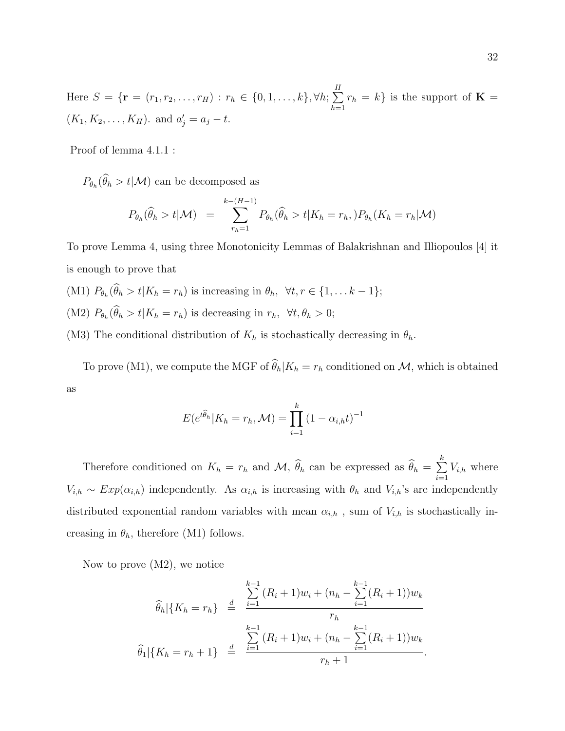Here $S = \{\mathbf{r} = (r_1, r_2, \ldots, r_H) : r_h \in \{0, 1, \ldots, k\}, \forall h; \sum_{h=1}^{H} r_h = k\}$ is the support of $\mathbf{K} = (K_1, K_2, \ldots, K_H)$. and $a'_j = a_j - t$.

Proof of lemma 4.1.1 :

$P_{\theta_h}(\widehat{\theta}_h > t|\mathcal{M})$ can be decomposed as

$$P_{\theta_h}(\widehat{\theta}_h > t|\mathcal{M}) = \sum_{r_h=1}^{k-(H-1)} P_{\theta_h}(\widehat{\theta}_h > t|K_h = r_h, )P_{\theta_h}(K_h = r_h|\mathcal{M})$$

To prove Lemma 4, using three Monotonicity Lemmas of Balakrishnan and Illiopoulos [4] it is enough to prove that

(M1) $P_{\theta_h}(\widehat{\theta}_h > t|K_h = r_h)$ is increasing in $\theta_h$, $\forall t, r \in \{1, \ldots k-1\}$;

(M2) $P_{\theta_h}(\widehat{\theta}_h > t|K_h = r_h)$ is decreasing in $r_h$, $\forall t, \theta_h > 0$;

(M3) The conditional distribution of $K_h$ is stochastically decreasing in $\theta_h$.

To prove (M1), we compute the MGF of $\widehat{\theta}_h|K_h = r_h$ conditioned on $\mathcal{M}$, which is obtained as

$$E(e^{t\widehat{\theta}_h}|K_h = r_h, \mathcal{M}) = \prod_{i=1}^{k} (1 - \alpha_{i,h}t)^{-1}$$

Therefore conditioned on $K_h = r_h$ and $\mathcal{M}$, $\widehat{\theta}_h$ can be expressed as $\widehat{\theta}_h = \sum_{i=1}^{k} V_{i,h}$ where $V_{i,h} \sim Exp(\alpha_{i,h})$ independently. As $\alpha_{i,h}$ is increasing with $\theta_h$ and $V_{i,h}$'s are independently distributed exponential random variables with mean $\alpha_{i,h}$ , sum of $V_{i,h}$ is stochastically increasing in $\theta_h$, therefore (M1) follows.

Now to prove (M2), we notice

$$\widehat{\theta}_h|\{K_h = r_h\} \stackrel{d}{=} \frac{\sum_{i=1}^{k-1}(R_i+1)w_i + (n_h - \sum_{i=1}^{k-1}(R_i+1))w_k}{r_h}$$

$$\widehat{\theta}_1|\{K_h = r_h + 1\} \stackrel{d}{=} \frac{\sum_{i=1}^{k-1}(R_i+1)w_i + (n_h - \sum_{i=1}^{k-1}(R_i+1))w_k}{r_h + 1}.$$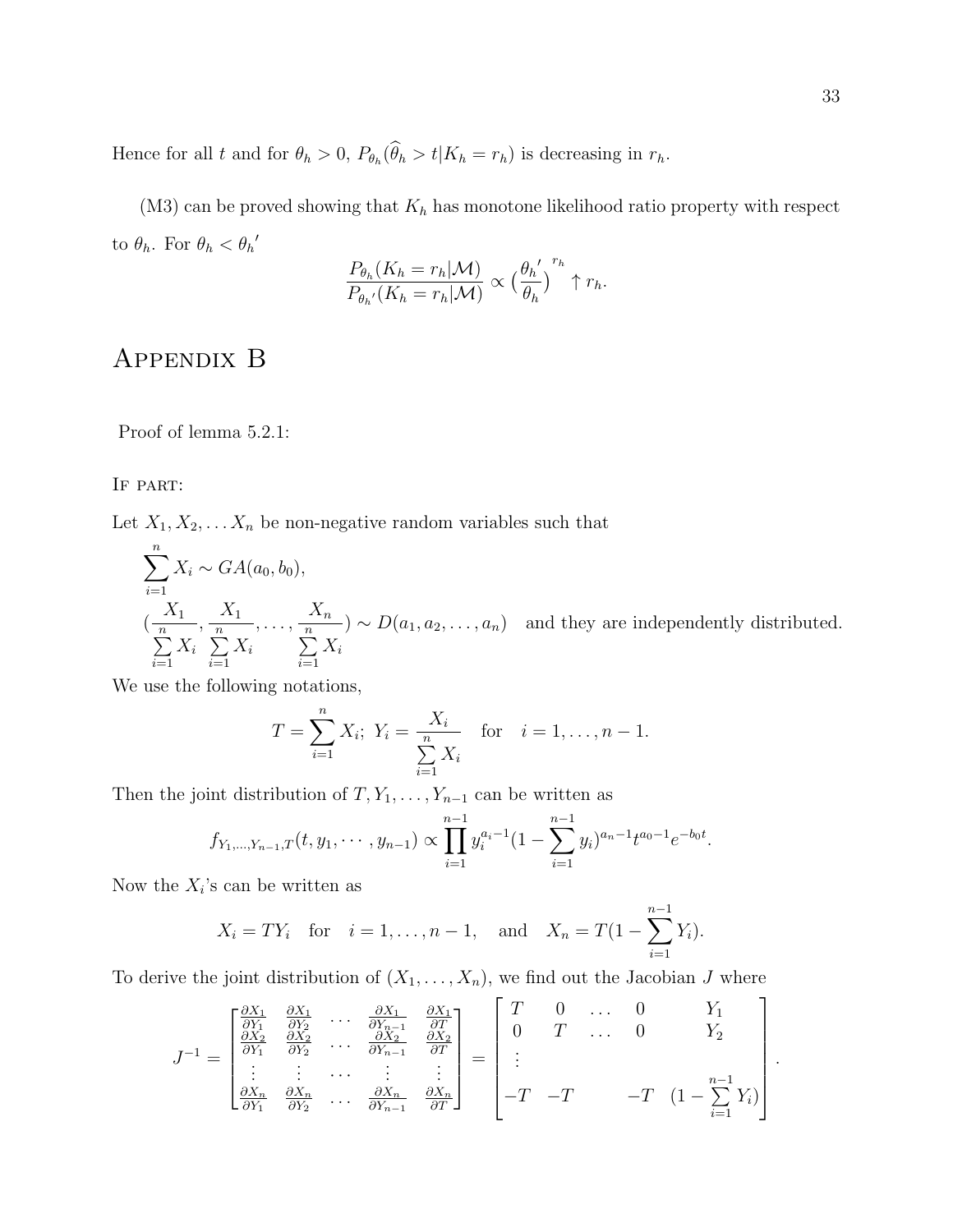Hence for all $t$ and for $\theta_h > 0$, $P_{\theta_h}(\widehat{\theta}_h > t | K_h = r_h)$ is decreasing in $r_h$.

(M3) can be proved showing that $K_h$ has monotone likelihood ratio property with respect to $\theta_h$. For $\theta_h < {\theta_h}'$

$$\frac{P_{\theta_h}(K_h = r_h|\mathcal{M})}{P_{{\theta_h}'}(K_h = r_h|\mathcal{M})} \propto \big(\frac{{\theta_h}'}{\theta_h}\big)^{r_h} \uparrow r_h.$$

# Appendix B

Proof of lemma 5.2.1:

If part:

Let $X_1, X_2, \dots X_n$ be non-negative random variables such that

$$\sum_{i=1}^{n} X_i \sim GA(a_0, b_0),$$

$$(\frac{X_1}{\sum\limits_{i=1}^{n} X_i}, \frac{X_1}{\sum\limits_{i=1}^{n} X_i}, \dots, \frac{X_n}{\sum\limits_{i=1}^{n} X_i}) \sim D(a_1, a_2, \dots, a_n) \quad \text{and they are independently distributed.}$$

We use the following notations,

$$T = \sum_{i=1}^{n} X_i; \; Y_i = \frac{X_i}{\sum\limits_{i=1}^{n} X_i} \quad \text{for} \quad i = 1, \dots, n-1.$$

Then the joint distribution of $T, Y_1, \dots, Y_{n-1}$ can be written as

$$f_{Y_1,\dots,Y_{n-1},T}(t, y_1, \cdots, y_{n-1}) \propto \prod_{i=1}^{n-1} y_i^{a_i - 1}(1 - \sum_{i=1}^{n-1} y_i)^{a_n - 1} t^{a_0 - 1} e^{-b_0 t}.$$

Now the $X_i$'s can be written as

$$X_i = TY_i \quad \text{for} \quad i = 1, \dots, n-1, \quad \text{and} \quad X_n = T(1 - \sum_{i=1}^{n-1} Y_i).$$

To derive the joint distribution of $(X_1, \dots, X_n)$, we find out the Jacobian $J$ where

$$J^{-1} = \begin{bmatrix} \frac{\partial X_1}{\partial Y_1} & \frac{\partial X_1}{\partial Y_2} & \dots & \frac{\partial X_1}{\partial Y_{n-1}} & \frac{\partial X_1}{\partial T} \\ \frac{\partial X_2}{\partial Y_1} & \frac{\partial X_2}{\partial Y_2} & \dots & \frac{\partial X_2}{\partial Y_{n-1}} & \frac{\partial X_2}{\partial T} \\ \vdots & \vdots & \dots & \vdots & \vdots \\ \frac{\partial X_n}{\partial Y_1} & \frac{\partial X_n}{\partial Y_2} & \dots & \frac{\partial X_n}{\partial Y_{n-1}} & \frac{\partial X_n}{\partial T} \end{bmatrix} = \begin{bmatrix} T & 0 & \dots & 0 & Y_1 \\ 0 & T & \dots & 0 & Y_2 \\ \vdots & & & & \\ -T & -T & & -T & (1 - \sum\limits_{i=1}^{n-1} Y_i) \end{bmatrix}.$$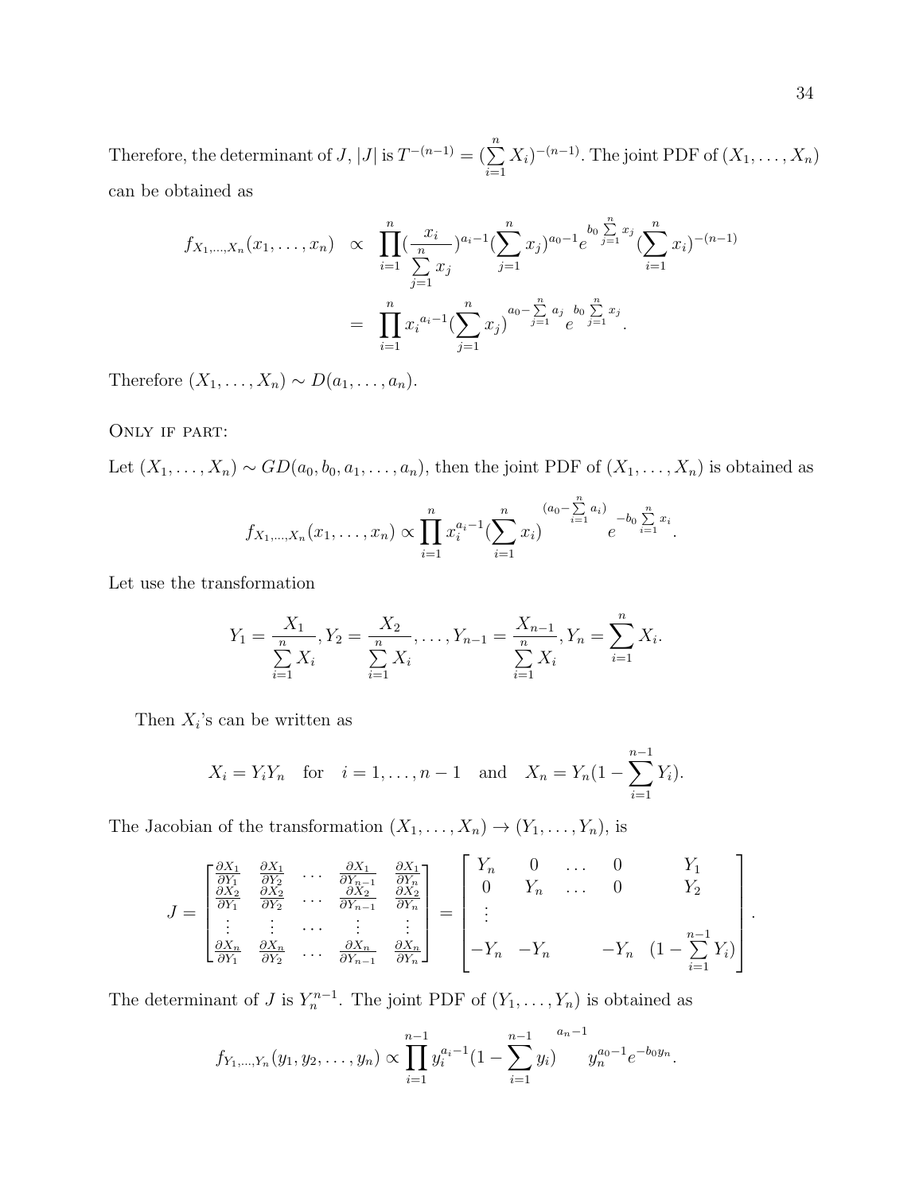Therefore, the determinant of $J$, $|J|$ is $T^{-(n-1)} = (\sum_{i=1}^{n} X_i)^{-(n-1)}$. The joint PDF of $(X_1, \ldots, X_n)$ can be obtained as

$$
\begin{aligned}
f_{X_1,\ldots,X_n}(x_1, \ldots, x_n) &\propto \prod_{i=1}^{n} \left(\frac{x_i}{\sum_{j=1}^{n} x_j}\right)^{a_i - 1} \left(\sum_{j=1}^{n} x_j\right)^{a_0 - 1} e^{b_0 \sum_{j=1}^{n} x_j} \left(\sum_{i=1}^{n} x_i\right)^{-(n-1)} \\
&= \prod_{i=1}^{n} {x_i}^{a_i - 1} \left(\sum_{j=1}^{n} x_j\right)^{a_0 - \sum_{j=1}^{n} a_j} e^{b_0 \sum_{j=1}^{n} x_j}.
\end{aligned}
$$

Therefore $(X_1, \ldots, X_n) \sim D(a_1, \ldots, a_n)$.

Only if part:

Let $(X_1, \ldots, X_n) \sim GD(a_0, b_0, a_1, \ldots, a_n)$, then the joint PDF of $(X_1, \ldots, X_n)$ is obtained as

$$
f_{X_1,\ldots,X_n}(x_1, \ldots, x_n) \propto \prod_{i=1}^{n} x_i^{a_i - 1} \left(\sum_{i=1}^{n} x_i\right)^{(a_0 - \sum_{i=1}^{n} a_i)} e^{-b_0 \sum_{i=1}^{n} x_i}.
$$

Let use the transformation

$$
Y_1 = \frac{X_1}{\sum_{i=1}^{n} X_i}, Y_2 = \frac{X_2}{\sum_{i=1}^{n} X_i}, \ldots, Y_{n-1} = \frac{X_{n-1}}{\sum_{i=1}^{n} X_i}, Y_n = \sum_{i=1}^{n} X_i.
$$

Then $X_i$'s can be written as

$$
X_i = Y_i Y_n \quad \text{for} \quad i = 1, \ldots, n-1 \quad \text{and} \quad X_n = Y_n \left(1 - \sum_{i=1}^{n-1} Y_i\right).
$$

The Jacobian of the transformation $(X_1, \ldots, X_n) \to (Y_1, \ldots, Y_n)$, is

$$
J = \begin{bmatrix}
\frac{\partial X_1}{\partial Y_1} & \frac{\partial X_1}{\partial Y_2} & \cdots & \frac{\partial X_1}{\partial Y_{n-1}} & \frac{\partial X_1}{\partial Y_n} \\
\frac{\partial X_2}{\partial Y_1} & \frac{\partial X_2}{\partial Y_2} & \cdots & \frac{\partial X_2}{\partial Y_{n-1}} & \frac{\partial X_2}{\partial Y_n} \\
\vdots & \vdots & \cdots & \vdots & \vdots \\
\frac{\partial X_n}{\partial Y_1} & \frac{\partial X_n}{\partial Y_2} & \cdots & \frac{\partial X_n}{\partial Y_{n-1}} & \frac{\partial X_n}{\partial Y_n}
\end{bmatrix}
= \begin{bmatrix}
Y_n & 0 & \ldots & 0 & Y_1 \\
0 & Y_n & \ldots & 0 & Y_2 \\
\vdots & & & & \\
-Y_n & -Y_n & & -Y_n & (1 - \sum_{i=1}^{n-1} Y_i)
\end{bmatrix}.
$$

The determinant of $J$ is $Y_n^{n-1}$. The joint PDF of $(Y_1, \ldots, Y_n)$ is obtained as

$$
f_{Y_1,\ldots,Y_n}(y_1, y_2, \ldots, y_n) \propto \prod_{i=1}^{n-1} y_i^{a_i - 1} \left(1 - \sum_{i=1}^{n-1} y_i\right)^{a_n - 1} y_n^{a_0 - 1} e^{-b_0 y_n}.
$$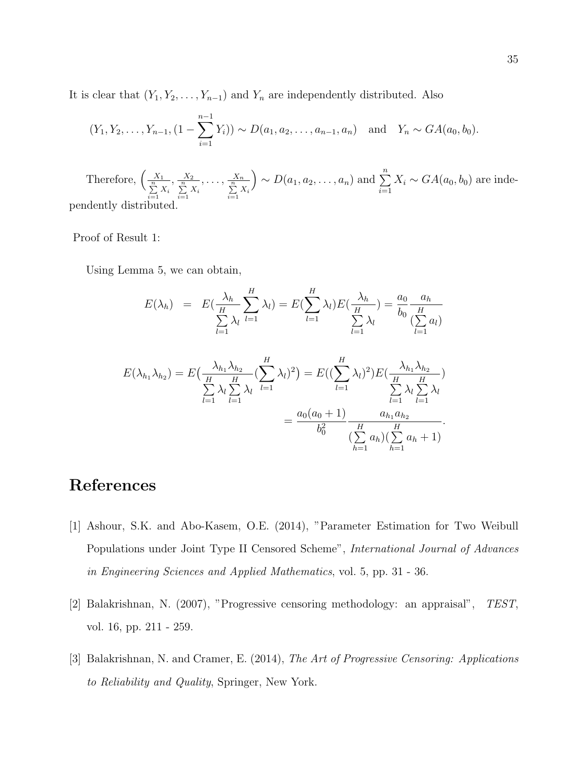It is clear that $(Y_1, Y_2, \ldots, Y_{n-1})$ and $Y_n$ are independently distributed. Also

$$(Y_1, Y_2, \ldots, Y_{n-1}, (1 - \sum_{i=1}^{n-1} Y_i)) \sim D(a_1, a_2, \ldots, a_{n-1}, a_n) \quad \text{and} \quad Y_n \sim GA(a_0, b_0).$$

Therefore, $\left( \frac{X_1}{\sum_{i=1}^{n} X_i}, \frac{X_2}{\sum_{i=1}^{n} X_i}, \ldots, \frac{X_n}{\sum_{i=1}^{n} X_i} \right) \sim D(a_1, a_2, \ldots, a_n)$ and $\sum_{i=1}^{n} X_i \sim GA(a_0, b_0)$ are independently distributed.

Proof of Result 1:

Using Lemma 5, we can obtain,

$$E(\lambda_h) = E(\frac{\lambda_h}{\sum_{l=1}^{H} \lambda_l} \sum_{l=1}^{H} \lambda_l) = E(\sum_{l=1}^{H} \lambda_l) E(\frac{\lambda_h}{\sum_{l=1}^{H} \lambda_l}) = \frac{a_0}{b_0} \frac{a_h}{(\sum_{l=1}^{H} a_l)}$$

$$E(\lambda_{h_1} \lambda_{h_2}) = E\big(\frac{\lambda_{h_1} \lambda_{h_2}}{\sum_{l=1}^{H} \lambda_l \sum_{l=1}^{H} \lambda_l} (\sum_{l=1}^{H} \lambda_l)^2\big) = E((\sum_{l=1}^{H} \lambda_l)^2) E(\frac{\lambda_{h_1} \lambda_{h_2}}{\sum_{l=1}^{H} \lambda_l \sum_{l=1}^{H} \lambda_l})$$
$$= \frac{a_0(a_0 + 1)}{b_0^2} \frac{a_{h_1} a_{h_2}}{(\sum_{h=1}^{H} a_h)(\sum_{h=1}^{H} a_h + 1)}.$$

# References

[1] Ashour, S.K. and Abo-Kasem, O.E. (2014), "Parameter Estimation for Two Weibull Populations under Joint Type II Censored Scheme", *International Journal of Advances in Engineering Sciences and Applied Mathematics*, vol. 5, pp. 31 - 36.

[2] Balakrishnan, N. (2007), "Progressive censoring methodology: an appraisal", *TEST*, vol. 16, pp. 211 - 259.

[3] Balakrishnan, N. and Cramer, E. (2014), *The Art of Progressive Censoring: Applications to Reliability and Quality*, Springer, New York.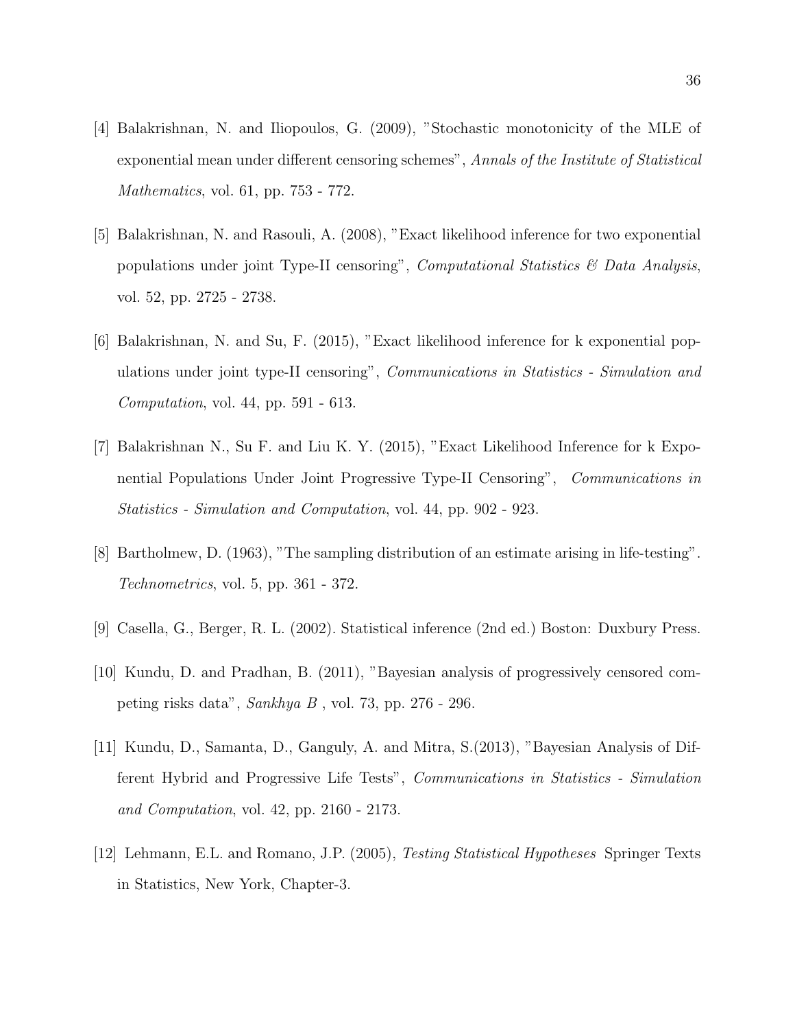[4] Balakrishnan, N. and Iliopoulos, G. (2009), "Stochastic monotonicity of the MLE of exponential mean under different censoring schemes", *Annals of the Institute of Statistical Mathematics*, vol. 61, pp. 753 - 772.

[5] Balakrishnan, N. and Rasouli, A. (2008), "Exact likelihood inference for two exponential populations under joint Type-II censoring", *Computational Statistics & Data Analysis*, vol. 52, pp. 2725 - 2738.

[6] Balakrishnan, N. and Su, F. (2015), "Exact likelihood inference for k exponential populations under joint type-II censoring", *Communications in Statistics - Simulation and Computation*, vol. 44, pp. 591 - 613.

[7] Balakrishnan N., Su F. and Liu K. Y. (2015), "Exact Likelihood Inference for k Exponential Populations Under Joint Progressive Type-II Censoring", *Communications in Statistics - Simulation and Computation*, vol. 44, pp. 902 - 923.

[8] Bartholmew, D. (1963), "The sampling distribution of an estimate arising in life-testing". *Technometrics*, vol. 5, pp. 361 - 372.

[9] Casella, G., Berger, R. L. (2002). Statistical inference (2nd ed.) Boston: Duxbury Press.

[10] Kundu, D. and Pradhan, B. (2011), "Bayesian analysis of progressively censored competing risks data", *Sankhya B* , vol. 73, pp. 276 - 296.

[11] Kundu, D., Samanta, D., Ganguly, A. and Mitra, S.(2013), "Bayesian Analysis of Different Hybrid and Progressive Life Tests", *Communications in Statistics - Simulation and Computation*, vol. 42, pp. 2160 - 2173.

[12] Lehmann, E.L. and Romano, J.P. (2005), *Testing Statistical Hypotheses* Springer Texts in Statistics, New York, Chapter-3.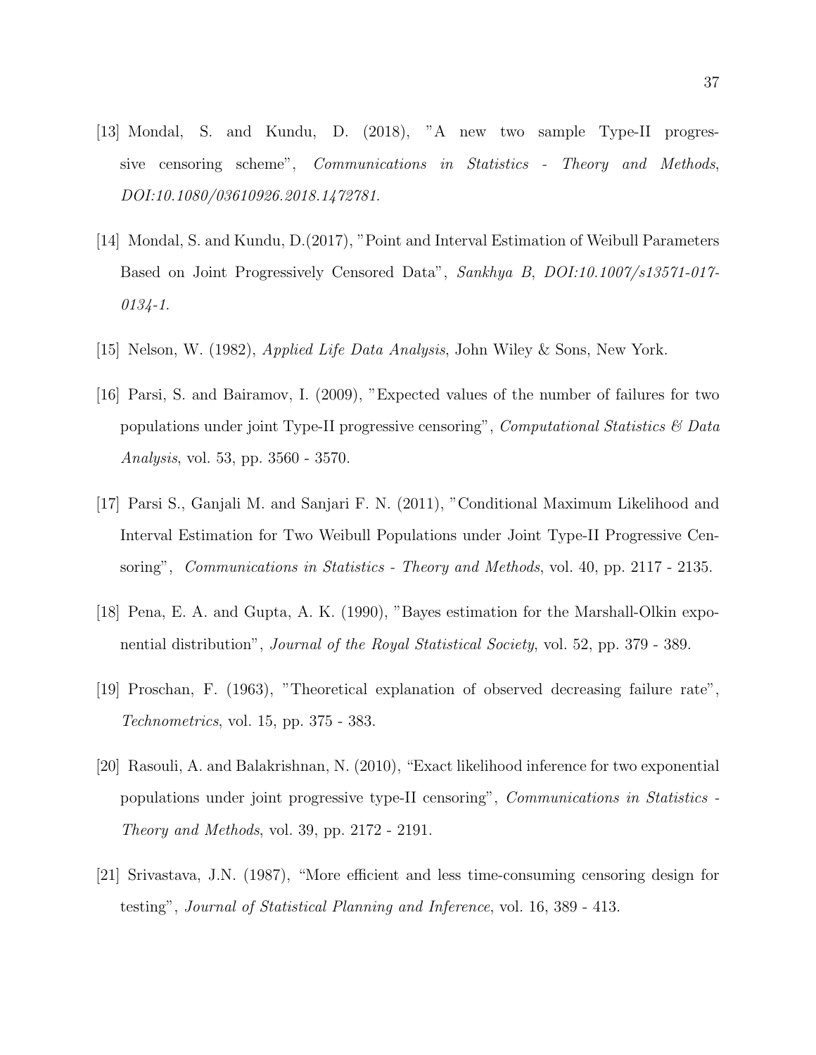[13] Mondal, S. and Kundu, D. (2018), "A new two sample Type-II progressive censoring scheme", *Communications in Statistics - Theory and Methods*, *DOI:10.1080/03610926.2018.1472781*.

[14] Mondal, S. and Kundu, D.(2017), "Point and Interval Estimation of Weibull Parameters Based on Joint Progressively Censored Data", *Sankhya B*, *DOI:10.1007/s13571-017-0134-1*.

[15] Nelson, W. (1982), *Applied Life Data Analysis*, John Wiley & Sons, New York.

[16] Parsi, S. and Bairamov, I. (2009), "Expected values of the number of failures for two populations under joint Type-II progressive censoring", *Computational Statistics & Data Analysis*, vol. 53, pp. 3560 - 3570.

[17] Parsi S., Ganjali M. and Sanjari F. N. (2011), "Conditional Maximum Likelihood and Interval Estimation for Two Weibull Populations under Joint Type-II Progressive Censoring", *Communications in Statistics - Theory and Methods*, vol. 40, pp. 2117 - 2135.

[18] Pena, E. A. and Gupta, A. K. (1990), "Bayes estimation for the Marshall-Olkin exponential distribution", *Journal of the Royal Statistical Society*, vol. 52, pp. 379 - 389.

[19] Proschan, F. (1963), "Theoretical explanation of observed decreasing failure rate", *Technometrics*, vol. 15, pp. 375 - 383.

[20] Rasouli, A. and Balakrishnan, N. (2010), "Exact likelihood inference for two exponential populations under joint progressive type-II censoring", *Communications in Statistics - Theory and Methods*, vol. 39, pp. 2172 - 2191.

[21] Srivastava, J.N. (1987), "More efficient and less time-consuming censoring design for testing", *Journal of Statistical Planning and Inference*, vol. 16, 389 - 413.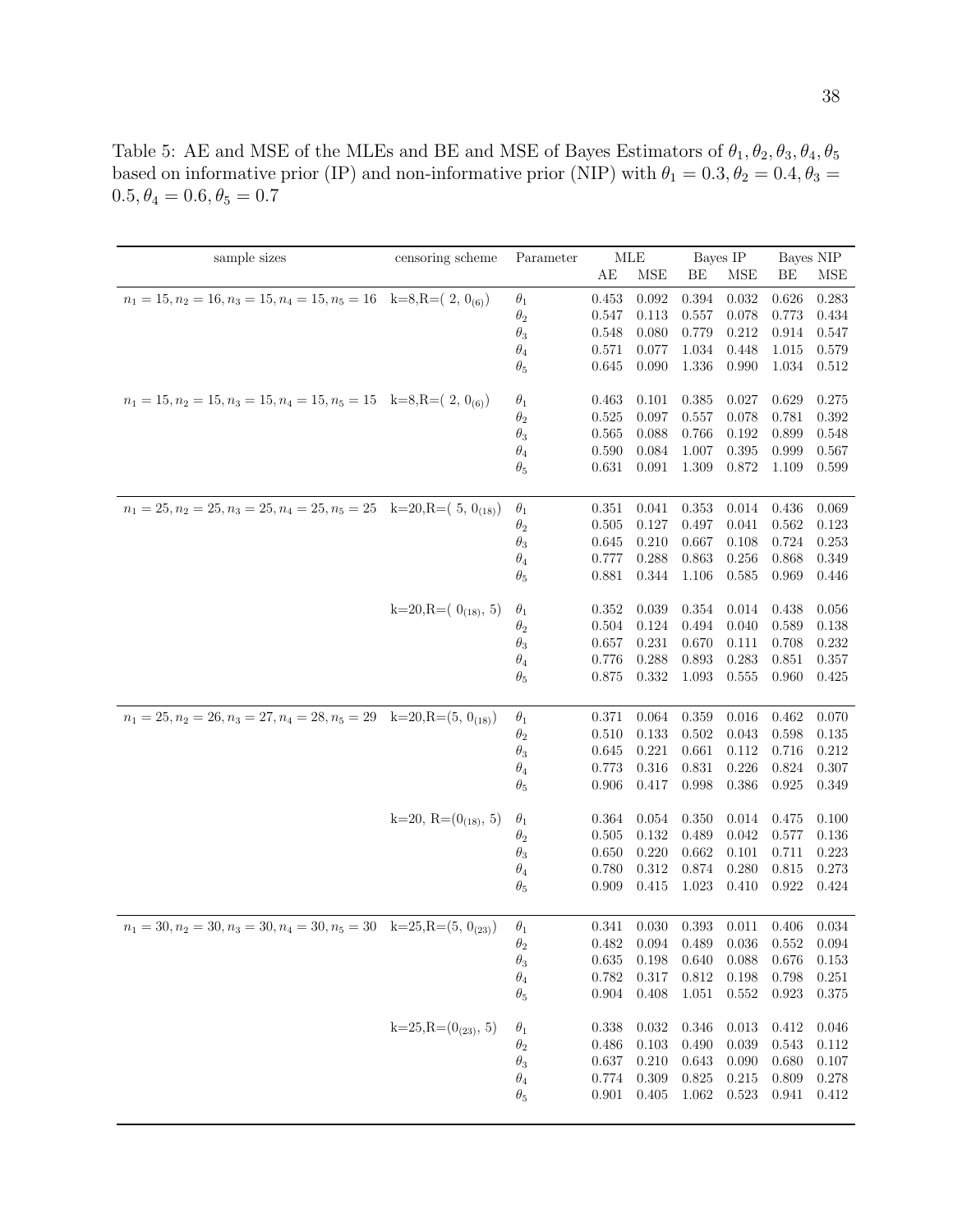Table 5: AE and MSE of the MLEs and BE and MSE of Bayes Estimators of $\theta_1, \theta_2, \theta_3, \theta_4, \theta_5$ based on informative prior (IP) and non-informative prior (NIP) with $\theta_1 = 0.3, \theta_2 = 0.4, \theta_3 = 0.5, \theta_4 = 0.6, \theta_5 = 0.7$

| sample sizes | censoring scheme | Parameter | MLE | | Bayes IP | | Bayes NIP | |
|---|---|---|---|---|---|---|---|---|
| | | | AE | MSE | BE | MSE | BE | MSE |
| $n_1 = 15, n_2 = 16, n_3 = 15, n_4 = 15, n_5 = 16$ | k=8,R=( 2, $0_{(6)}$) | $\theta_1$ | 0.453 | 0.092 | 0.394 | 0.032 | 0.626 | 0.283 |
| | | $\theta_2$ | 0.547 | 0.113 | 0.557 | 0.078 | 0.773 | 0.434 |
| | | $\theta_3$ | 0.548 | 0.080 | 0.779 | 0.212 | 0.914 | 0.547 |
| | | $\theta_4$ | 0.571 | 0.077 | 1.034 | 0.448 | 1.015 | 0.579 |
| | | $\theta_5$ | 0.645 | 0.090 | 1.336 | 0.990 | 1.034 | 0.512 |
| $n_1 = 15, n_2 = 15, n_3 = 15, n_4 = 15, n_5 = 15$ | k=8,R=( 2, $0_{(6)}$) | $\theta_1$ | 0.463 | 0.101 | 0.385 | 0.027 | 0.629 | 0.275 |
| | | $\theta_2$ | 0.525 | 0.097 | 0.557 | 0.078 | 0.781 | 0.392 |
| | | $\theta_3$ | 0.565 | 0.088 | 0.766 | 0.192 | 0.899 | 0.548 |
| | | $\theta_4$ | 0.590 | 0.084 | 1.007 | 0.395 | 0.999 | 0.567 |
| | | $\theta_5$ | 0.631 | 0.091 | 1.309 | 0.872 | 1.109 | 0.599 |
| $n_1 = 25, n_2 = 25, n_3 = 25, n_4 = 25, n_5 = 25$ | k=20,R=( 5, $0_{(18)}$) | $\theta_1$ | 0.351 | 0.041 | 0.353 | 0.014 | 0.436 | 0.069 |
| | | $\theta_2$ | 0.505 | 0.127 | 0.497 | 0.041 | 0.562 | 0.123 |
| | | $\theta_3$ | 0.645 | 0.210 | 0.667 | 0.108 | 0.724 | 0.253 |
| | | $\theta_4$ | 0.777 | 0.288 | 0.863 | 0.256 | 0.868 | 0.349 |
| | | $\theta_5$ | 0.881 | 0.344 | 1.106 | 0.585 | 0.969 | 0.446 |
| | k=20,R=( $0_{(18)}$, 5) | $\theta_1$ | 0.352 | 0.039 | 0.354 | 0.014 | 0.438 | 0.056 |
| | | $\theta_2$ | 0.504 | 0.124 | 0.494 | 0.040 | 0.589 | 0.138 |
| | | $\theta_3$ | 0.657 | 0.231 | 0.670 | 0.111 | 0.708 | 0.232 |
| | | $\theta_4$ | 0.776 | 0.288 | 0.893 | 0.283 | 0.851 | 0.357 |
| | | $\theta_5$ | 0.875 | 0.332 | 1.093 | 0.555 | 0.960 | 0.425 |
| $n_1 = 25, n_2 = 26, n_3 = 27, n_4 = 28, n_5 = 29$ | k=20,R=(5, $0_{(18)}$) | $\theta_1$ | 0.371 | 0.064 | 0.359 | 0.016 | 0.462 | 0.070 |
| | | $\theta_2$ | 0.510 | 0.133 | 0.502 | 0.043 | 0.598 | 0.135 |
| | | $\theta_3$ | 0.645 | 0.221 | 0.661 | 0.112 | 0.716 | 0.212 |
| | | $\theta_4$ | 0.773 | 0.316 | 0.831 | 0.226 | 0.824 | 0.307 |
| | | $\theta_5$ | 0.906 | 0.417 | 0.998 | 0.386 | 0.925 | 0.349 |
| | k=20, R=($0_{(18)}$, 5) | $\theta_1$ | 0.364 | 0.054 | 0.350 | 0.014 | 0.475 | 0.100 |
| | | $\theta_2$ | 0.505 | 0.132 | 0.489 | 0.042 | 0.577 | 0.136 |
| | | $\theta_3$ | 0.650 | 0.220 | 0.662 | 0.101 | 0.711 | 0.223 |
| | | $\theta_4$ | 0.780 | 0.312 | 0.874 | 0.280 | 0.815 | 0.273 |
| | | $\theta_5$ | 0.909 | 0.415 | 1.023 | 0.410 | 0.922 | 0.424 |
| $n_1 = 30, n_2 = 30, n_3 = 30, n_4 = 30, n_5 = 30$ | k=25,R=(5, $0_{(23)}$) | $\theta_1$ | 0.341 | 0.030 | 0.393 | 0.011 | 0.406 | 0.034 |
| | | $\theta_2$ | 0.482 | 0.094 | 0.489 | 0.036 | 0.552 | 0.094 |
| | | $\theta_3$ | 0.635 | 0.198 | 0.640 | 0.088 | 0.676 | 0.153 |
| | | $\theta_4$ | 0.782 | 0.317 | 0.812 | 0.198 | 0.798 | 0.251 |
| | | $\theta_5$ | 0.904 | 0.408 | 1.051 | 0.552 | 0.923 | 0.375 |
| | k=25,R=($0_{(23)}$, 5) | $\theta_1$ | 0.338 | 0.032 | 0.346 | 0.013 | 0.412 | 0.046 |
| | | $\theta_2$ | 0.486 | 0.103 | 0.490 | 0.039 | 0.543 | 0.112 |
| | | $\theta_3$ | 0.637 | 0.210 | 0.643 | 0.090 | 0.680 | 0.107 |
| | | $\theta_4$ | 0.774 | 0.309 | 0.825 | 0.215 | 0.809 | 0.278 |
| | | $\theta_5$ | 0.901 | 0.405 | 1.062 | 0.523 | 0.941 | 0.412 |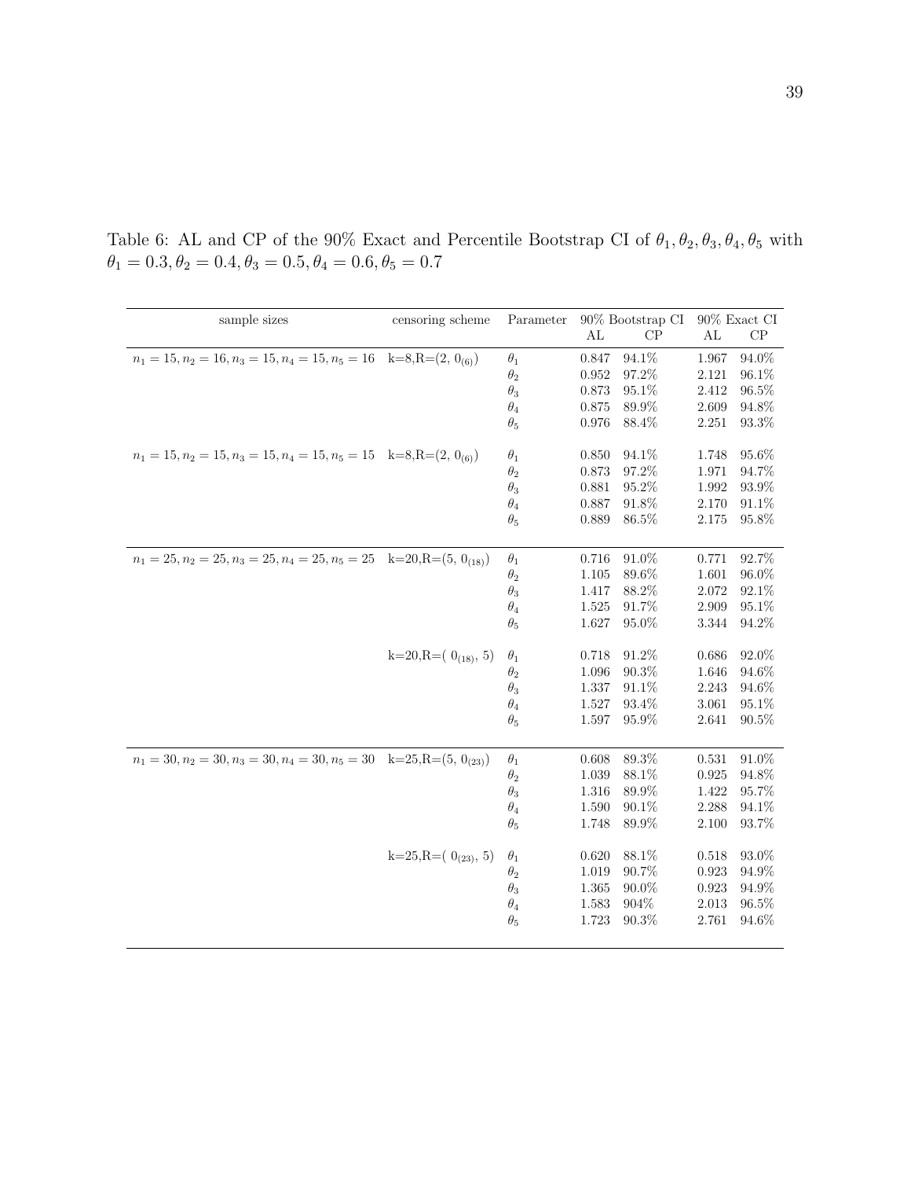Table 6: AL and CP of the 90% Exact and Percentile Bootstrap CI of $\theta_1, \theta_2, \theta_3, \theta_4, \theta_5$ with $\theta_1 = 0.3, \theta_2 = 0.4, \theta_3 = 0.5, \theta_4 = 0.6, \theta_5 = 0.7$

| sample sizes | censoring scheme | Parameter | 90% Bootstrap CI | | 90% Exact CI | |
|---|---|---|---|---|---|---|
| | | | AL | CP | AL | CP |
| $n_1 = 15, n_2 = 16, n_3 = 15, n_4 = 15, n_5 = 16$ | k=8,R=(2, $0_{(6)}$) | $\theta_1$ | 0.847 | 94.1% | 1.967 | 94.0% |
| | | $\theta_2$ | 0.952 | 97.2% | 2.121 | 96.1% |
| | | $\theta_3$ | 0.873 | 95.1% | 2.412 | 96.5% |
| | | $\theta_4$ | 0.875 | 89.9% | 2.609 | 94.8% |
| | | $\theta_5$ | 0.976 | 88.4% | 2.251 | 93.3% |
| $n_1 = 15, n_2 = 15, n_3 = 15, n_4 = 15, n_5 = 15$ | k=8,R=(2, $0_{(6)}$) | $\theta_1$ | 0.850 | 94.1% | 1.748 | 95.6% |
| | | $\theta_2$ | 0.873 | 97.2% | 1.971 | 94.7% |
| | | $\theta_3$ | 0.881 | 95.2% | 1.992 | 93.9% |
| | | $\theta_4$ | 0.887 | 91.8% | 2.170 | 91.1% |
| | | $\theta_5$ | 0.889 | 86.5% | 2.175 | 95.8% |
| $n_1 = 25, n_2 = 25, n_3 = 25, n_4 = 25, n_5 = 25$ | k=20,R=(5, $0_{(18)}$) | $\theta_1$ | 0.716 | 91.0% | 0.771 | 92.7% |
| | | $\theta_2$ | 1.105 | 89.6% | 1.601 | 96.0% |
| | | $\theta_3$ | 1.417 | 88.2% | 2.072 | 92.1% |
| | | $\theta_4$ | 1.525 | 91.7% | 2.909 | 95.1% |
| | | $\theta_5$ | 1.627 | 95.0% | 3.344 | 94.2% |
| | k=20,R=( $0_{(18)}$, 5) | $\theta_1$ | 0.718 | 91.2% | 0.686 | 92.0% |
| | | $\theta_2$ | 1.096 | 90.3% | 1.646 | 94.6% |
| | | $\theta_3$ | 1.337 | 91.1% | 2.243 | 94.6% |
| | | $\theta_4$ | 1.527 | 93.4% | 3.061 | 95.1% |
| | | $\theta_5$ | 1.597 | 95.9% | 2.641 | 90.5% |
| $n_1 = 30, n_2 = 30, n_3 = 30, n_4 = 30, n_5 = 30$ | k=25,R=(5, $0_{(23)}$) | $\theta_1$ | 0.608 | 89.3% | 0.531 | 91.0% |
| | | $\theta_2$ | 1.039 | 88.1% | 0.925 | 94.8% |
| | | $\theta_3$ | 1.316 | 89.9% | 1.422 | 95.7% |
| | | $\theta_4$ | 1.590 | 90.1% | 2.288 | 94.1% |
| | | $\theta_5$ | 1.748 | 89.9% | 2.100 | 93.7% |
| | k=25,R=( $0_{(23)}$, 5) | $\theta_1$ | 0.620 | 88.1% | 0.518 | 93.0% |
| | | $\theta_2$ | 1.019 | 90.7% | 0.923 | 94.9% |
| | | $\theta_3$ | 1.365 | 90.0% | 0.923 | 94.9% |
| | | $\theta_4$ | 1.583 | 904% | 2.013 | 96.5% |
| | | $\theta_5$ | 1.723 | 90.3% | 2.761 | 94.6% |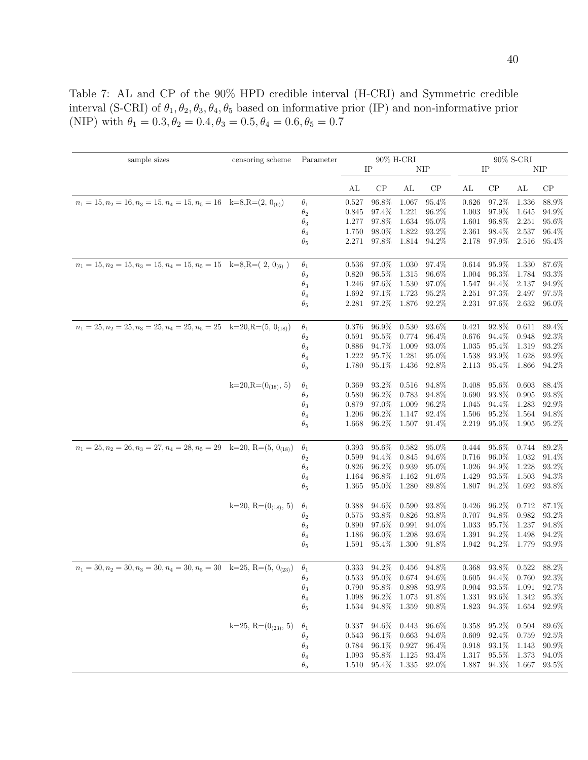Table 7: AL and CP of the 90% HPD credible interval (H-CRI) and Symmetric credible interval (S-CRI) of $\theta_1, \theta_2, \theta_3, \theta_4, \theta_5$ based on informative prior (IP) and non-informative prior (NIP) with $\theta_1 = 0.3, \theta_2 = 0.4, \theta_3 = 0.5, \theta_4 = 0.6, \theta_5 = 0.7$

| sample sizes | censoring scheme | Parameter | 90% H-CRI | | | | 90% S-CRI | | | |
|---|---|---|---|---|---|---|---|---|---|---|
| | | | IP | | NIP | | IP | | NIP | |
| | | | AL | CP | AL | CP | AL | CP | AL | CP |
| $n_1 = 15, n_2 = 16, n_3 = 15, n_4 = 15, n_5 = 16$ | k=8,R=(2, $0_{(6)}$) | $\theta_1$ | 0.527 | 96.8% | 1.067 | 95.4% | 0.626 | 97.2% | 1.336 | 88.9% |
| | | $\theta_2$ | 0.845 | 97.4% | 1.221 | 96.2% | 1.003 | 97.9% | 1.645 | 94.9% |
| | | $\theta_3$ | 1.277 | 97.8% | 1.634 | 95.0% | 1.601 | 96.8% | 2.251 | 95.6% |
| | | $\theta_4$ | 1.750 | 98.0% | 1.822 | 93.2% | 2.361 | 98.4% | 2.537 | 96.4% |
| | | $\theta_5$ | 2.271 | 97.8% | 1.814 | 94.2% | 2.178 | 97.9% | 2.516 | 95.4% |
| $n_1 = 15, n_2 = 15, n_3 = 15, n_4 = 15, n_5 = 15$ | k=8,R=( 2, $0_{(6)}$ ) | $\theta_1$ | 0.536 | 97.0% | 1.030 | 97.4% | 0.614 | 95.9% | 1.330 | 87.6% |
| | | $\theta_2$ | 0.820 | 96.5% | 1.315 | 96.6% | 1.004 | 96.3% | 1.784 | 93.3% |
| | | $\theta_3$ | 1.246 | 97.6% | 1.530 | 97.0% | 1.547 | 94.4% | 2.137 | 94.9% |
| | | $\theta_4$ | 1.692 | 97.1% | 1.723 | 95.2% | 2.251 | 97.3% | 2.497 | 97.5% |
| | | $\theta_5$ | 2.281 | 97.2% | 1.876 | 92.2% | 2.231 | 97.6% | 2.632 | 96.0% |
| $n_1 = 25, n_2 = 25, n_3 = 25, n_4 = 25, n_5 = 25$ | k=20,R=(5, $0_{(18)}$) | $\theta_1$ | 0.376 | 96.9% | 0.530 | 93.6% | 0.421 | 92.8% | 0.611 | 89.4% |
| | | $\theta_2$ | 0.591 | 95.5% | 0.774 | 96.4% | 0.676 | 94.4% | 0.948 | 92.3% |
| | | $\theta_3$ | 0.886 | 94.7% | 1.009 | 93.0% | 1.035 | 95.4% | 1.319 | 93.2% |
| | | $\theta_4$ | 1.222 | 95.7% | 1.281 | 95.0% | 1.538 | 93.9% | 1.628 | 93.9% |
| | | $\theta_5$ | 1.780 | 95.1% | 1.436 | 92.8% | 2.113 | 95.4% | 1.866 | 94.2% |
| | k=20,R=($0_{(18)}$, 5) | $\theta_1$ | 0.369 | 93.2% | 0.516 | 94.8% | 0.408 | 95.6% | 0.603 | 88.4% |
| | | $\theta_2$ | 0.580 | 96.2% | 0.783 | 94.8% | 0.690 | 93.8% | 0.905 | 93.8% |
| | | $\theta_3$ | 0.879 | 97.0% | 1.009 | 96.2% | 1.045 | 94.4% | 1.283 | 92.9% |
| | | $\theta_4$ | 1.206 | 96.2% | 1.147 | 92.4% | 1.506 | 95.2% | 1.564 | 94.8% |
| | | $\theta_5$ | 1.668 | 96.2% | 1.507 | 91.4% | 2.219 | 95.0% | 1.905 | 95.2% |
| $n_1 = 25, n_2 = 26, n_3 = 27, n_4 = 28, n_5 = 29$ | k=20, R=(5, $0_{(18)}$) | $\theta_1$ | 0.393 | 95.6% | 0.582 | 95.0% | 0.444 | 95.6% | 0.744 | 89.2% |
| | | $\theta_2$ | 0.599 | 94.4% | 0.845 | 94.6% | 0.716 | 96.0% | 1.032 | 91.4% |
| | | $\theta_3$ | 0.826 | 96.2% | 0.939 | 95.0% | 1.026 | 94.9% | 1.228 | 93.2% |
| | | $\theta_4$ | 1.164 | 96.8% | 1.162 | 91.6% | 1.429 | 93.5% | 1.503 | 94.3% |
| | | $\theta_5$ | 1.365 | 95.0% | 1.280 | 89.8% | 1.807 | 94.2% | 1.692 | 93.8% |
| | k=20, R=($0_{(18)}$, 5) | $\theta_1$ | 0.388 | 94.6% | 0.590 | 93.8% | 0.426 | 96.2% | 0.712 | 87.1% |
| | | $\theta_2$ | 0.575 | 93.8% | 0.826 | 93.8% | 0.707 | 94.8% | 0.982 | 93.2% |
| | | $\theta_3$ | 0.890 | 97.6% | 0.991 | 94.0% | 1.033 | 95.7% | 1.237 | 94.8% |
| | | $\theta_4$ | 1.186 | 96.0% | 1.208 | 93.6% | 1.391 | 94.2% | 1.498 | 94.2% |
| | | $\theta_5$ | 1.591 | 95.4% | 1.300 | 91.8% | 1.942 | 94.2% | 1.779 | 93.9% |
| $n_1 = 30, n_2 = 30, n_3 = 30, n_4 = 30, n_5 = 30$ | k=25, R=(5, $0_{(23)}$) | $\theta_1$ | 0.333 | 94.2% | 0.456 | 94.8% | 0.368 | 93.8% | 0.522 | 88.2% |
| | | $\theta_2$ | 0.533 | 95.0% | 0.674 | 94.6% | 0.605 | 94.4% | 0.760 | 92.3% |
| | | $\theta_3$ | 0.790 | 95.8% | 0.898 | 93.9% | 0.904 | 93.5% | 1.091 | 92.7% |
| | | $\theta_4$ | 1.098 | 96.2% | 1.073 | 91.8% | 1.331 | 93.6% | 1.342 | 95.3% |
| | | $\theta_5$ | 1.534 | 94.8% | 1.359 | 90.8% | 1.823 | 94.3% | 1.654 | 92.9% |
| | k=25, R=($0_{(23)}$, 5) | $\theta_1$ | 0.337 | 94.6% | 0.443 | 96.6% | 0.358 | 95.2% | 0.504 | 89.6% |
| | | $\theta_2$ | 0.543 | 96.1% | 0.663 | 94.6% | 0.609 | 92.4% | 0.759 | 92.5% |
| | | $\theta_3$ | 0.784 | 96.1% | 0.927 | 96.4% | 0.918 | 93.1% | 1.143 | 90.9% |
| | | $\theta_4$ | 1.093 | 95.8% | 1.125 | 93.4% | 1.317 | 95.5% | 1.373 | 94.0% |
| | | $\theta_5$ | 1.510 | 95.4% | 1.335 | 92.0% | 1.887 | 94.3% | 1.667 | 93.5% |